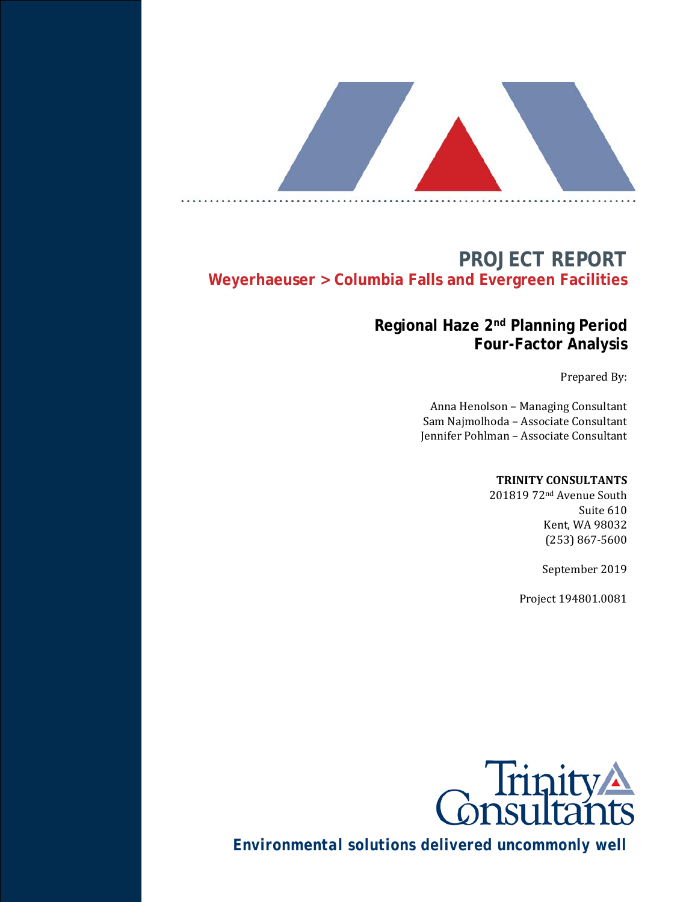# PROJECT REPORT

## Weyerhaeuser > Columbia Falls and Evergreen Facilities

### Regional Haze 2nd Planning Period Four-Factor Analysis

Prepared By:

Anna Henolson – Managing Consultant
Sam Najmolhoda – Associate Consultant
Jennifer Pohlman – Associate Consultant

**TRINITY CONSULTANTS**
201819 72nd Avenue South
Suite 610
Kent, WA 98032
(253) 867-5600

September 2019

Project 194801.0081

Trinity Consultants

**Environmental solutions delivered uncommonly well**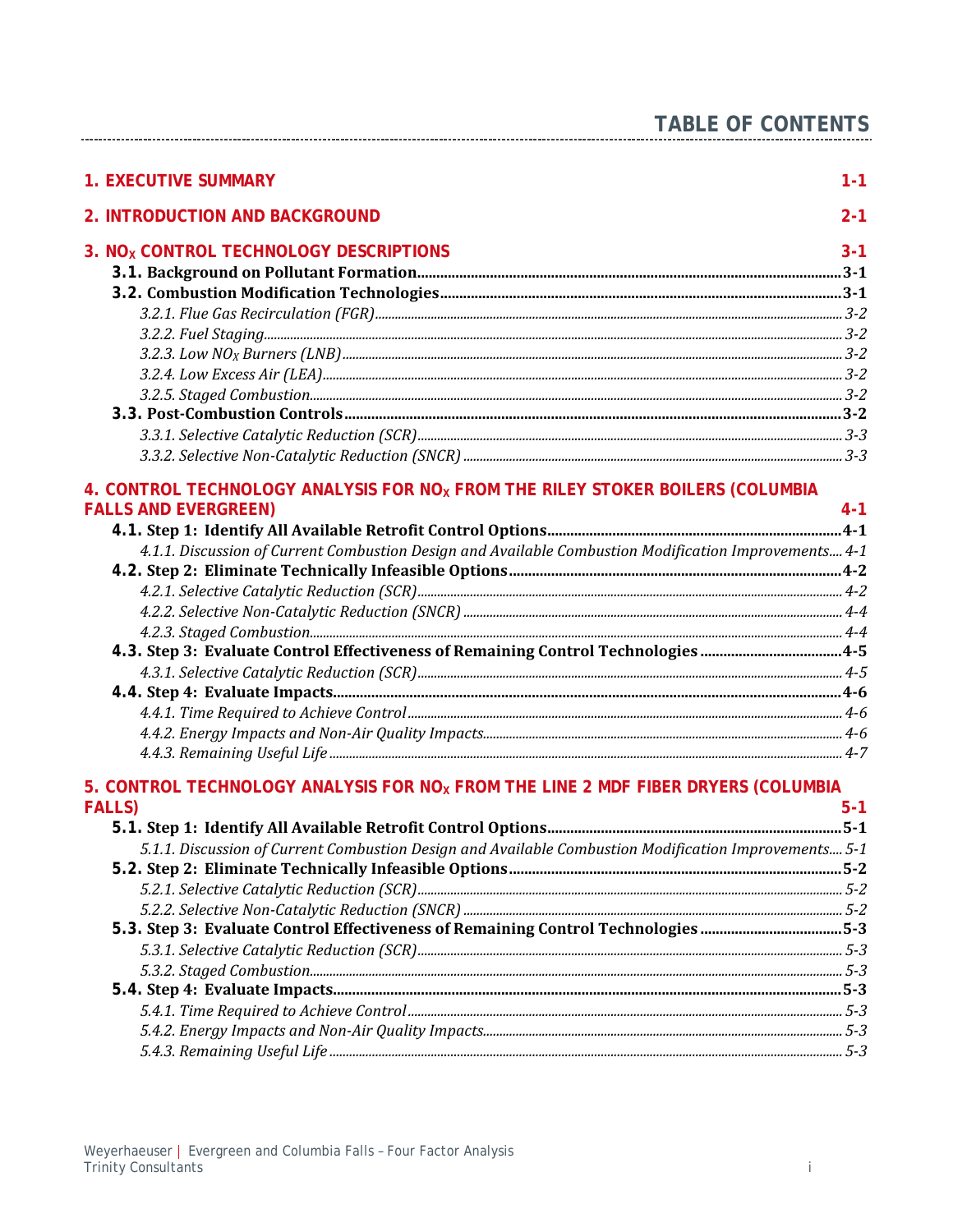# TABLE OF CONTENTS

**1. EXECUTIVE SUMMARY** 1-1

**2. INTRODUCTION AND BACKGROUND** 2-1

**3. $NO_X$ CONTROL TECHNOLOGY DESCRIPTIONS** 3-1

- **3.1. Background on Pollutant Formation** 3-1
- **3.2. Combustion Modification Technologies** 3-1
  - *3.2.1. Flue Gas Recirculation (FGR)* 3-2
  - *3.2.2. Fuel Staging* 3-2
  - *3.2.3. Low $NO_X$ Burners (LNB)* 3-2
  - *3.2.4. Low Excess Air (LEA)* 3-2
  - *3.2.5. Staged Combustion* 3-2
- **3.3. Post-Combustion Controls** 3-2
  - *3.3.1. Selective Catalytic Reduction (SCR)* 3-3
  - *3.3.2. Selective Non-Catalytic Reduction (SNCR)* 3-3

**4. CONTROL TECHNOLOGY ANALYSIS FOR $NO_X$ FROM THE RILEY STOKER BOILERS (COLUMBIA FALLS AND EVERGREEN)** 4-1

- **4.1. Step 1: Identify All Available Retrofit Control Options** 4-1
  - *4.1.1. Discussion of Current Combustion Design and Available Combustion Modification Improvements* 4-1
- **4.2. Step 2: Eliminate Technically Infeasible Options** 4-2
  - *4.2.1. Selective Catalytic Reduction (SCR)* 4-2
  - *4.2.2. Selective Non-Catalytic Reduction (SNCR)* 4-4
  - *4.2.3. Staged Combustion* 4-4
- **4.3. Step 3: Evaluate Control Effectiveness of Remaining Control Technologies** 4-5
  - *4.3.1. Selective Catalytic Reduction (SCR)* 4-5
- **4.4. Step 4: Evaluate Impacts** 4-6
  - *4.4.1. Time Required to Achieve Control* 4-6
  - *4.4.2. Energy Impacts and Non-Air Quality Impacts* 4-6
  - *4.4.3. Remaining Useful Life* 4-7

**5. CONTROL TECHNOLOGY ANALYSIS FOR $NO_X$ FROM THE LINE 2 MDF FIBER DRYERS (COLUMBIA FALLS)** 5-1

- **5.1. Step 1: Identify All Available Retrofit Control Options** 5-1
  - *5.1.1. Discussion of Current Combustion Design and Available Combustion Modification Improvements* 5-1
- **5.2. Step 2: Eliminate Technically Infeasible Options** 5-2
  - *5.2.1. Selective Catalytic Reduction (SCR)* 5-2
  - *5.2.2. Selective Non-Catalytic Reduction (SNCR)* 5-2
- **5.3. Step 3: Evaluate Control Effectiveness of Remaining Control Technologies** 5-3
  - *5.3.1. Selective Catalytic Reduction (SCR)* 5-3
  - *5.3.2. Staged Combustion* 5-3
- **5.4. Step 4: Evaluate Impacts** 5-3
  - *5.4.1. Time Required to Achieve Control* 5-3
  - *5.4.2. Energy Impacts and Non-Air Quality Impacts* 5-3
  - *5.4.3. Remaining Useful Life* 5-3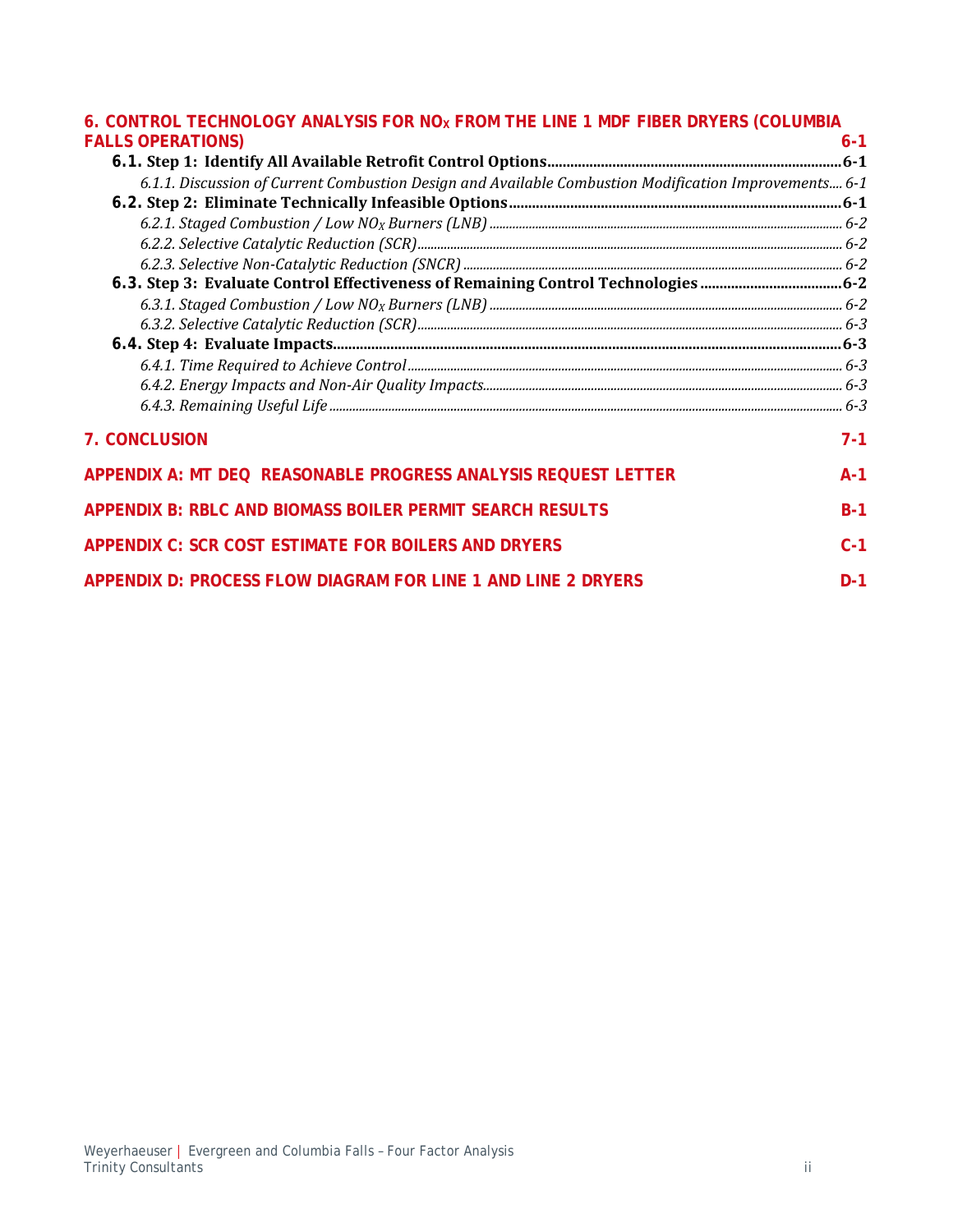6. CONTROL TECHNOLOGY ANALYSIS FOR $NO_X$ FROM THE LINE 1 MDF FIBER DRYERS (COLUMBIA FALLS OPERATIONS) 6-1

- **6.1. Step 1: Identify All Available Retrofit Control Options** 6-1
  - *6.1.1. Discussion of Current Combustion Design and Available Combustion Modification Improvements* 6-1
- **6.2. Step 2: Eliminate Technically Infeasible Options** 6-1
  - *6.2.1. Staged Combustion / Low $NO_X$ Burners (LNB)* 6-2
  - *6.2.2. Selective Catalytic Reduction (SCR)* 6-2
  - *6.2.3. Selective Non-Catalytic Reduction (SNCR)* 6-2
- **6.3. Step 3: Evaluate Control Effectiveness of Remaining Control Technologies** 6-2
  - *6.3.1. Staged Combustion / Low $NO_X$ Burners (LNB)* 6-2
  - *6.3.2. Selective Catalytic Reduction (SCR)* 6-3
- **6.4. Step 4: Evaluate Impacts** 6-3
  - *6.4.1. Time Required to Achieve Control* 6-3
  - *6.4.2. Energy Impacts and Non-Air Quality Impacts* 6-3
  - *6.4.3. Remaining Useful Life* 6-3

7. CONCLUSION 7-1

APPENDIX A: MT DEQ REASONABLE PROGRESS ANALYSIS REQUEST LETTER A-1

APPENDIX B: RBLC AND BIOMASS BOILER PERMIT SEARCH RESULTS B-1

APPENDIX C: SCR COST ESTIMATE FOR BOILERS AND DRYERS C-1

APPENDIX D: PROCESS FLOW DIAGRAM FOR LINE 1 AND LINE 2 DRYERS D-1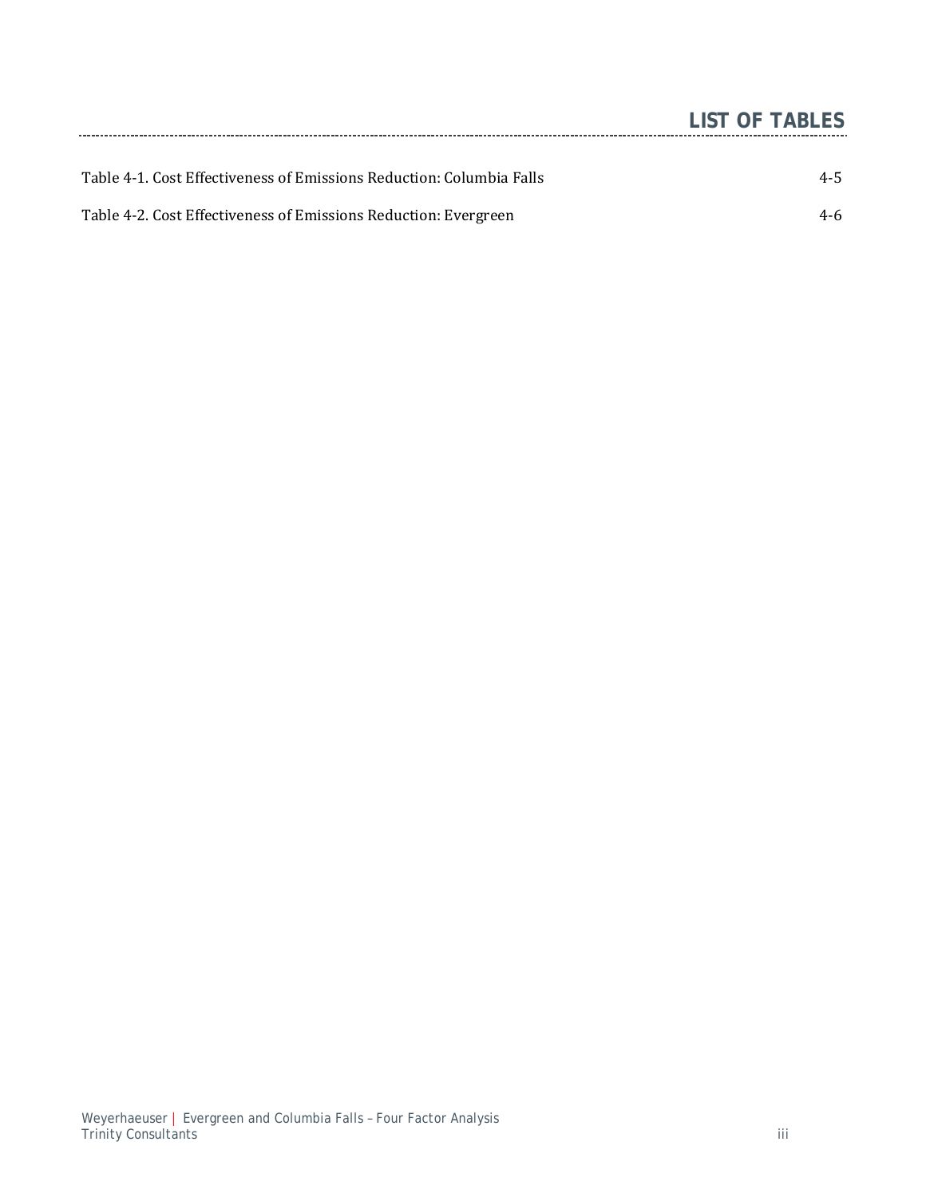# LIST OF TABLES

Table 4-1. Cost Effectiveness of Emissions Reduction: Columbia Falls 4-5

Table 4-2. Cost Effectiveness of Emissions Reduction: Evergreen 4-6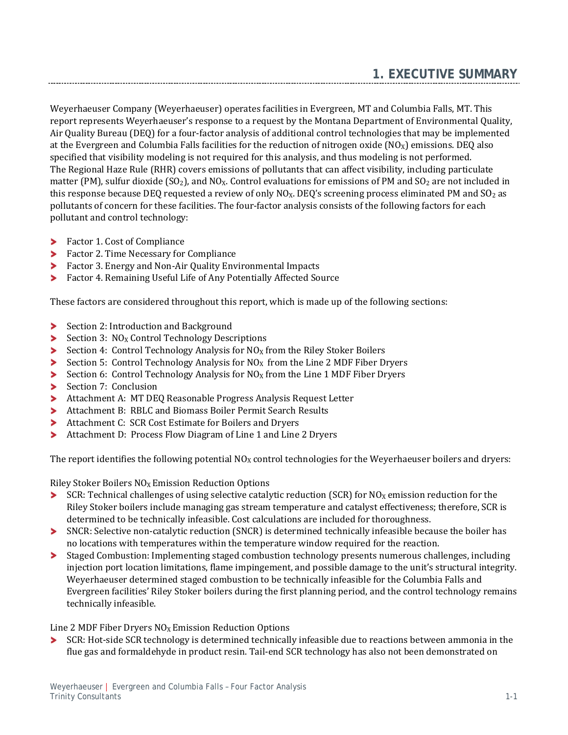# 1. EXECUTIVE SUMMARY

Weyerhaeuser Company (Weyerhaeuser) operates facilities in Evergreen, MT and Columbia Falls, MT. This report represents Weyerhaeuser's response to a request by the Montana Department of Environmental Quality, Air Quality Bureau (DEQ) for a four-factor analysis of additional control technologies that may be implemented at the Evergreen and Columbia Falls facilities for the reduction of nitrogen oxide ($NO_X$) emissions. DEQ also specified that visibility modeling is not required for this analysis, and thus modeling is not performed. The Regional Haze Rule (RHR) covers emissions of pollutants that can affect visibility, including particulate matter (PM), sulfur dioxide ($SO_2$), and $NO_X$. Control evaluations for emissions of PM and $SO_2$ are not included in this response because DEQ requested a review of only $NO_X$. DEQ's screening process eliminated PM and $SO_2$ as pollutants of concern for these facilities. The four-factor analysis consists of the following factors for each pollutant and control technology:

- Factor 1. Cost of Compliance
- Factor 2. Time Necessary for Compliance
- Factor 3. Energy and Non-Air Quality Environmental Impacts
- Factor 4. Remaining Useful Life of Any Potentially Affected Source

These factors are considered throughout this report, which is made up of the following sections:

- Section 2: Introduction and Background
- Section 3: $NO_X$ Control Technology Descriptions
- Section 4: Control Technology Analysis for $NO_X$ from the Riley Stoker Boilers
- Section 5: Control Technology Analysis for $NO_X$ from the Line 2 MDF Fiber Dryers
- Section 6: Control Technology Analysis for $NO_X$ from the Line 1 MDF Fiber Dryers
- Section 7: Conclusion
- Attachment A: MT DEQ Reasonable Progress Analysis Request Letter
- Attachment B: RBLC and Biomass Boiler Permit Search Results
- Attachment C: SCR Cost Estimate for Boilers and Dryers
- Attachment D: Process Flow Diagram of Line 1 and Line 2 Dryers

The report identifies the following potential $NO_X$ control technologies for the Weyerhaeuser boilers and dryers:

Riley Stoker Boilers $NO_X$ Emission Reduction Options

- SCR: Technical challenges of using selective catalytic reduction (SCR) for $NO_X$ emission reduction for the Riley Stoker boilers include managing gas stream temperature and catalyst effectiveness; therefore, SCR is determined to be technically infeasible. Cost calculations are included for thoroughness.
- SNCR: Selective non-catalytic reduction (SNCR) is determined technically infeasible because the boiler has no locations with temperatures within the temperature window required for the reaction.
- Staged Combustion: Implementing staged combustion technology presents numerous challenges, including injection port location limitations, flame impingement, and possible damage to the unit's structural integrity. Weyerhaeuser determined staged combustion to be technically infeasible for the Columbia Falls and Evergreen facilities' Riley Stoker boilers during the first planning period, and the control technology remains technically infeasible.

Line 2 MDF Fiber Dryers $NO_X$ Emission Reduction Options

- SCR: Hot-side SCR technology is determined technically infeasible due to reactions between ammonia in the flue gas and formaldehyde in product resin. Tail-end SCR technology has also not been demonstrated on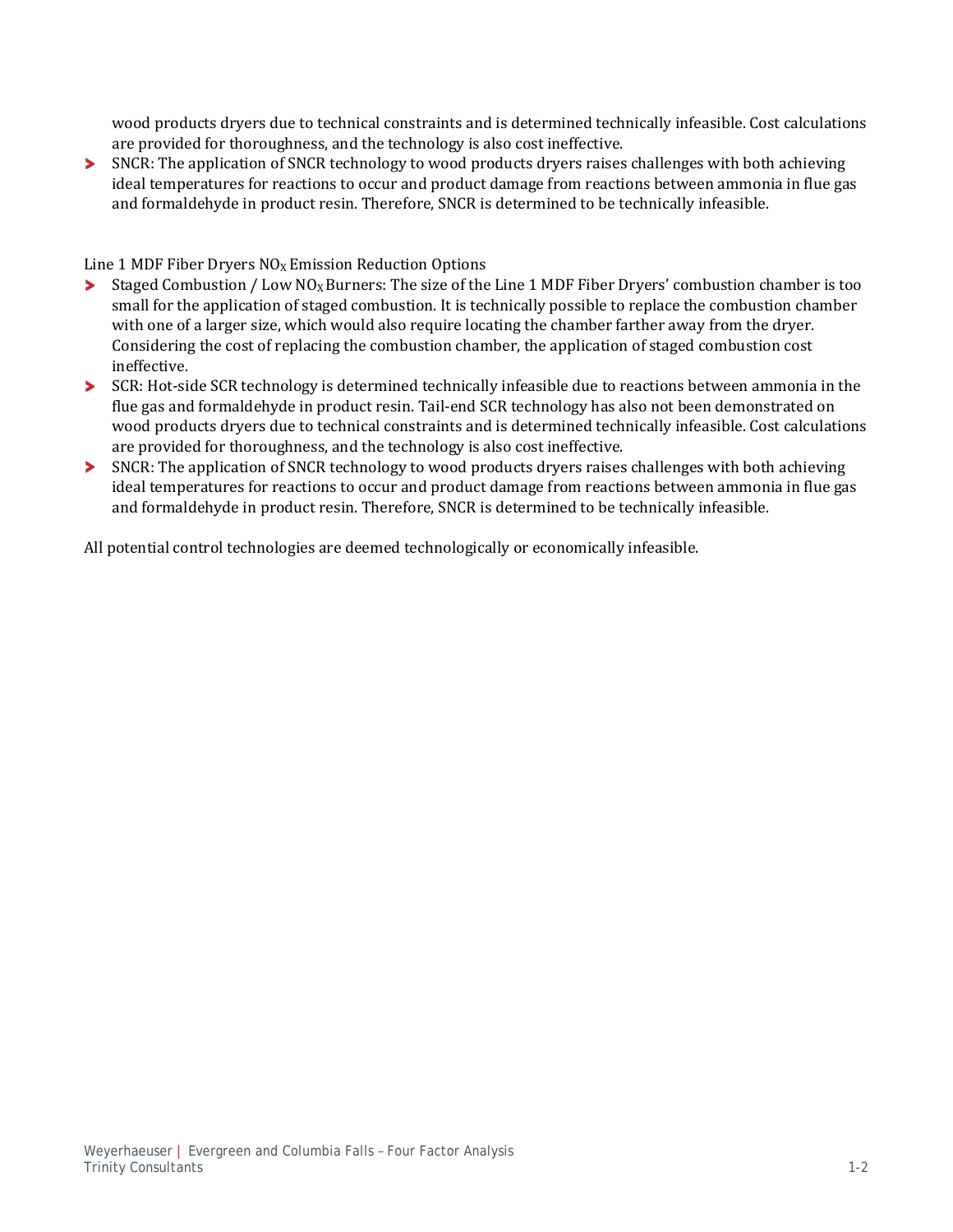wood products dryers due to technical constraints and is determined technically infeasible. Cost calculations are provided for thoroughness, and the technology is also cost ineffective.

- SNCR: The application of SNCR technology to wood products dryers raises challenges with both achieving ideal temperatures for reactions to occur and product damage from reactions between ammonia in flue gas and formaldehyde in product resin. Therefore, SNCR is determined to be technically infeasible.

Line 1 MDF Fiber Dryers $NO_X$ Emission Reduction Options

- Staged Combustion / Low $NO_X$ Burners: The size of the Line 1 MDF Fiber Dryers' combustion chamber is too small for the application of staged combustion. It is technically possible to replace the combustion chamber with one of a larger size, which would also require locating the chamber farther away from the dryer. Considering the cost of replacing the combustion chamber, the application of staged combustion cost ineffective.
- SCR: Hot-side SCR technology is determined technically infeasible due to reactions between ammonia in the flue gas and formaldehyde in product resin. Tail-end SCR technology has also not been demonstrated on wood products dryers due to technical constraints and is determined technically infeasible. Cost calculations are provided for thoroughness, and the technology is also cost ineffective.
- SNCR: The application of SNCR technology to wood products dryers raises challenges with both achieving ideal temperatures for reactions to occur and product damage from reactions between ammonia in flue gas and formaldehyde in product resin. Therefore, SNCR is determined to be technically infeasible.

All potential control technologies are deemed technologically or economically infeasible.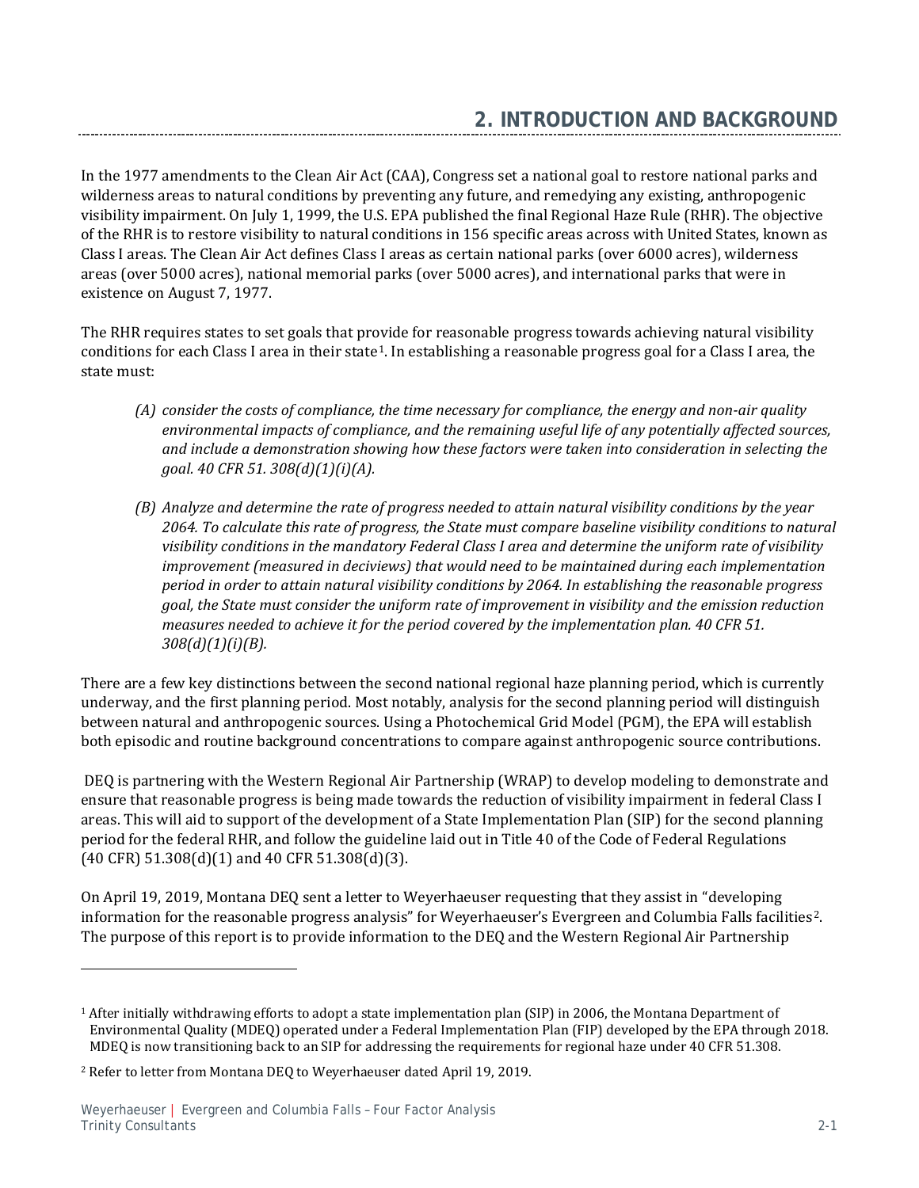# 2. INTRODUCTION AND BACKGROUND

In the 1977 amendments to the Clean Air Act (CAA), Congress set a national goal to restore national parks and wilderness areas to natural conditions by preventing any future, and remedying any existing, anthropogenic visibility impairment. On July 1, 1999, the U.S. EPA published the final Regional Haze Rule (RHR). The objective of the RHR is to restore visibility to natural conditions in 156 specific areas across with United States, known as Class I areas. The Clean Air Act defines Class I areas as certain national parks (over 6000 acres), wilderness areas (over 5000 acres), national memorial parks (over 5000 acres), and international parks that were in existence on August 7, 1977.

The RHR requires states to set goals that provide for reasonable progress towards achieving natural visibility conditions for each Class I area in their state[1]. In establishing a reasonable progress goal for a Class I area, the state must:

> (A) *consider the costs of compliance, the time necessary for compliance, the energy and non-air quality environmental impacts of compliance, and the remaining useful life of any potentially affected sources, and include a demonstration showing how these factors were taken into consideration in selecting the goal. 40 CFR 51. 308(d)(1)(i)(A).*
>
> (B) *Analyze and determine the rate of progress needed to attain natural visibility conditions by the year 2064. To calculate this rate of progress, the State must compare baseline visibility conditions to natural visibility conditions in the mandatory Federal Class I area and determine the uniform rate of visibility improvement (measured in deciviews) that would need to be maintained during each implementation period in order to attain natural visibility conditions by 2064. In establishing the reasonable progress goal, the State must consider the uniform rate of improvement in visibility and the emission reduction measures needed to achieve it for the period covered by the implementation plan. 40 CFR 51. 308(d)(1)(i)(B).*

There are a few key distinctions between the second national regional haze planning period, which is currently underway, and the first planning period. Most notably, analysis for the second planning period will distinguish between natural and anthropogenic sources. Using a Photochemical Grid Model (PGM), the EPA will establish both episodic and routine background concentrations to compare against anthropogenic source contributions.

DEQ is partnering with the Western Regional Air Partnership (WRAP) to develop modeling to demonstrate and ensure that reasonable progress is being made towards the reduction of visibility impairment in federal Class I areas. This will aid to support of the development of a State Implementation Plan (SIP) for the second planning period for the federal RHR, and follow the guideline laid out in Title 40 of the Code of Federal Regulations (40 CFR) 51.308(d)(1) and 40 CFR 51.308(d)(3).

On April 19, 2019, Montana DEQ sent a letter to Weyerhaeuser requesting that they assist in "developing information for the reasonable progress analysis" for Weyerhaeuser's Evergreen and Columbia Falls facilities[2]. The purpose of this report is to provide information to the DEQ and the Western Regional Air Partnership

---

[1] After initially withdrawing efforts to adopt a state implementation plan (SIP) in 2006, the Montana Department of Environmental Quality (MDEQ) operated under a Federal Implementation Plan (FIP) developed by the EPA through 2018. MDEQ is now transitioning back to an SIP for addressing the requirements for regional haze under 40 CFR 51.308.

[2] Refer to letter from Montana DEQ to Weyerhaeuser dated April 19, 2019.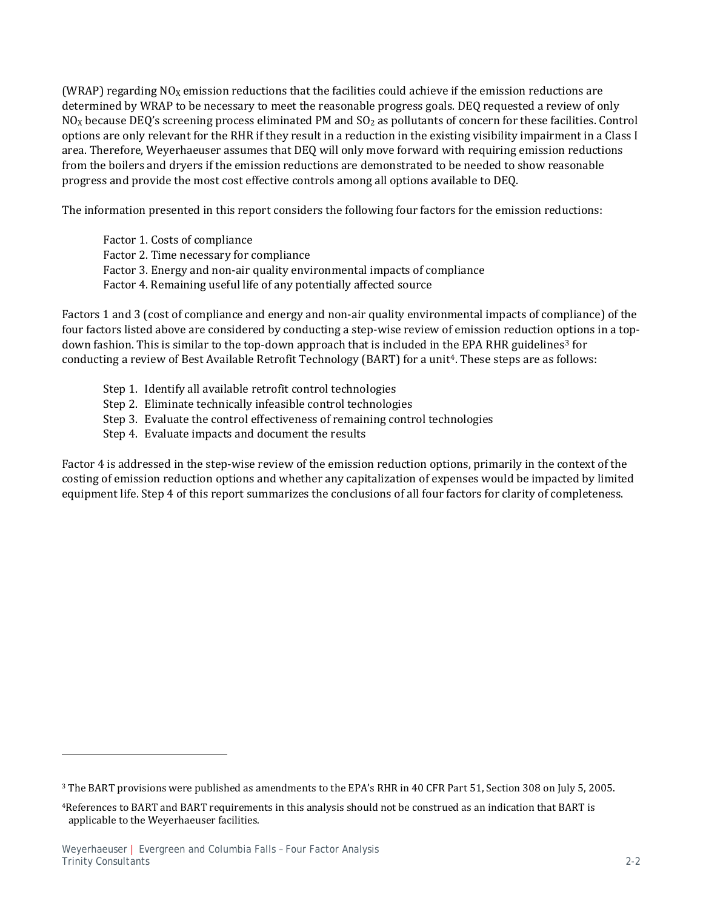(WRAP) regarding $NO_X$ emission reductions that the facilities could achieve if the emission reductions are determined by WRAP to be necessary to meet the reasonable progress goals. DEQ requested a review of only $NO_X$ because DEQ's screening process eliminated PM and $SO_2$ as pollutants of concern for these facilities. Control options are only relevant for the RHR if they result in a reduction in the existing visibility impairment in a Class I area. Therefore, Weyerhaeuser assumes that DEQ will only move forward with requiring emission reductions from the boilers and dryers if the emission reductions are demonstrated to be needed to show reasonable progress and provide the most cost effective controls among all options available to DEQ.

The information presented in this report considers the following four factors for the emission reductions:

Factor 1. Costs of compliance
Factor 2. Time necessary for compliance
Factor 3. Energy and non-air quality environmental impacts of compliance
Factor 4. Remaining useful life of any potentially affected source

Factors 1 and 3 (cost of compliance and energy and non-air quality environmental impacts of compliance) of the four factors listed above are considered by conducting a step-wise review of emission reduction options in a top-down fashion. This is similar to the top-down approach that is included in the EPA RHR guidelines[3] for conducting a review of Best Available Retrofit Technology (BART) for a unit[4]. These steps are as follows:

Step 1. Identify all available retrofit control technologies
Step 2. Eliminate technically infeasible control technologies
Step 3. Evaluate the control effectiveness of remaining control technologies
Step 4. Evaluate impacts and document the results

Factor 4 is addressed in the step-wise review of the emission reduction options, primarily in the context of the costing of emission reduction options and whether any capitalization of expenses would be impacted by limited equipment life. Step 4 of this report summarizes the conclusions of all four factors for clarity of completeness.

[3] The BART provisions were published as amendments to the EPA's RHR in 40 CFR Part 51, Section 308 on July 5, 2005.

[4] References to BART and BART requirements in this analysis should not be construed as an indication that BART is applicable to the Weyerhaeuser facilities.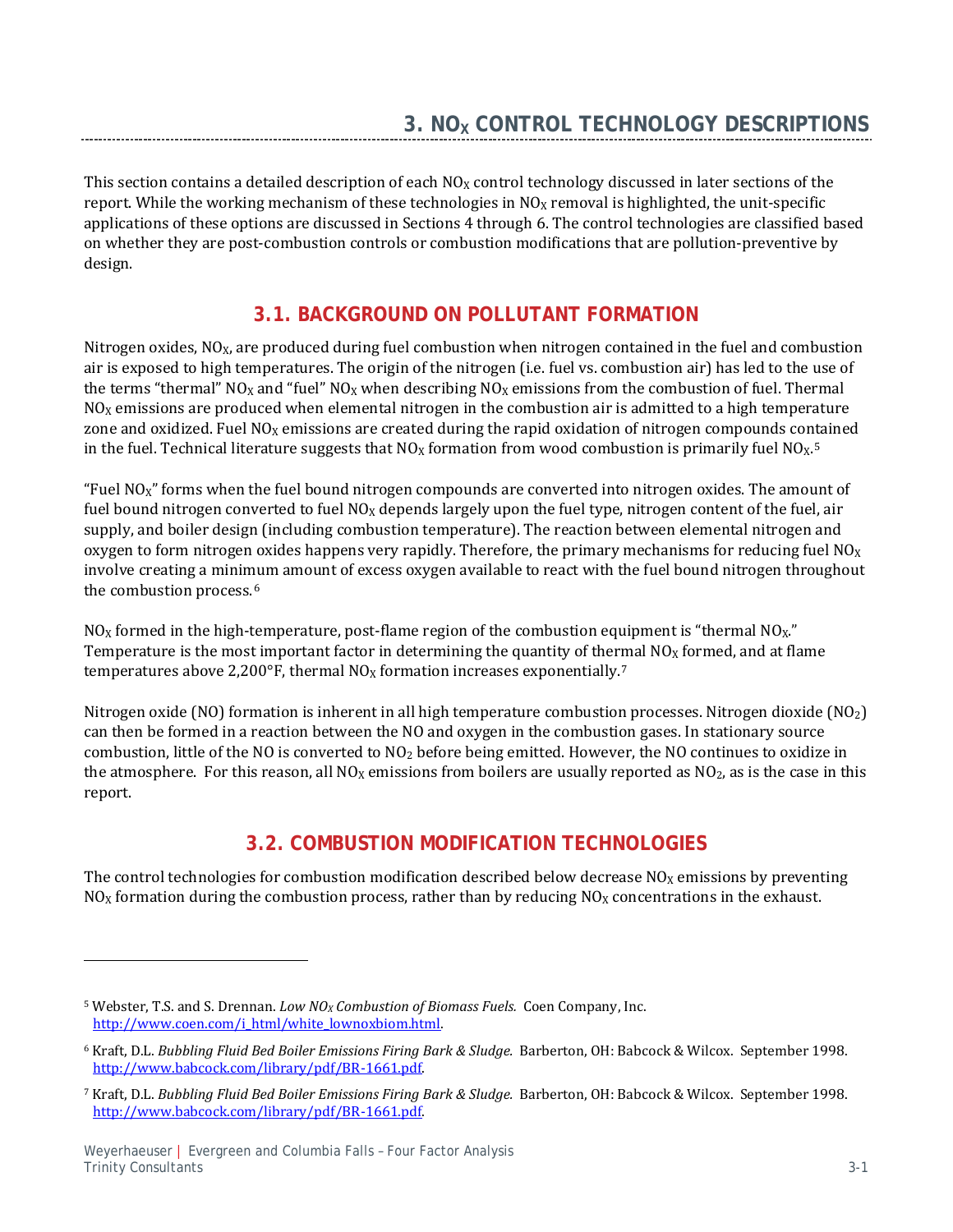# 3. $NO_X$ CONTROL TECHNOLOGY DESCRIPTIONS

This section contains a detailed description of each $NO_X$ control technology discussed in later sections of the report. While the working mechanism of these technologies in $NO_X$ removal is highlighted, the unit-specific applications of these options are discussed in Sections 4 through 6. The control technologies are classified based on whether they are post-combustion controls or combustion modifications that are pollution-preventive by design.

## 3.1. BACKGROUND ON POLLUTANT FORMATION

Nitrogen oxides, $NO_X$, are produced during fuel combustion when nitrogen contained in the fuel and combustion air is exposed to high temperatures. The origin of the nitrogen (i.e. fuel vs. combustion air) has led to the use of the terms "thermal" $NO_X$ and "fuel" $NO_X$ when describing $NO_X$ emissions from the combustion of fuel. Thermal $NO_X$ emissions are produced when elemental nitrogen in the combustion air is admitted to a high temperature zone and oxidized. Fuel $NO_X$ emissions are created during the rapid oxidation of nitrogen compounds contained in the fuel. Technical literature suggests that $NO_X$ formation from wood combustion is primarily fuel $NO_X$.[5]

"Fuel $NO_X$" forms when the fuel bound nitrogen compounds are converted into nitrogen oxides. The amount of fuel bound nitrogen converted to fuel $NO_X$ depends largely upon the fuel type, nitrogen content of the fuel, air supply, and boiler design (including combustion temperature). The reaction between elemental nitrogen and oxygen to form nitrogen oxides happens very rapidly. Therefore, the primary mechanisms for reducing fuel $NO_X$ involve creating a minimum amount of excess oxygen available to react with the fuel bound nitrogen throughout the combustion process.[6]

$NO_X$ formed in the high-temperature, post-flame region of the combustion equipment is "thermal $NO_X$." Temperature is the most important factor in determining the quantity of thermal $NO_X$ formed, and at flame temperatures above 2,200°F, thermal $NO_X$ formation increases exponentially.[7]

Nitrogen oxide (NO) formation is inherent in all high temperature combustion processes. Nitrogen dioxide ($NO_2$) can then be formed in a reaction between the NO and oxygen in the combustion gases. In stationary source combustion, little of the NO is converted to $NO_2$ before being emitted. However, the NO continues to oxidize in the atmosphere. For this reason, all $NO_X$ emissions from boilers are usually reported as $NO_2$, as is the case in this report.

## 3.2. COMBUSTION MODIFICATION TECHNOLOGIES

The control technologies for combustion modification described below decrease $NO_X$ emissions by preventing $NO_X$ formation during the combustion process, rather than by reducing $NO_X$ concentrations in the exhaust.

---

[5] Webster, T.S. and S. Drennan. *Low $NO_X$ Combustion of Biomass Fuels.* Coen Company, Inc. http://www.coen.com/i_html/white_lownoxbiom.html.

[6] Kraft, D.L. *Bubbling Fluid Bed Boiler Emissions Firing Bark & Sludge.* Barberton, OH: Babcock & Wilcox. September 1998. http://www.babcock.com/library/pdf/BR-1661.pdf.

[7] Kraft, D.L. *Bubbling Fluid Bed Boiler Emissions Firing Bark & Sludge.* Barberton, OH: Babcock & Wilcox. September 1998. http://www.babcock.com/library/pdf/BR-1661.pdf.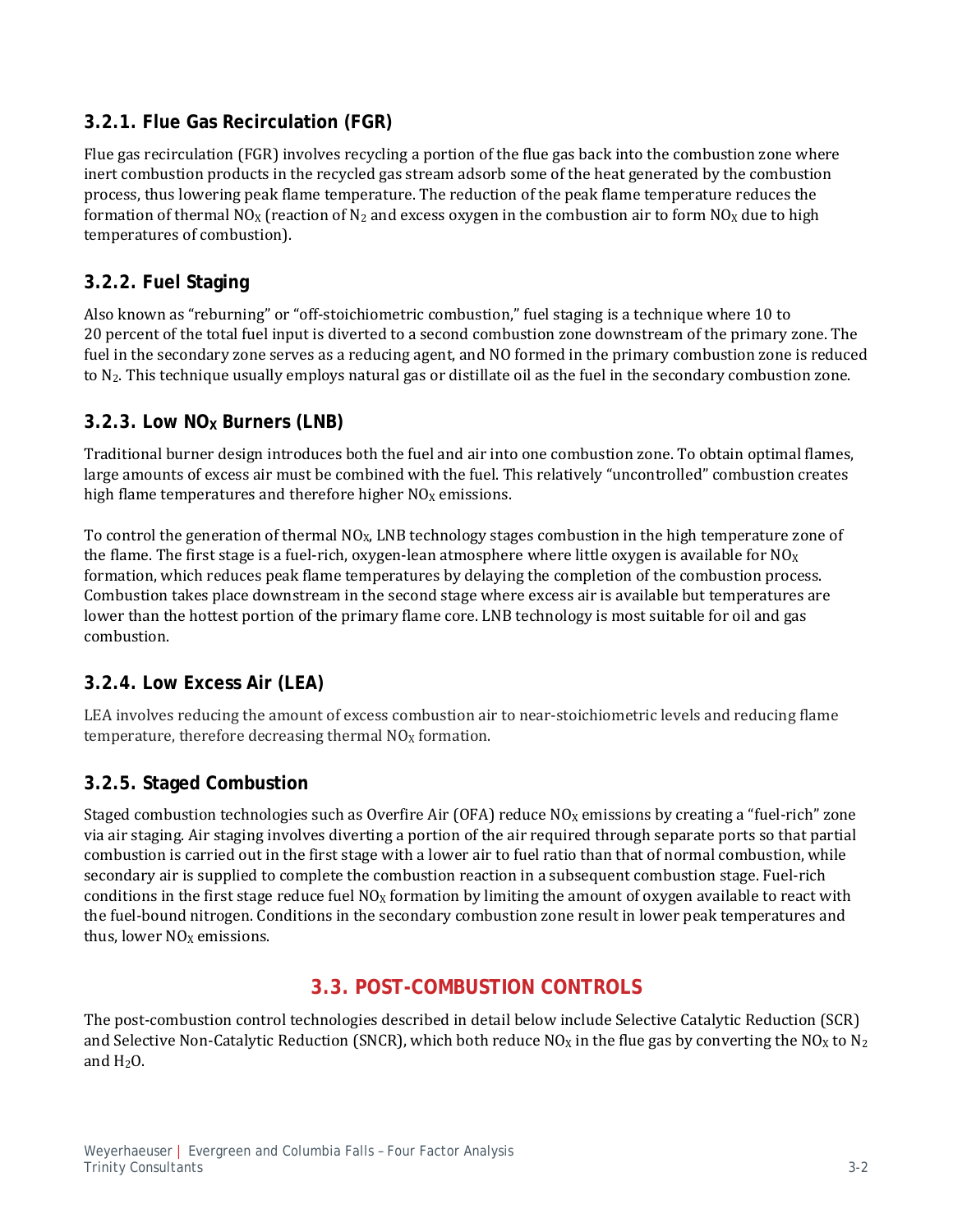### 3.2.1. Flue Gas Recirculation (FGR)

Flue gas recirculation (FGR) involves recycling a portion of the flue gas back into the combustion zone where inert combustion products in the recycled gas stream adsorb some of the heat generated by the combustion process, thus lowering peak flame temperature. The reduction of the peak flame temperature reduces the formation of thermal $NO_X$ (reaction of $N_2$ and excess oxygen in the combustion air to form $NO_X$ due to high temperatures of combustion).

### 3.2.2. Fuel Staging

Also known as "reburning" or "off-stoichiometric combustion," fuel staging is a technique where 10 to 20 percent of the total fuel input is diverted to a second combustion zone downstream of the primary zone. The fuel in the secondary zone serves as a reducing agent, and NO formed in the primary combustion zone is reduced to $N_2$. This technique usually employs natural gas or distillate oil as the fuel in the secondary combustion zone.

### 3.2.3. Low $NO_X$ Burners (LNB)

Traditional burner design introduces both the fuel and air into one combustion zone. To obtain optimal flames, large amounts of excess air must be combined with the fuel. This relatively "uncontrolled" combustion creates high flame temperatures and therefore higher $NO_X$ emissions.

To control the generation of thermal $NO_X$, LNB technology stages combustion in the high temperature zone of the flame. The first stage is a fuel-rich, oxygen-lean atmosphere where little oxygen is available for $NO_X$ formation, which reduces peak flame temperatures by delaying the completion of the combustion process. Combustion takes place downstream in the second stage where excess air is available but temperatures are lower than the hottest portion of the primary flame core. LNB technology is most suitable for oil and gas combustion.

### 3.2.4. Low Excess Air (LEA)

LEA involves reducing the amount of excess combustion air to near-stoichiometric levels and reducing flame temperature, therefore decreasing thermal $NO_X$ formation.

### 3.2.5. Staged Combustion

Staged combustion technologies such as Overfire Air (OFA) reduce $NO_X$ emissions by creating a "fuel-rich" zone via air staging. Air staging involves diverting a portion of the air required through separate ports so that partial combustion is carried out in the first stage with a lower air to fuel ratio than that of normal combustion, while secondary air is supplied to complete the combustion reaction in a subsequent combustion stage. Fuel-rich conditions in the first stage reduce fuel $NO_X$ formation by limiting the amount of oxygen available to react with the fuel-bound nitrogen. Conditions in the secondary combustion zone result in lower peak temperatures and thus, lower $NO_X$ emissions.

## 3.3. POST-COMBUSTION CONTROLS

The post-combustion control technologies described in detail below include Selective Catalytic Reduction (SCR) and Selective Non-Catalytic Reduction (SNCR), which both reduce $NO_X$ in the flue gas by converting the $NO_X$ to $N_2$ and $H_2O$.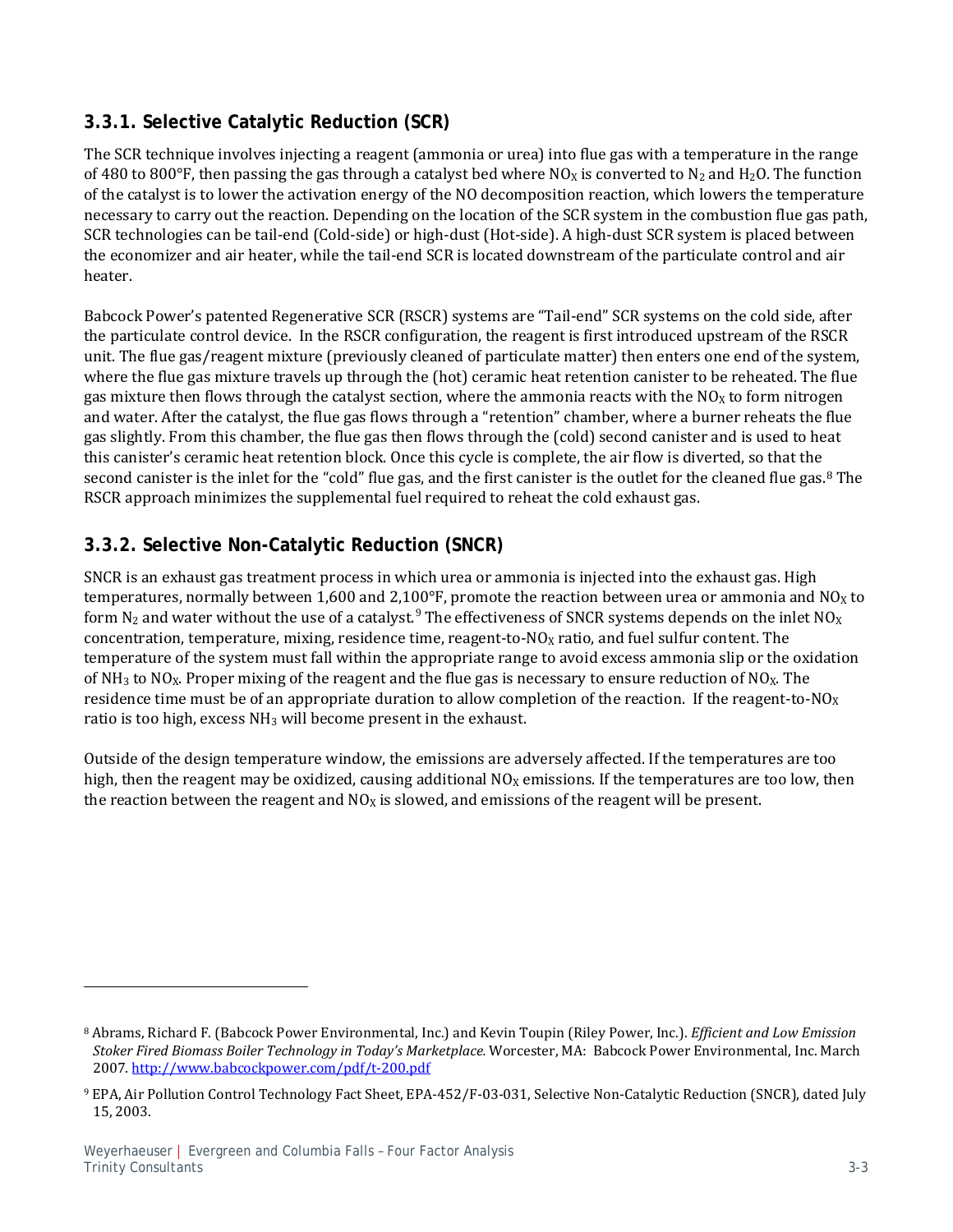### 3.3.1. Selective Catalytic Reduction (SCR)

The SCR technique involves injecting a reagent (ammonia or urea) into flue gas with a temperature in the range of 480 to 800°F, then passing the gas through a catalyst bed where $NO_X$ is converted to $N_2$ and $H_2O$. The function of the catalyst is to lower the activation energy of the NO decomposition reaction, which lowers the temperature necessary to carry out the reaction. Depending on the location of the SCR system in the combustion flue gas path, SCR technologies can be tail-end (Cold-side) or high-dust (Hot-side). A high-dust SCR system is placed between the economizer and air heater, while the tail-end SCR is located downstream of the particulate control and air heater.

Babcock Power's patented Regenerative SCR (RSCR) systems are "Tail-end" SCR systems on the cold side, after the particulate control device. In the RSCR configuration, the reagent is first introduced upstream of the RSCR unit. The flue gas/reagent mixture (previously cleaned of particulate matter) then enters one end of the system, where the flue gas mixture travels up through the (hot) ceramic heat retention canister to be reheated. The flue gas mixture then flows through the catalyst section, where the ammonia reacts with the $NO_X$ to form nitrogen and water. After the catalyst, the flue gas flows through a "retention" chamber, where a burner reheats the flue gas slightly. From this chamber, the flue gas then flows through the (cold) second canister and is used to heat this canister's ceramic heat retention block. Once this cycle is complete, the air flow is diverted, so that the second canister is the inlet for the "cold" flue gas, and the first canister is the outlet for the cleaned flue gas.[8] The RSCR approach minimizes the supplemental fuel required to reheat the cold exhaust gas.

### 3.3.2. Selective Non-Catalytic Reduction (SNCR)

SNCR is an exhaust gas treatment process in which urea or ammonia is injected into the exhaust gas. High temperatures, normally between 1,600 and 2,100°F, promote the reaction between urea or ammonia and $NO_X$ to form $N_2$ and water without the use of a catalyst.[9] The effectiveness of SNCR systems depends on the inlet $NO_X$ concentration, temperature, mixing, residence time, reagent-to-$NO_X$ ratio, and fuel sulfur content. The temperature of the system must fall within the appropriate range to avoid excess ammonia slip or the oxidation of $NH_3$ to $NO_X$. Proper mixing of the reagent and the flue gas is necessary to ensure reduction of $NO_X$. The residence time must be of an appropriate duration to allow completion of the reaction. If the reagent-to-$NO_X$ ratio is too high, excess $NH_3$ will become present in the exhaust.

Outside of the design temperature window, the emissions are adversely affected. If the temperatures are too high, then the reagent may be oxidized, causing additional $NO_X$ emissions. If the temperatures are too low, then the reaction between the reagent and $NO_X$ is slowed, and emissions of the reagent will be present.

---

[8] Abrams, Richard F. (Babcock Power Environmental, Inc.) and Kevin Toupin (Riley Power, Inc.). *Efficient and Low Emission Stoker Fired Biomass Boiler Technology in Today's Marketplace.* Worcester, MA: Babcock Power Environmental, Inc. March 2007. http://www.babcockpower.com/pdf/t-200.pdf

[9] EPA, Air Pollution Control Technology Fact Sheet, EPA-452/F-03-031, Selective Non-Catalytic Reduction (SNCR), dated July 15, 2003.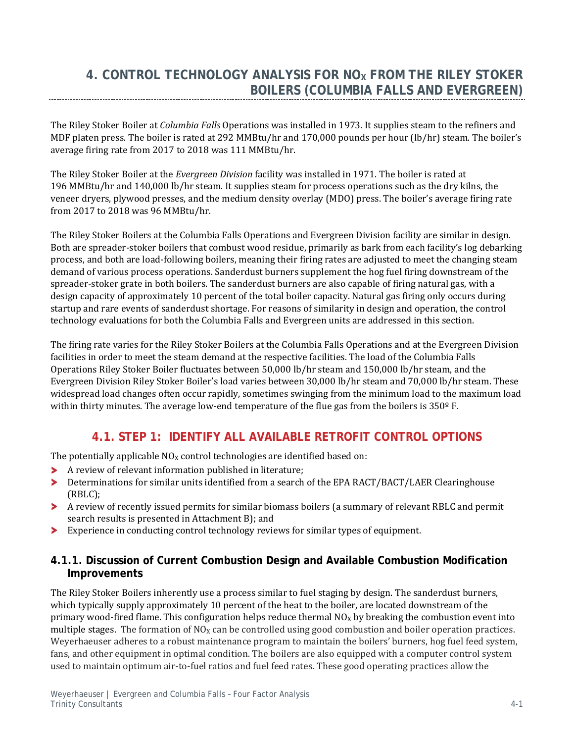# 4. CONTROL TECHNOLOGY ANALYSIS FOR $NO_X$ FROM THE RILEY STOKER BOILERS (COLUMBIA FALLS AND EVERGREEN)

The Riley Stoker Boiler at *Columbia Falls* Operations was installed in 1973. It supplies steam to the refiners and MDF platen press. The boiler is rated at 292 MMBtu/hr and 170,000 pounds per hour (lb/hr) steam. The boiler's average firing rate from 2017 to 2018 was 111 MMBtu/hr.

The Riley Stoker Boiler at the *Evergreen Division* facility was installed in 1971. The boiler is rated at 196 MMBtu/hr and 140,000 lb/hr steam. It supplies steam for process operations such as the dry kilns, the veneer dryers, plywood presses, and the medium density overlay (MDO) press. The boiler's average firing rate from 2017 to 2018 was 96 MMBtu/hr.

The Riley Stoker Boilers at the Columbia Falls Operations and Evergreen Division facility are similar in design. Both are spreader-stoker boilers that combust wood residue, primarily as bark from each facility's log debarking process, and both are load-following boilers, meaning their firing rates are adjusted to meet the changing steam demand of various process operations. Sanderdust burners supplement the hog fuel firing downstream of the spreader-stoker grate in both boilers. The sanderdust burners are also capable of firing natural gas, with a design capacity of approximately 10 percent of the total boiler capacity. Natural gas firing only occurs during startup and rare events of sanderdust shortage. For reasons of similarity in design and operation, the control technology evaluations for both the Columbia Falls and Evergreen units are addressed in this section.

The firing rate varies for the Riley Stoker Boilers at the Columbia Falls Operations and at the Evergreen Division facilities in order to meet the steam demand at the respective facilities. The load of the Columbia Falls Operations Riley Stoker Boiler fluctuates between 50,000 lb/hr steam and 150,000 lb/hr steam, and the Evergreen Division Riley Stoker Boiler's load varies between 30,000 lb/hr steam and 70,000 lb/hr steam. These widespread load changes often occur rapidly, sometimes swinging from the minimum load to the maximum load within thirty minutes. The average low-end temperature of the flue gas from the boilers is 350º F.

## 4.1. STEP 1: IDENTIFY ALL AVAILABLE RETROFIT CONTROL OPTIONS

The potentially applicable $NO_X$ control technologies are identified based on:

- A review of relevant information published in literature;
- Determinations for similar units identified from a search of the EPA RACT/BACT/LAER Clearinghouse (RBLC);
- A review of recently issued permits for similar biomass boilers (a summary of relevant RBLC and permit search results is presented in Attachment B); and
- Experience in conducting control technology reviews for similar types of equipment.

### 4.1.1. Discussion of Current Combustion Design and Available Combustion Modification Improvements

The Riley Stoker Boilers inherently use a process similar to fuel staging by design. The sanderdust burners, which typically supply approximately 10 percent of the heat to the boiler, are located downstream of the primary wood-fired flame. This configuration helps reduce thermal $NO_X$ by breaking the combustion event into multiple stages. The formation of $NO_X$ can be controlled using good combustion and boiler operation practices. Weyerhaeuser adheres to a robust maintenance program to maintain the boilers' burners, hog fuel feed system, fans, and other equipment in optimal condition. The boilers are also equipped with a computer control system used to maintain optimum air-to-fuel ratios and fuel feed rates. These good operating practices allow the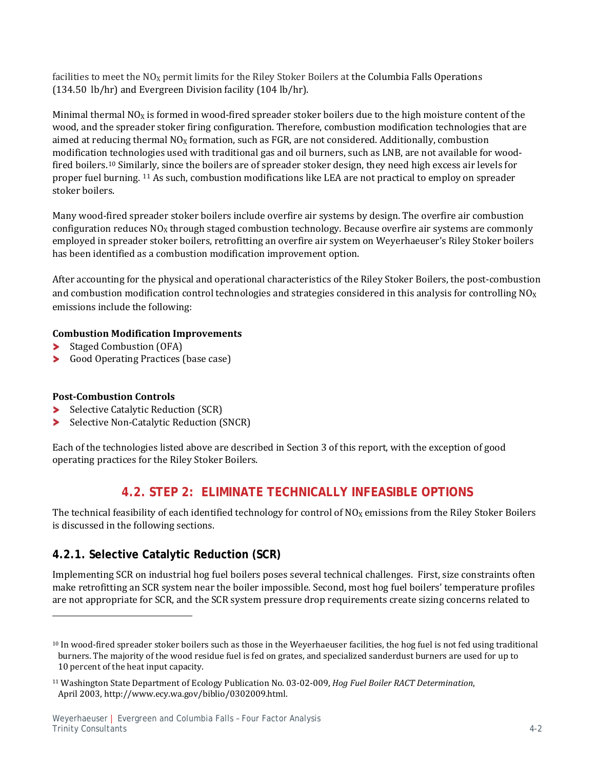facilities to meet the $NO_X$ permit limits for the Riley Stoker Boilers at the Columbia Falls Operations (134.50 lb/hr) and Evergreen Division facility (104 lb/hr).

Minimal thermal $NO_X$ is formed in wood-fired spreader stoker boilers due to the high moisture content of the wood, and the spreader stoker firing configuration. Therefore, combustion modification technologies that are aimed at reducing thermal $NO_X$ formation, such as FGR, are not considered. Additionally, combustion modification technologies used with traditional gas and oil burners, such as LNB, are not available for wood-fired boilers.[10] Similarly, since the boilers are of spreader stoker design, they need high excess air levels for proper fuel burning. [11] As such, combustion modifications like LEA are not practical to employ on spreader stoker boilers.

Many wood-fired spreader stoker boilers include overfire air systems by design. The overfire air combustion configuration reduces $NO_X$ through staged combustion technology. Because overfire air systems are commonly employed in spreader stoker boilers, retrofitting an overfire air system on Weyerhaeuser's Riley Stoker boilers has been identified as a combustion modification improvement option.

After accounting for the physical and operational characteristics of the Riley Stoker Boilers, the post-combustion and combustion modification control technologies and strategies considered in this analysis for controlling $NO_X$ emissions include the following:

**Combustion Modification Improvements**

- Staged Combustion (OFA)
- Good Operating Practices (base case)

**Post-Combustion Controls**

- Selective Catalytic Reduction (SCR)
- Selective Non-Catalytic Reduction (SNCR)

Each of the technologies listed above are described in Section 3 of this report, with the exception of good operating practices for the Riley Stoker Boilers.

## 4.2. STEP 2: ELIMINATE TECHNICALLY INFEASIBLE OPTIONS

The technical feasibility of each identified technology for control of $NO_X$ emissions from the Riley Stoker Boilers is discussed in the following sections.

### 4.2.1. Selective Catalytic Reduction (SCR)

Implementing SCR on industrial hog fuel boilers poses several technical challenges. First, size constraints often make retrofitting an SCR system near the boiler impossible. Second, most hog fuel boilers' temperature profiles are not appropriate for SCR, and the SCR system pressure drop requirements create sizing concerns related to

---

[10] In wood-fired spreader stoker boilers such as those in the Weyerhaeuser facilities, the hog fuel is not fed using traditional burners. The majority of the wood residue fuel is fed on grates, and specialized sanderdust burners are used for up to 10 percent of the heat input capacity.

[11] Washington State Department of Ecology Publication No. 03-02-009, *Hog Fuel Boiler RACT Determination*, April 2003, http://www.ecy.wa.gov/biblio/0302009.html.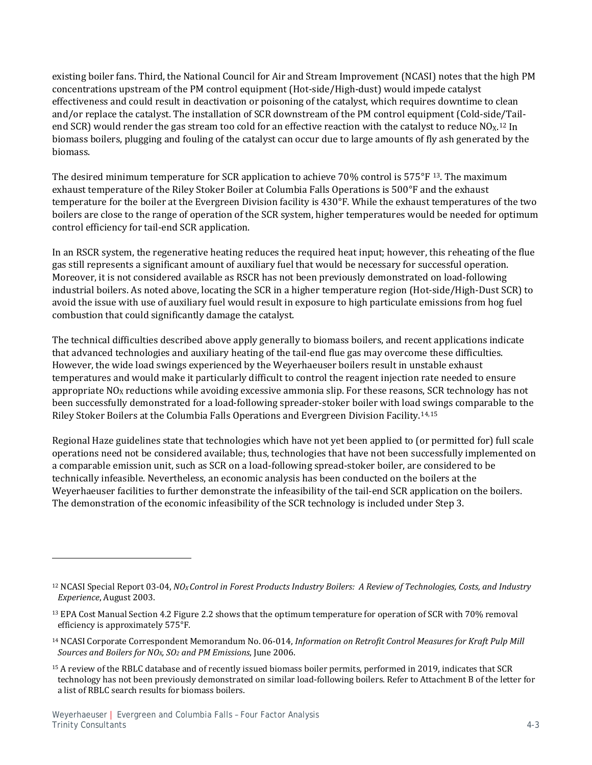existing boiler fans. Third, the National Council for Air and Stream Improvement (NCASI) notes that the high PM concentrations upstream of the PM control equipment (Hot-side/High-dust) would impede catalyst effectiveness and could result in deactivation or poisoning of the catalyst, which requires downtime to clean and/or replace the catalyst. The installation of SCR downstream of the PM control equipment (Cold-side/Tail-end SCR) would render the gas stream too cold for an effective reaction with the catalyst to reduce $NO_X$.[12] In biomass boilers, plugging and fouling of the catalyst can occur due to large amounts of fly ash generated by the biomass.

The desired minimum temperature for SCR application to achieve 70% control is 575°F [13]. The maximum exhaust temperature of the Riley Stoker Boiler at Columbia Falls Operations is 500°F and the exhaust temperature for the boiler at the Evergreen Division facility is 430°F. While the exhaust temperatures of the two boilers are close to the range of operation of the SCR system, higher temperatures would be needed for optimum control efficiency for tail-end SCR application.

In an RSCR system, the regenerative heating reduces the required heat input; however, this reheating of the flue gas still represents a significant amount of auxiliary fuel that would be necessary for successful operation. Moreover, it is not considered available as RSCR has not been previously demonstrated on load-following industrial boilers. As noted above, locating the SCR in a higher temperature region (Hot-side/High-Dust SCR) to avoid the issue with use of auxiliary fuel would result in exposure to high particulate emissions from hog fuel combustion that could significantly damage the catalyst.

The technical difficulties described above apply generally to biomass boilers, and recent applications indicate that advanced technologies and auxiliary heating of the tail-end flue gas may overcome these difficulties. However, the wide load swings experienced by the Weyerhaeuser boilers result in unstable exhaust temperatures and would make it particularly difficult to control the reagent injection rate needed to ensure appropriate $NO_X$ reductions while avoiding excessive ammonia slip. For these reasons, SCR technology has not been successfully demonstrated for a load-following spreader-stoker boiler with load swings comparable to the Riley Stoker Boilers at the Columbia Falls Operations and Evergreen Division Facility.[14,15]

Regional Haze guidelines state that technologies which have not yet been applied to (or permitted for) full scale operations need not be considered available; thus, technologies that have not been successfully implemented on a comparable emission unit, such as SCR on a load-following spread-stoker boiler, are considered to be technically infeasible. Nevertheless, an economic analysis has been conducted on the boilers at the Weyerhaeuser facilities to further demonstrate the infeasibility of the tail-end SCR application on the boilers. The demonstration of the economic infeasibility of the SCR technology is included under Step 3.

---

[12] NCASI Special Report 03-04, *$NO_X$ Control in Forest Products Industry Boilers: A Review of Technologies, Costs, and Industry Experience*, August 2003.

[13] EPA Cost Manual Section 4.2 Figure 2.2 shows that the optimum temperature for operation of SCR with 70% removal efficiency is approximately 575°F.

[14] NCASI Corporate Correspondent Memorandum No. 06-014, *Information on Retrofit Control Measures for Kraft Pulp Mill Sources and Boilers for $NO_X$, $SO_2$ and PM Emissions*, June 2006.

[15] A review of the RBLC database and of recently issued biomass boiler permits, performed in 2019, indicates that SCR technology has not been previously demonstrated on similar load-following boilers. Refer to Attachment B of the letter for a list of RBLC search results for biomass boilers.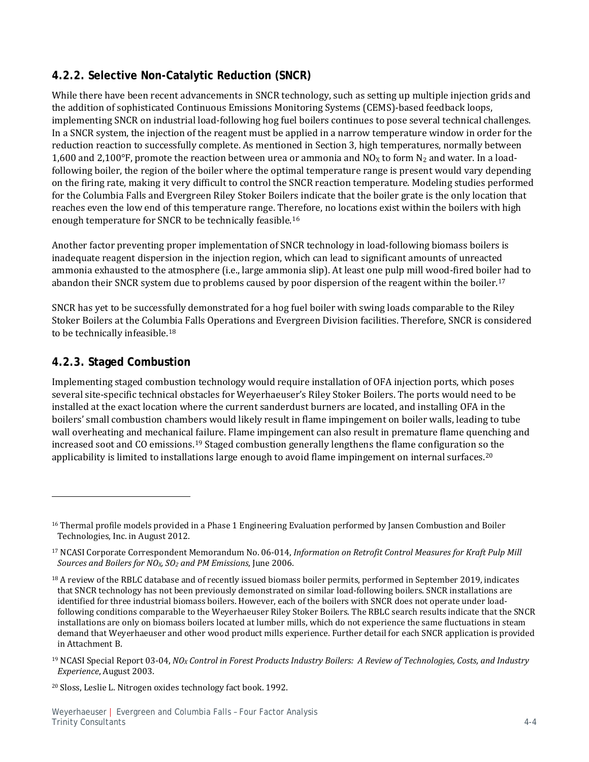### 4.2.2. Selective Non-Catalytic Reduction (SNCR)

While there have been recent advancements in SNCR technology, such as setting up multiple injection grids and the addition of sophisticated Continuous Emissions Monitoring Systems (CEMS)-based feedback loops, implementing SNCR on industrial load-following hog fuel boilers continues to pose several technical challenges. In a SNCR system, the injection of the reagent must be applied in a narrow temperature window in order for the reduction reaction to successfully complete. As mentioned in Section 3, high temperatures, normally between 1,600 and 2,100°F, promote the reaction between urea or ammonia and $NO_X$ to form $N_2$ and water. In a load-following boiler, the region of the boiler where the optimal temperature range is present would vary depending on the firing rate, making it very difficult to control the SNCR reaction temperature. Modeling studies performed for the Columbia Falls and Evergreen Riley Stoker Boilers indicate that the boiler grate is the only location that reaches even the low end of this temperature range. Therefore, no locations exist within the boilers with high enough temperature for SNCR to be technically feasible.[16]

Another factor preventing proper implementation of SNCR technology in load-following biomass boilers is inadequate reagent dispersion in the injection region, which can lead to significant amounts of unreacted ammonia exhausted to the atmosphere (i.e., large ammonia slip). At least one pulp mill wood-fired boiler had to abandon their SNCR system due to problems caused by poor dispersion of the reagent within the boiler.[17]

SNCR has yet to be successfully demonstrated for a hog fuel boiler with swing loads comparable to the Riley Stoker Boilers at the Columbia Falls Operations and Evergreen Division facilities. Therefore, SNCR is considered to be technically infeasible.[18]

### 4.2.3. Staged Combustion

Implementing staged combustion technology would require installation of OFA injection ports, which poses several site-specific technical obstacles for Weyerhaeuser's Riley Stoker Boilers. The ports would need to be installed at the exact location where the current sanderdust burners are located, and installing OFA in the boilers' small combustion chambers would likely result in flame impingement on boiler walls, leading to tube wall overheating and mechanical failure. Flame impingement can also result in premature flame quenching and increased soot and CO emissions.[19] Staged combustion generally lengthens the flame configuration so the applicability is limited to installations large enough to avoid flame impingement on internal surfaces.[20]

---

[16] Thermal profile models provided in a Phase 1 Engineering Evaluation performed by Jansen Combustion and Boiler Technologies, Inc. in August 2012.

[17] NCASI Corporate Correspondent Memorandum No. 06-014, *Information on Retrofit Control Measures for Kraft Pulp Mill Sources and Boilers for $NO_X$, $SO_2$ and PM Emissions*, June 2006.

[18] A review of the RBLC database and of recently issued biomass boiler permits, performed in September 2019, indicates that SNCR technology has not been previously demonstrated on similar load-following boilers. SNCR installations are identified for three industrial biomass boilers. However, each of the boilers with SNCR does not operate under load-following conditions comparable to the Weyerhaeuser Riley Stoker Boilers. The RBLC search results indicate that the SNCR installations are only on biomass boilers located at lumber mills, which do not experience the same fluctuations in steam demand that Weyerhaeuser and other wood product mills experience. Further detail for each SNCR application is provided in Attachment B.

[19] NCASI Special Report 03-04, *$NO_X$ Control in Forest Products Industry Boilers: A Review of Technologies, Costs, and Industry Experience*, August 2003.

[20] Sloss, Leslie L. Nitrogen oxides technology fact book. 1992.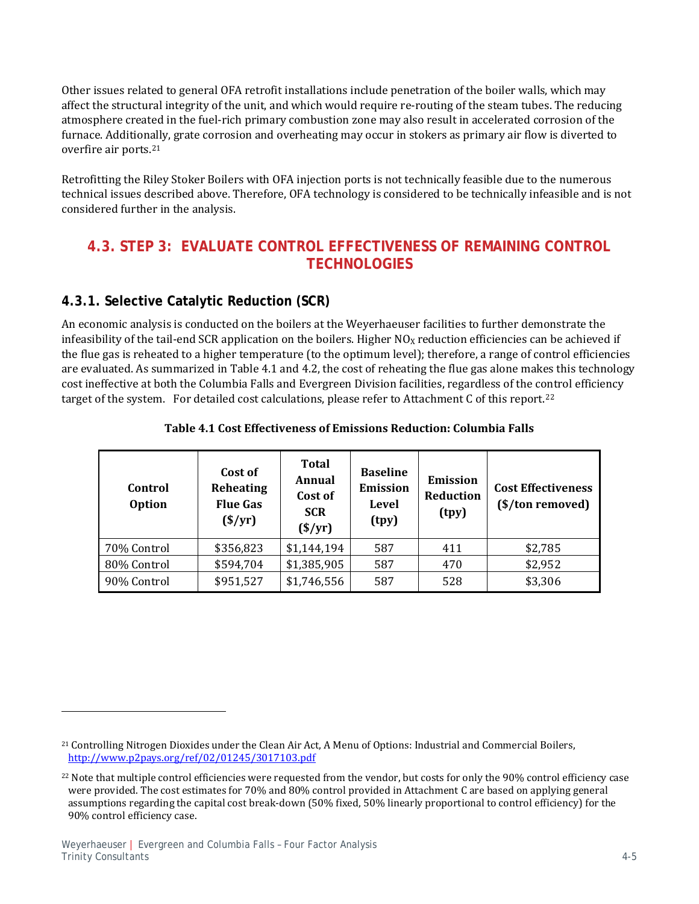Other issues related to general OFA retrofit installations include penetration of the boiler walls, which may affect the structural integrity of the unit, and which would require re-routing of the steam tubes. The reducing atmosphere created in the fuel-rich primary combustion zone may also result in accelerated corrosion of the furnace. Additionally, grate corrosion and overheating may occur in stokers as primary air flow is diverted to overfire air ports.[21]

Retrofitting the Riley Stoker Boilers with OFA injection ports is not technically feasible due to the numerous technical issues described above. Therefore, OFA technology is considered to be technically infeasible and is not considered further in the analysis.

## 4.3. STEP 3: EVALUATE CONTROL EFFECTIVENESS OF REMAINING CONTROL TECHNOLOGIES

### 4.3.1. Selective Catalytic Reduction (SCR)

An economic analysis is conducted on the boilers at the Weyerhaeuser facilities to further demonstrate the infeasibility of the tail-end SCR application on the boilers. Higher $NO_X$ reduction efficiencies can be achieved if the flue gas is reheated to a higher temperature (to the optimum level); therefore, a range of control efficiencies are evaluated. As summarized in Table 4.1 and 4.2, the cost of reheating the flue gas alone makes this technology cost ineffective at both the Columbia Falls and Evergreen Division facilities, regardless of the control efficiency target of the system. For detailed cost calculations, please refer to Attachment C of this report.[22]

**Table 4.1 Cost Effectiveness of Emissions Reduction: Columbia Falls**

| Control Option | Cost of Reheating Flue Gas ($/yr) | Total Annual Cost of SCR ($/yr) | Baseline Emission Level (tpy) | Emission Reduction (tpy) | Cost Effectiveness ($/ton removed) |
|---|---|---|---|---|---|
| 70% Control | $356,823 | $1,144,194 | 587 | 411 | $2,785 |
| 80% Control | $594,704 | $1,385,905 | 587 | 470 | $2,952 |
| 90% Control | $951,527 | $1,746,556 | 587 | 528 | $3,306 |

[21] Controlling Nitrogen Dioxides under the Clean Air Act, A Menu of Options: Industrial and Commercial Boilers, http://www.p2pays.org/ref/02/01245/3017103.pdf

[22] Note that multiple control efficiencies were requested from the vendor, but costs for only the 90% control efficiency case were provided. The cost estimates for 70% and 80% control provided in Attachment C are based on applying general assumptions regarding the capital cost break-down (50% fixed, 50% linearly proportional to control efficiency) for the 90% control efficiency case.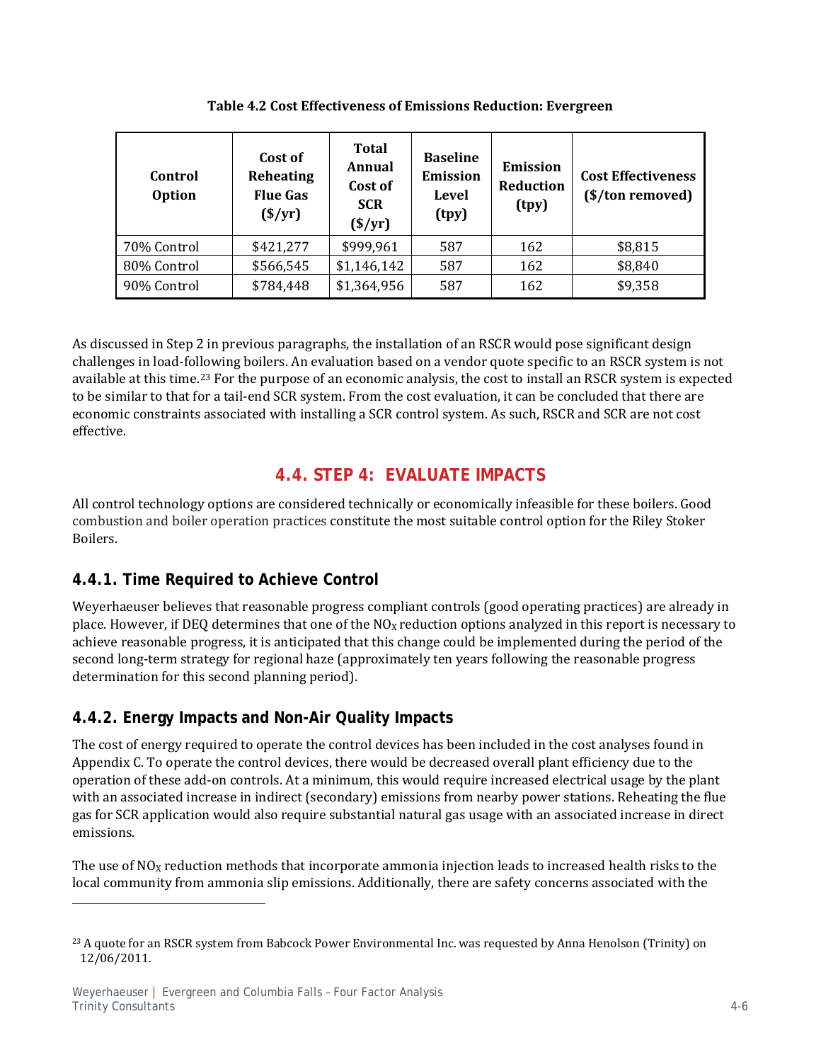**Table 4.2 Cost Effectiveness of Emissions Reduction: Evergreen**

| Control Option | Cost of Reheating Flue Gas ($/yr) | Total Annual Cost of SCR ($/yr) | Baseline Emission Level (tpy) | Emission Reduction (tpy) | Cost Effectiveness ($/ton removed) |
|---|---|---|---|---|---|
| 70% Control | $421,277 | $999,961 | 587 | 162 | $8,815 |
| 80% Control | $566,545 | $1,146,142 | 587 | 162 | $8,840 |
| 90% Control | $784,448 | $1,364,956 | 587 | 162 | $9,358 |

As discussed in Step 2 in previous paragraphs, the installation of an RSCR would pose significant design challenges in load-following boilers. An evaluation based on a vendor quote specific to an RSCR system is not available at this time.[23] For the purpose of an economic analysis, the cost to install an RSCR system is expected to be similar to that for a tail-end SCR system. From the cost evaluation, it can be concluded that there are economic constraints associated with installing a SCR control system. As such, RSCR and SCR are not cost effective.

## 4.4. STEP 4: EVALUATE IMPACTS

All control technology options are considered technically or economically infeasible for these boilers. Good combustion and boiler operation practices constitute the most suitable control option for the Riley Stoker Boilers.

### 4.4.1. Time Required to Achieve Control

Weyerhaeuser believes that reasonable progress compliant controls (good operating practices) are already in place. However, if DEQ determines that one of the $NO_X$ reduction options analyzed in this report is necessary to achieve reasonable progress, it is anticipated that this change could be implemented during the period of the second long-term strategy for regional haze (approximately ten years following the reasonable progress determination for this second planning period).

### 4.4.2. Energy Impacts and Non-Air Quality Impacts

The cost of energy required to operate the control devices has been included in the cost analyses found in Appendix C. To operate the control devices, there would be decreased overall plant efficiency due to the operation of these add-on controls. At a minimum, this would require increased electrical usage by the plant with an associated increase in indirect (secondary) emissions from nearby power stations. Reheating the flue gas for SCR application would also require substantial natural gas usage with an associated increase in direct emissions.

The use of $NO_X$ reduction methods that incorporate ammonia injection leads to increased health risks to the local community from ammonia slip emissions. Additionally, there are safety concerns associated with the

[23] A quote for an RSCR system from Babcock Power Environmental Inc. was requested by Anna Henolson (Trinity) on 12/06/2011.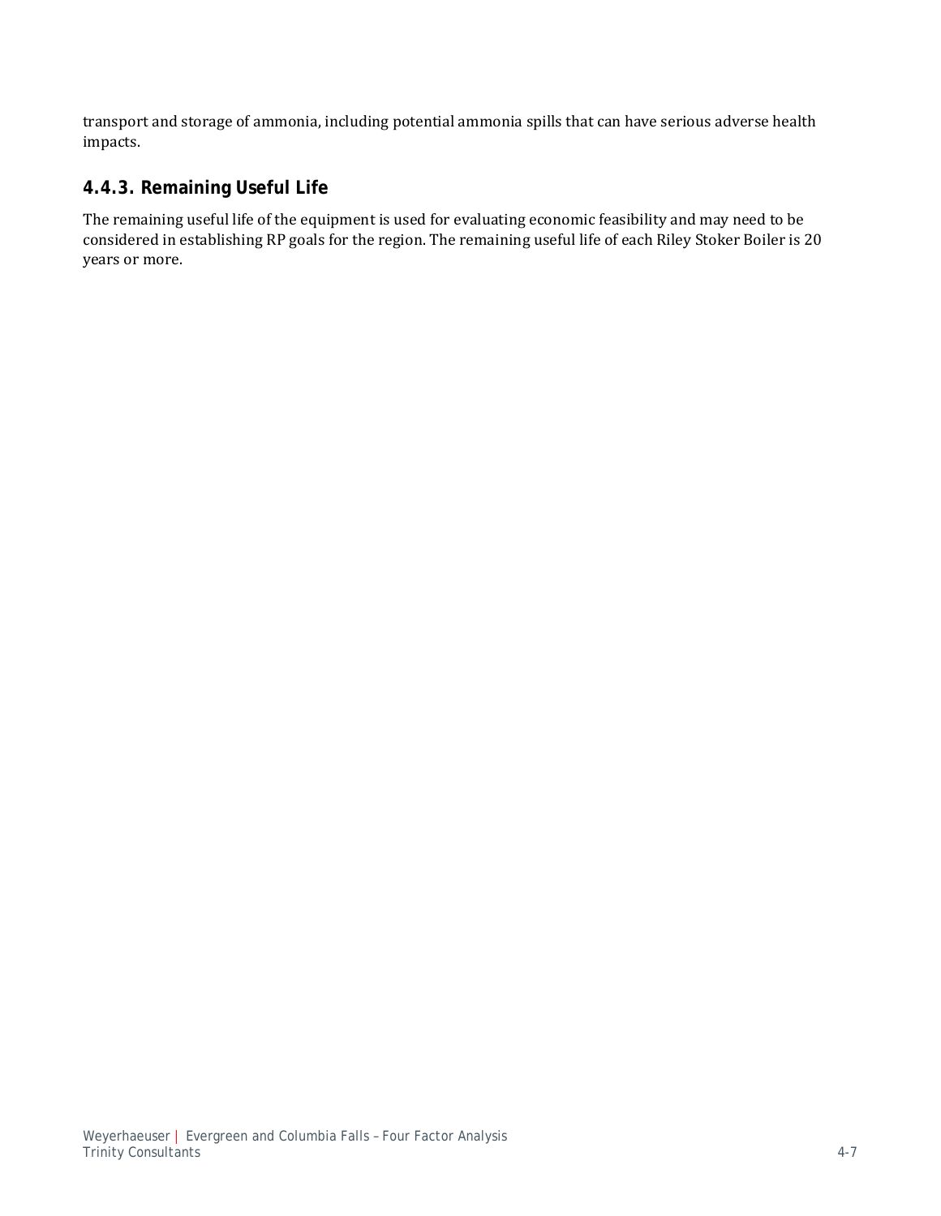transport and storage of ammonia, including potential ammonia spills that can have serious adverse health impacts.

### 4.4.3. Remaining Useful Life

The remaining useful life of the equipment is used for evaluating economic feasibility and may need to be considered in establishing RP goals for the region. The remaining useful life of each Riley Stoker Boiler is 20 years or more.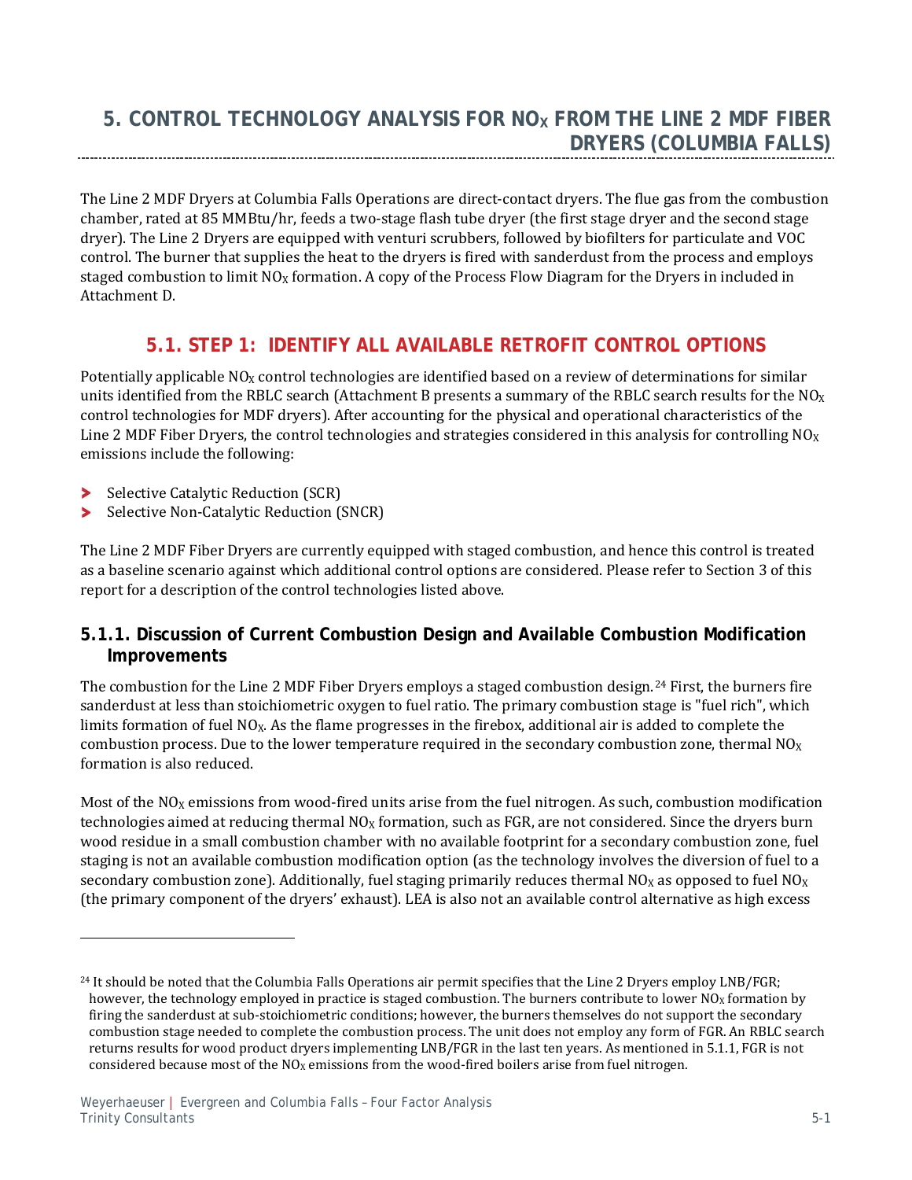# 5. CONTROL TECHNOLOGY ANALYSIS FOR $NO_X$ FROM THE LINE 2 MDF FIBER DRYERS (COLUMBIA FALLS)

The Line 2 MDF Dryers at Columbia Falls Operations are direct-contact dryers. The flue gas from the combustion chamber, rated at 85 MMBtu/hr, feeds a two-stage flash tube dryer (the first stage dryer and the second stage dryer). The Line 2 Dryers are equipped with venturi scrubbers, followed by biofilters for particulate and VOC control. The burner that supplies the heat to the dryers is fired with sanderdust from the process and employs staged combustion to limit $NO_X$ formation. A copy of the Process Flow Diagram for the Dryers in included in Attachment D.

## 5.1. STEP 1: IDENTIFY ALL AVAILABLE RETROFIT CONTROL OPTIONS

Potentially applicable $NO_X$ control technologies are identified based on a review of determinations for similar units identified from the RBLC search (Attachment B presents a summary of the RBLC search results for the $NO_X$ control technologies for MDF dryers). After accounting for the physical and operational characteristics of the Line 2 MDF Fiber Dryers, the control technologies and strategies considered in this analysis for controlling $NO_X$ emissions include the following:

- Selective Catalytic Reduction (SCR)
- Selective Non-Catalytic Reduction (SNCR)

The Line 2 MDF Fiber Dryers are currently equipped with staged combustion, and hence this control is treated as a baseline scenario against which additional control options are considered. Please refer to Section 3 of this report for a description of the control technologies listed above.

### 5.1.1. Discussion of Current Combustion Design and Available Combustion Modification Improvements

The combustion for the Line 2 MDF Fiber Dryers employs a staged combustion design.[24] First, the burners fire sanderdust at less than stoichiometric oxygen to fuel ratio. The primary combustion stage is "fuel rich", which limits formation of fuel $NO_X$. As the flame progresses in the firebox, additional air is added to complete the combustion process. Due to the lower temperature required in the secondary combustion zone, thermal $NO_X$ formation is also reduced.

Most of the $NO_X$ emissions from wood-fired units arise from the fuel nitrogen. As such, combustion modification technologies aimed at reducing thermal $NO_X$ formation, such as FGR, are not considered. Since the dryers burn wood residue in a small combustion chamber with no available footprint for a secondary combustion zone, fuel staging is not an available combustion modification option (as the technology involves the diversion of fuel to a secondary combustion zone). Additionally, fuel staging primarily reduces thermal $NO_X$ as opposed to fuel $NO_X$ (the primary component of the dryers' exhaust). LEA is also not an available control alternative as high excess

[24] It should be noted that the Columbia Falls Operations air permit specifies that the Line 2 Dryers employ LNB/FGR; however, the technology employed in practice is staged combustion. The burners contribute to lower $NO_X$ formation by firing the sanderdust at sub-stoichiometric conditions; however, the burners themselves do not support the secondary combustion stage needed to complete the combustion process. The unit does not employ any form of FGR. An RBLC search returns results for wood product dryers implementing LNB/FGR in the last ten years. As mentioned in 5.1.1, FGR is not considered because most of the $NO_X$ emissions from the wood-fired boilers arise from fuel nitrogen.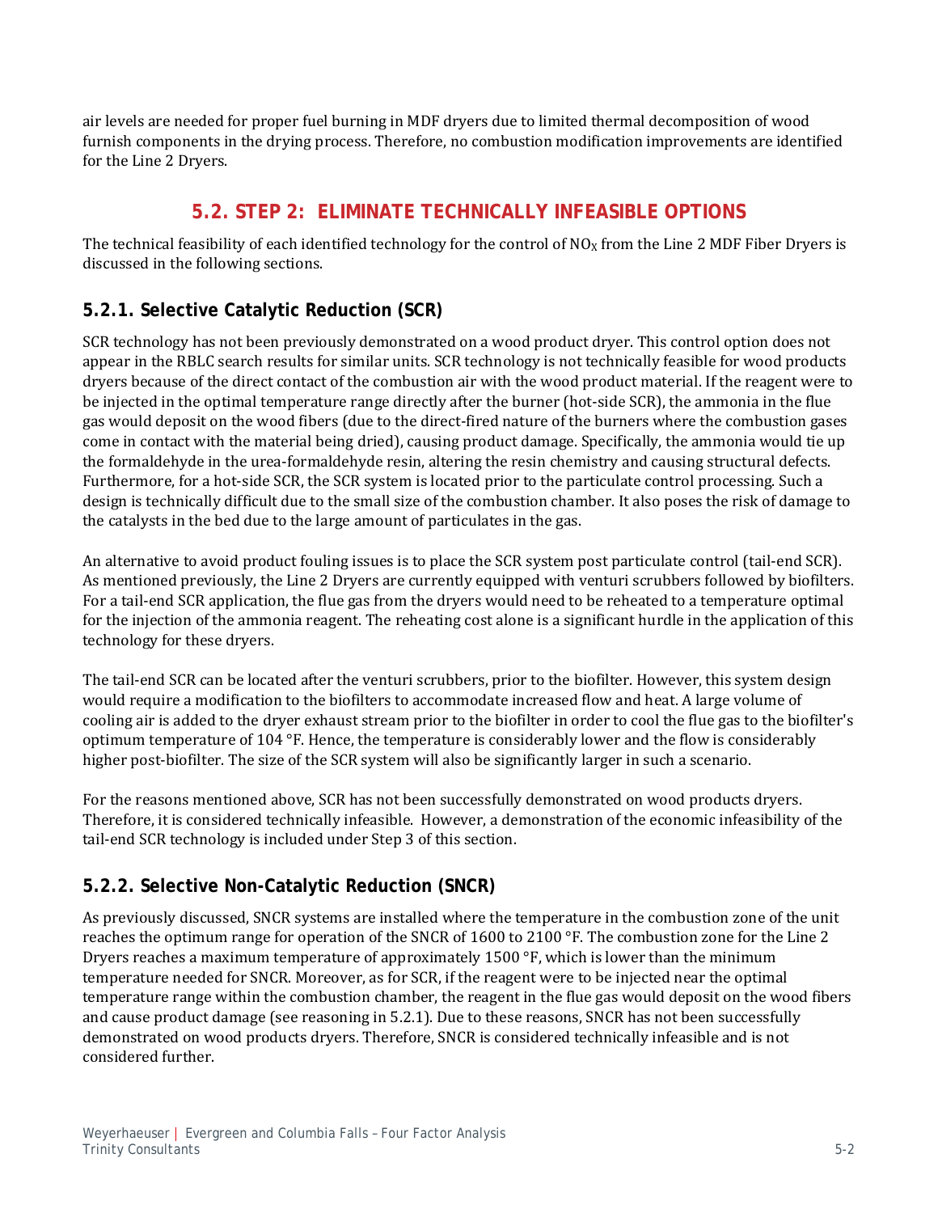air levels are needed for proper fuel burning in MDF dryers due to limited thermal decomposition of wood furnish components in the drying process. Therefore, no combustion modification improvements are identified for the Line 2 Dryers.

## 5.2. STEP 2: ELIMINATE TECHNICALLY INFEASIBLE OPTIONS

The technical feasibility of each identified technology for the control of $NO_X$ from the Line 2 MDF Fiber Dryers is discussed in the following sections.

### 5.2.1. Selective Catalytic Reduction (SCR)

SCR technology has not been previously demonstrated on a wood product dryer. This control option does not appear in the RBLC search results for similar units. SCR technology is not technically feasible for wood products dryers because of the direct contact of the combustion air with the wood product material. If the reagent were to be injected in the optimal temperature range directly after the burner (hot-side SCR), the ammonia in the flue gas would deposit on the wood fibers (due to the direct-fired nature of the burners where the combustion gases come in contact with the material being dried), causing product damage. Specifically, the ammonia would tie up the formaldehyde in the urea-formaldehyde resin, altering the resin chemistry and causing structural defects. Furthermore, for a hot-side SCR, the SCR system is located prior to the particulate control processing. Such a design is technically difficult due to the small size of the combustion chamber. It also poses the risk of damage to the catalysts in the bed due to the large amount of particulates in the gas.

An alternative to avoid product fouling issues is to place the SCR system post particulate control (tail-end SCR). As mentioned previously, the Line 2 Dryers are currently equipped with venturi scrubbers followed by biofilters. For a tail-end SCR application, the flue gas from the dryers would need to be reheated to a temperature optimal for the injection of the ammonia reagent. The reheating cost alone is a significant hurdle in the application of this technology for these dryers.

The tail-end SCR can be located after the venturi scrubbers, prior to the biofilter. However, this system design would require a modification to the biofilters to accommodate increased flow and heat. A large volume of cooling air is added to the dryer exhaust stream prior to the biofilter in order to cool the flue gas to the biofilter's optimum temperature of 104 °F. Hence, the temperature is considerably lower and the flow is considerably higher post-biofilter. The size of the SCR system will also be significantly larger in such a scenario.

For the reasons mentioned above, SCR has not been successfully demonstrated on wood products dryers. Therefore, it is considered technically infeasible. However, a demonstration of the economic infeasibility of the tail-end SCR technology is included under Step 3 of this section.

### 5.2.2. Selective Non-Catalytic Reduction (SNCR)

As previously discussed, SNCR systems are installed where the temperature in the combustion zone of the unit reaches the optimum range for operation of the SNCR of 1600 to 2100 °F. The combustion zone for the Line 2 Dryers reaches a maximum temperature of approximately 1500 °F, which is lower than the minimum temperature needed for SNCR. Moreover, as for SCR, if the reagent were to be injected near the optimal temperature range within the combustion chamber, the reagent in the flue gas would deposit on the wood fibers and cause product damage (see reasoning in 5.2.1). Due to these reasons, SNCR has not been successfully demonstrated on wood products dryers. Therefore, SNCR is considered technically infeasible and is not considered further.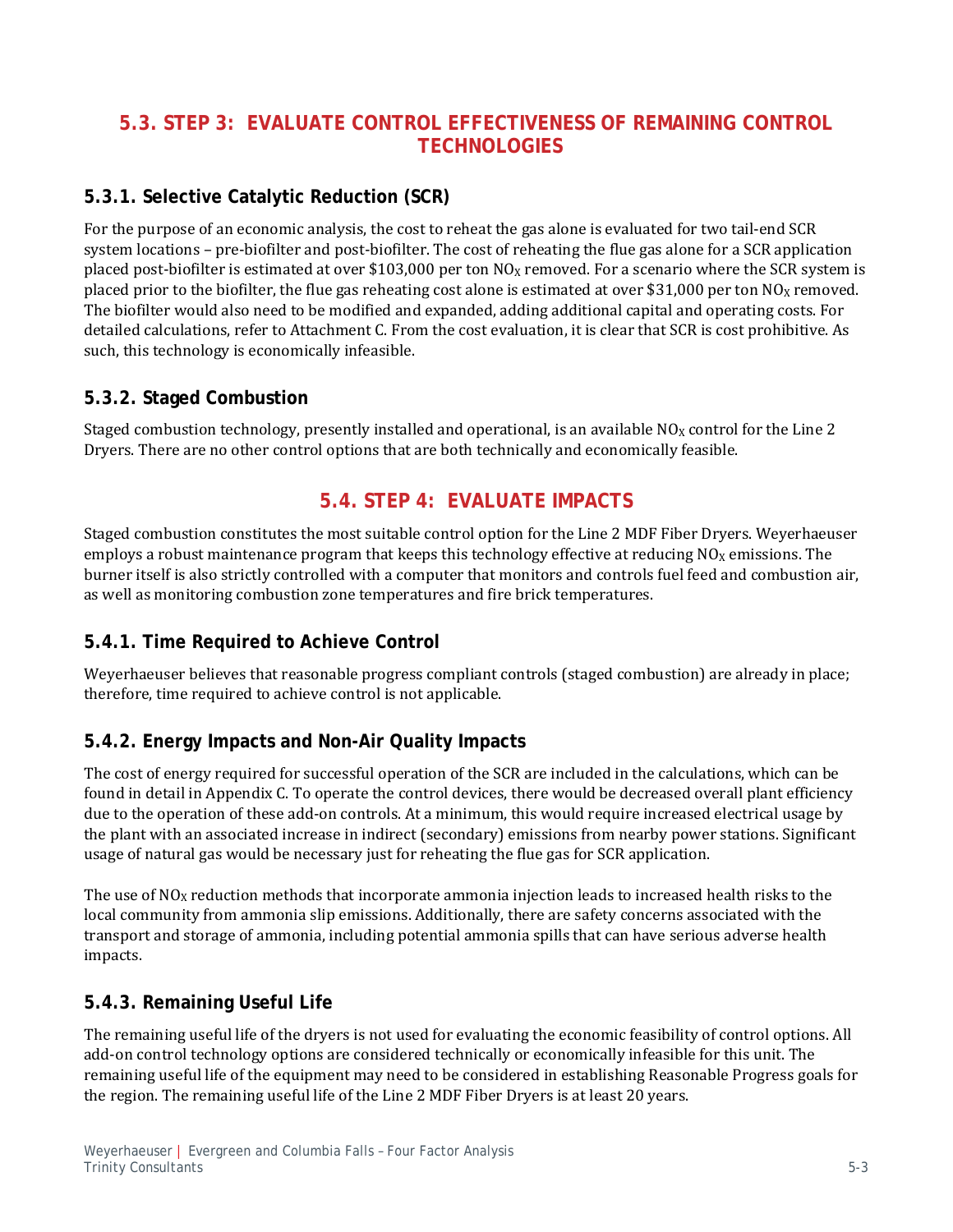## 5.3. STEP 3: EVALUATE CONTROL EFFECTIVENESS OF REMAINING CONTROL TECHNOLOGIES

### 5.3.1. Selective Catalytic Reduction (SCR)

For the purpose of an economic analysis, the cost to reheat the gas alone is evaluated for two tail-end SCR system locations – pre-biofilter and post-biofilter. The cost of reheating the flue gas alone for a SCR application placed post-biofilter is estimated at over \$103,000 per ton $NO_X$ removed. For a scenario where the SCR system is placed prior to the biofilter, the flue gas reheating cost alone is estimated at over \$31,000 per ton $NO_X$ removed. The biofilter would also need to be modified and expanded, adding additional capital and operating costs. For detailed calculations, refer to Attachment C. From the cost evaluation, it is clear that SCR is cost prohibitive. As such, this technology is economically infeasible.

### 5.3.2. Staged Combustion

Staged combustion technology, presently installed and operational, is an available $NO_X$ control for the Line 2 Dryers. There are no other control options that are both technically and economically feasible.

## 5.4. STEP 4: EVALUATE IMPACTS

Staged combustion constitutes the most suitable control option for the Line 2 MDF Fiber Dryers. Weyerhaeuser employs a robust maintenance program that keeps this technology effective at reducing $NO_X$ emissions. The burner itself is also strictly controlled with a computer that monitors and controls fuel feed and combustion air, as well as monitoring combustion zone temperatures and fire brick temperatures.

### 5.4.1. Time Required to Achieve Control

Weyerhaeuser believes that reasonable progress compliant controls (staged combustion) are already in place; therefore, time required to achieve control is not applicable.

### 5.4.2. Energy Impacts and Non-Air Quality Impacts

The cost of energy required for successful operation of the SCR are included in the calculations, which can be found in detail in Appendix C. To operate the control devices, there would be decreased overall plant efficiency due to the operation of these add-on controls. At a minimum, this would require increased electrical usage by the plant with an associated increase in indirect (secondary) emissions from nearby power stations. Significant usage of natural gas would be necessary just for reheating the flue gas for SCR application.

The use of $NO_X$ reduction methods that incorporate ammonia injection leads to increased health risks to the local community from ammonia slip emissions. Additionally, there are safety concerns associated with the transport and storage of ammonia, including potential ammonia spills that can have serious adverse health impacts.

### 5.4.3. Remaining Useful Life

The remaining useful life of the dryers is not used for evaluating the economic feasibility of control options. All add-on control technology options are considered technically or economically infeasible for this unit. The remaining useful life of the equipment may need to be considered in establishing Reasonable Progress goals for the region. The remaining useful life of the Line 2 MDF Fiber Dryers is at least 20 years.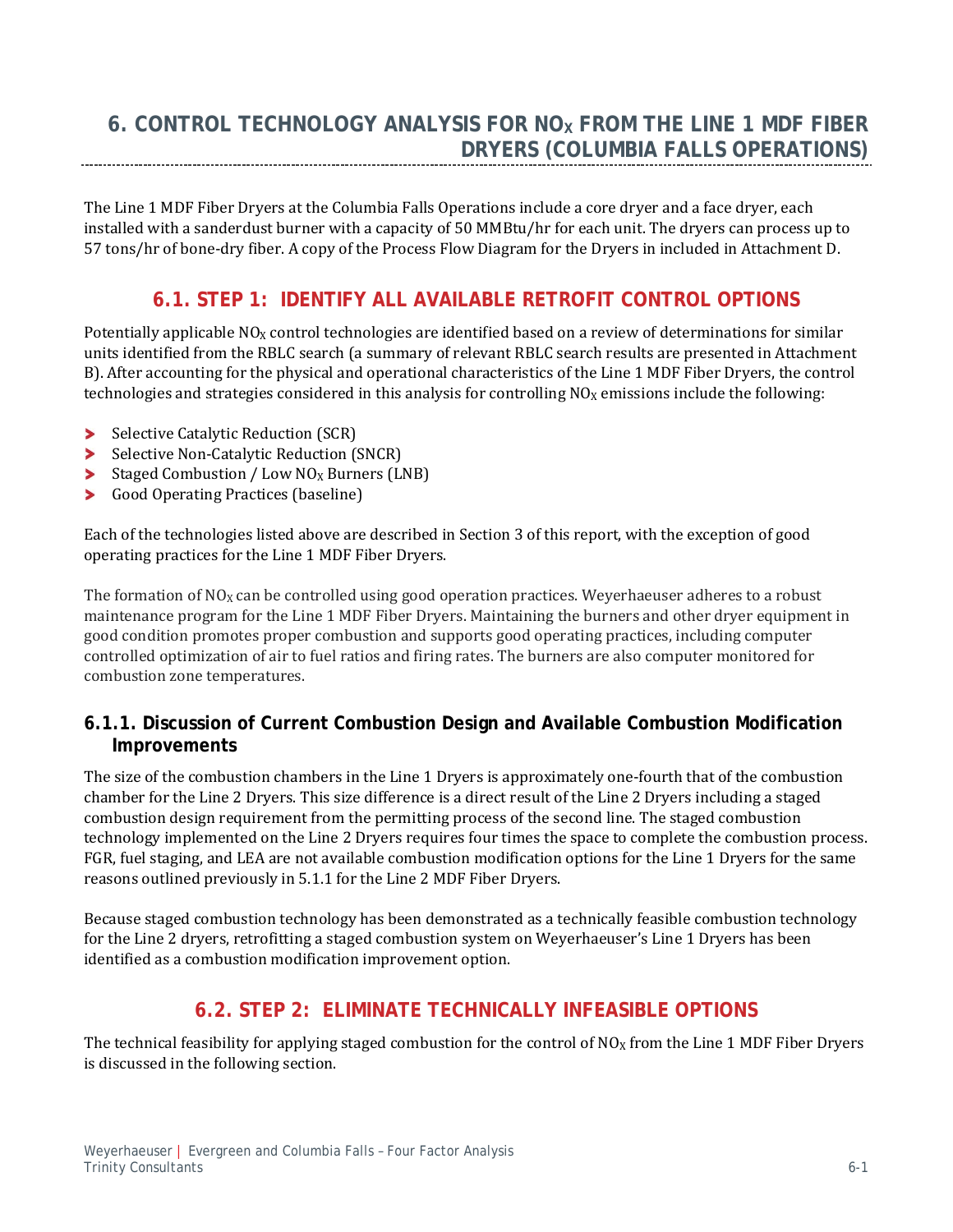# 6. CONTROL TECHNOLOGY ANALYSIS FOR $NO_X$ FROM THE LINE 1 MDF FIBER DRYERS (COLUMBIA FALLS OPERATIONS)

The Line 1 MDF Fiber Dryers at the Columbia Falls Operations include a core dryer and a face dryer, each installed with a sanderdust burner with a capacity of 50 MMBtu/hr for each unit. The dryers can process up to 57 tons/hr of bone-dry fiber. A copy of the Process Flow Diagram for the Dryers in included in Attachment D.

## 6.1. STEP 1: IDENTIFY ALL AVAILABLE RETROFIT CONTROL OPTIONS

Potentially applicable $NO_X$ control technologies are identified based on a review of determinations for similar units identified from the RBLC search (a summary of relevant RBLC search results are presented in Attachment B). After accounting for the physical and operational characteristics of the Line 1 MDF Fiber Dryers, the control technologies and strategies considered in this analysis for controlling $NO_X$ emissions include the following:

- Selective Catalytic Reduction (SCR)
- Selective Non-Catalytic Reduction (SNCR)
- Staged Combustion / Low $NO_X$ Burners (LNB)
- Good Operating Practices (baseline)

Each of the technologies listed above are described in Section 3 of this report, with the exception of good operating practices for the Line 1 MDF Fiber Dryers.

The formation of $NO_X$ can be controlled using good operation practices. Weyerhaeuser adheres to a robust maintenance program for the Line 1 MDF Fiber Dryers. Maintaining the burners and other dryer equipment in good condition promotes proper combustion and supports good operating practices, including computer controlled optimization of air to fuel ratios and firing rates. The burners are also computer monitored for combustion zone temperatures.

### 6.1.1. Discussion of Current Combustion Design and Available Combustion Modification Improvements

The size of the combustion chambers in the Line 1 Dryers is approximately one-fourth that of the combustion chamber for the Line 2 Dryers. This size difference is a direct result of the Line 2 Dryers including a staged combustion design requirement from the permitting process of the second line. The staged combustion technology implemented on the Line 2 Dryers requires four times the space to complete the combustion process. FGR, fuel staging, and LEA are not available combustion modification options for the Line 1 Dryers for the same reasons outlined previously in 5.1.1 for the Line 2 MDF Fiber Dryers.

Because staged combustion technology has been demonstrated as a technically feasible combustion technology for the Line 2 dryers, retrofitting a staged combustion system on Weyerhaeuser's Line 1 Dryers has been identified as a combustion modification improvement option.

## 6.2. STEP 2: ELIMINATE TECHNICALLY INFEASIBLE OPTIONS

The technical feasibility for applying staged combustion for the control of $NO_X$ from the Line 1 MDF Fiber Dryers is discussed in the following section.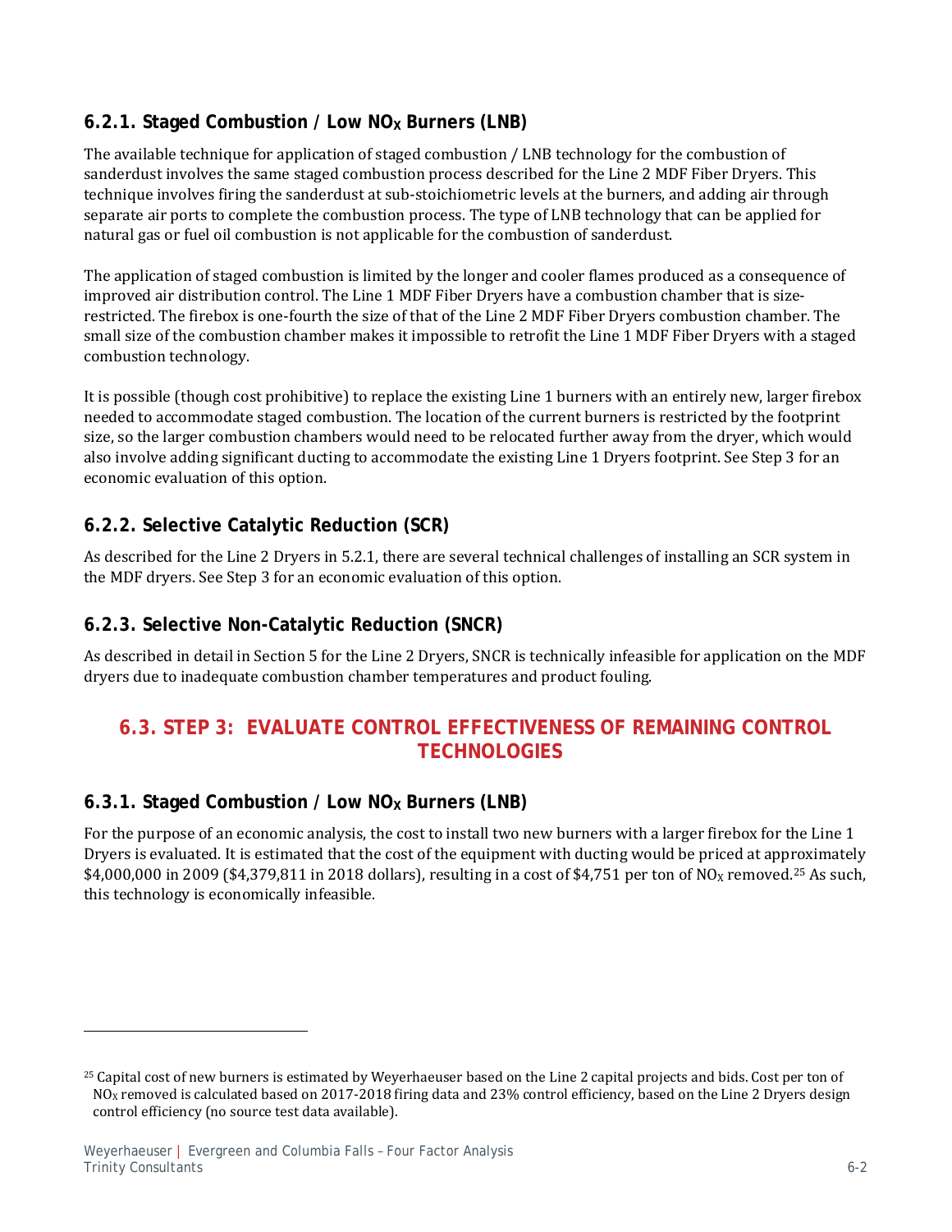### 6.2.1. Staged Combustion / Low $NO_X$ Burners (LNB)

The available technique for application of staged combustion / LNB technology for the combustion of sanderdust involves the same staged combustion process described for the Line 2 MDF Fiber Dryers. This technique involves firing the sanderdust at sub-stoichiometric levels at the burners, and adding air through separate air ports to complete the combustion process. The type of LNB technology that can be applied for natural gas or fuel oil combustion is not applicable for the combustion of sanderdust.

The application of staged combustion is limited by the longer and cooler flames produced as a consequence of improved air distribution control. The Line 1 MDF Fiber Dryers have a combustion chamber that is size-restricted. The firebox is one-fourth the size of that of the Line 2 MDF Fiber Dryers combustion chamber. The small size of the combustion chamber makes it impossible to retrofit the Line 1 MDF Fiber Dryers with a staged combustion technology.

It is possible (though cost prohibitive) to replace the existing Line 1 burners with an entirely new, larger firebox needed to accommodate staged combustion. The location of the current burners is restricted by the footprint size, so the larger combustion chambers would need to be relocated further away from the dryer, which would also involve adding significant ducting to accommodate the existing Line 1 Dryers footprint. See Step 3 for an economic evaluation of this option.

### 6.2.2. Selective Catalytic Reduction (SCR)

As described for the Line 2 Dryers in 5.2.1, there are several technical challenges of installing an SCR system in the MDF dryers. See Step 3 for an economic evaluation of this option.

### 6.2.3. Selective Non-Catalytic Reduction (SNCR)

As described in detail in Section 5 for the Line 2 Dryers, SNCR is technically infeasible for application on the MDF dryers due to inadequate combustion chamber temperatures and product fouling.

## 6.3. STEP 3: EVALUATE CONTROL EFFECTIVENESS OF REMAINING CONTROL TECHNOLOGIES

### 6.3.1. Staged Combustion / Low $NO_X$ Burners (LNB)

For the purpose of an economic analysis, the cost to install two new burners with a larger firebox for the Line 1 Dryers is evaluated. It is estimated that the cost of the equipment with ducting would be priced at approximately $4,000,000 in 2009 ($4,379,811 in 2018 dollars), resulting in a cost of $4,751 per ton of $NO_X$ removed.[25] As such, this technology is economically infeasible.

---

[25] Capital cost of new burners is estimated by Weyerhaeuser based on the Line 2 capital projects and bids. Cost per ton of $NO_X$ removed is calculated based on 2017-2018 firing data and 23% control efficiency, based on the Line 2 Dryers design control efficiency (no source test data available).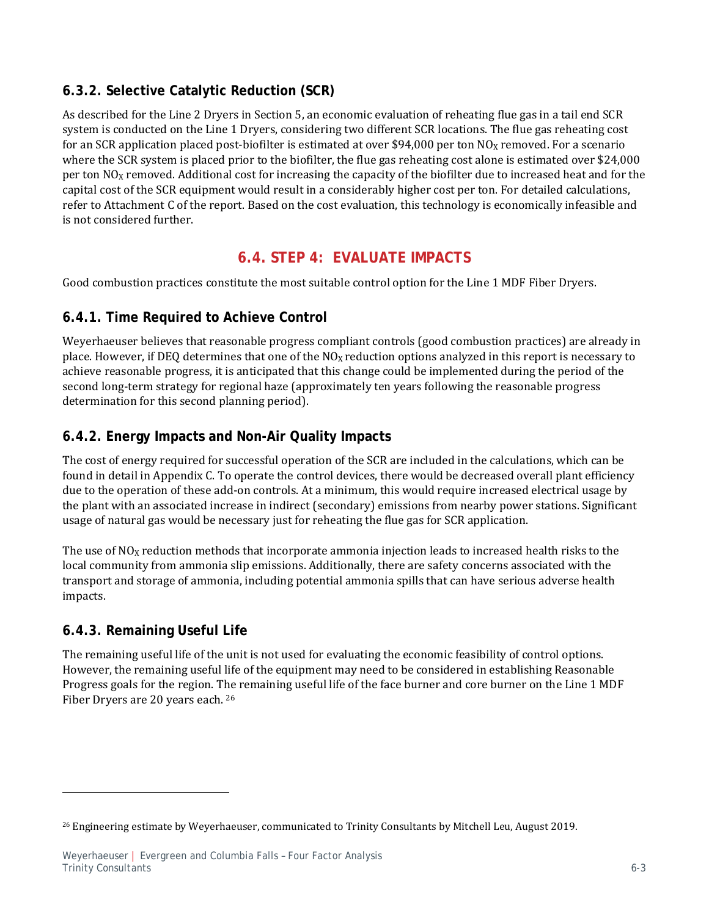### 6.3.2. Selective Catalytic Reduction (SCR)

As described for the Line 2 Dryers in Section 5, an economic evaluation of reheating flue gas in a tail end SCR system is conducted on the Line 1 Dryers, considering two different SCR locations. The flue gas reheating cost for an SCR application placed post-biofilter is estimated at over $94,000 per ton $NO_X$ removed. For a scenario where the SCR system is placed prior to the biofilter, the flue gas reheating cost alone is estimated over $24,000 per ton $NO_X$ removed. Additional cost for increasing the capacity of the biofilter due to increased heat and for the capital cost of the SCR equipment would result in a considerably higher cost per ton. For detailed calculations, refer to Attachment C of the report. Based on the cost evaluation, this technology is economically infeasible and is not considered further.

## 6.4. STEP 4: EVALUATE IMPACTS

Good combustion practices constitute the most suitable control option for the Line 1 MDF Fiber Dryers.

### 6.4.1. Time Required to Achieve Control

Weyerhaeuser believes that reasonable progress compliant controls (good combustion practices) are already in place. However, if DEQ determines that one of the $NO_X$ reduction options analyzed in this report is necessary to achieve reasonable progress, it is anticipated that this change could be implemented during the period of the second long-term strategy for regional haze (approximately ten years following the reasonable progress determination for this second planning period).

### 6.4.2. Energy Impacts and Non-Air Quality Impacts

The cost of energy required for successful operation of the SCR are included in the calculations, which can be found in detail in Appendix C. To operate the control devices, there would be decreased overall plant efficiency due to the operation of these add-on controls. At a minimum, this would require increased electrical usage by the plant with an associated increase in indirect (secondary) emissions from nearby power stations. Significant usage of natural gas would be necessary just for reheating the flue gas for SCR application.

The use of $NO_X$ reduction methods that incorporate ammonia injection leads to increased health risks to the local community from ammonia slip emissions. Additionally, there are safety concerns associated with the transport and storage of ammonia, including potential ammonia spills that can have serious adverse health impacts.

### 6.4.3. Remaining Useful Life

The remaining useful life of the unit is not used for evaluating the economic feasibility of control options. However, the remaining useful life of the equipment may need to be considered in establishing Reasonable Progress goals for the region. The remaining useful life of the face burner and core burner on the Line 1 MDF Fiber Dryers are 20 years each. [26]

[26] Engineering estimate by Weyerhaeuser, communicated to Trinity Consultants by Mitchell Leu, August 2019.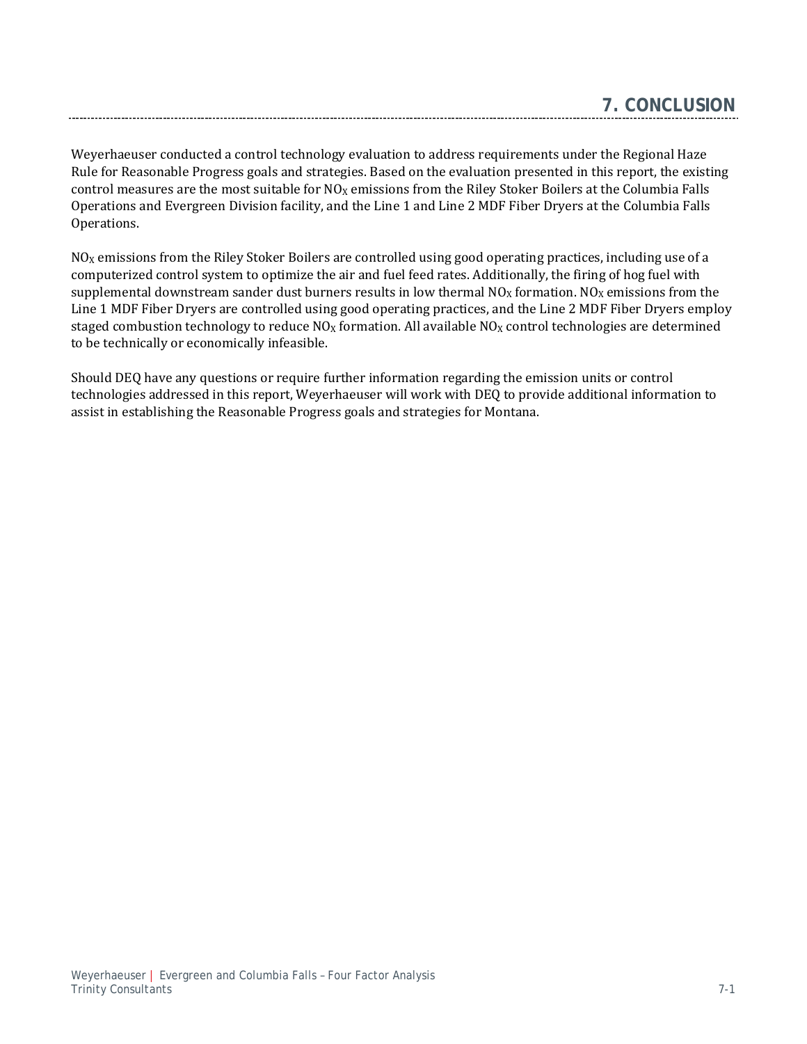# 7. CONCLUSION

Weyerhaeuser conducted a control technology evaluation to address requirements under the Regional Haze Rule for Reasonable Progress goals and strategies. Based on the evaluation presented in this report, the existing control measures are the most suitable for $NO_X$ emissions from the Riley Stoker Boilers at the Columbia Falls Operations and Evergreen Division facility, and the Line 1 and Line 2 MDF Fiber Dryers at the Columbia Falls Operations.

$NO_X$ emissions from the Riley Stoker Boilers are controlled using good operating practices, including use of a computerized control system to optimize the air and fuel feed rates. Additionally, the firing of hog fuel with supplemental downstream sander dust burners results in low thermal $NO_X$ formation. $NO_X$ emissions from the Line 1 MDF Fiber Dryers are controlled using good operating practices, and the Line 2 MDF Fiber Dryers employ staged combustion technology to reduce $NO_X$ formation. All available $NO_X$ control technologies are determined to be technically or economically infeasible.

Should DEQ have any questions or require further information regarding the emission units or control technologies addressed in this report, Weyerhaeuser will work with DEQ to provide additional information to assist in establishing the Reasonable Progress goals and strategies for Montana.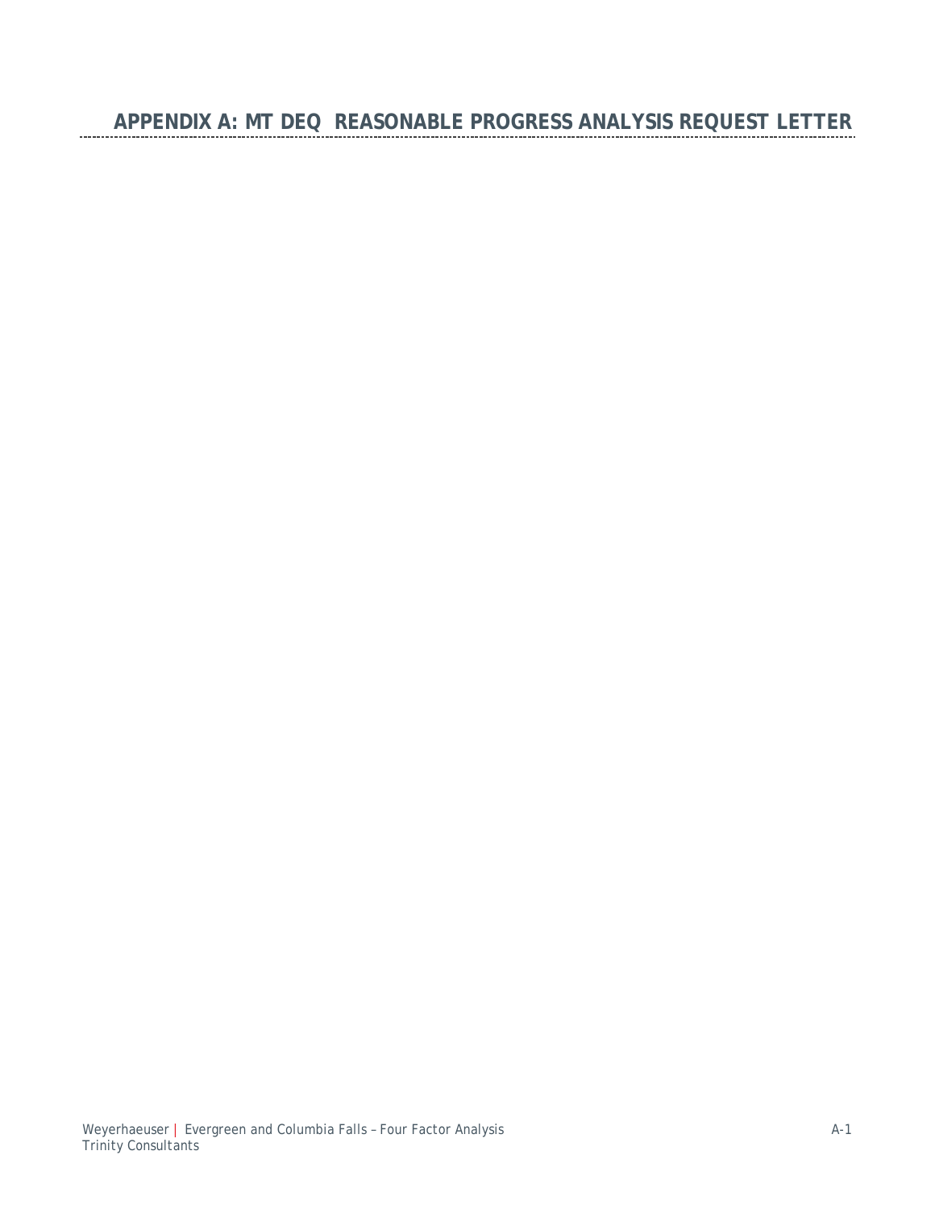## APPENDIX A: MT DEQ REASONABLE PROGRESS ANALYSIS REQUEST LETTER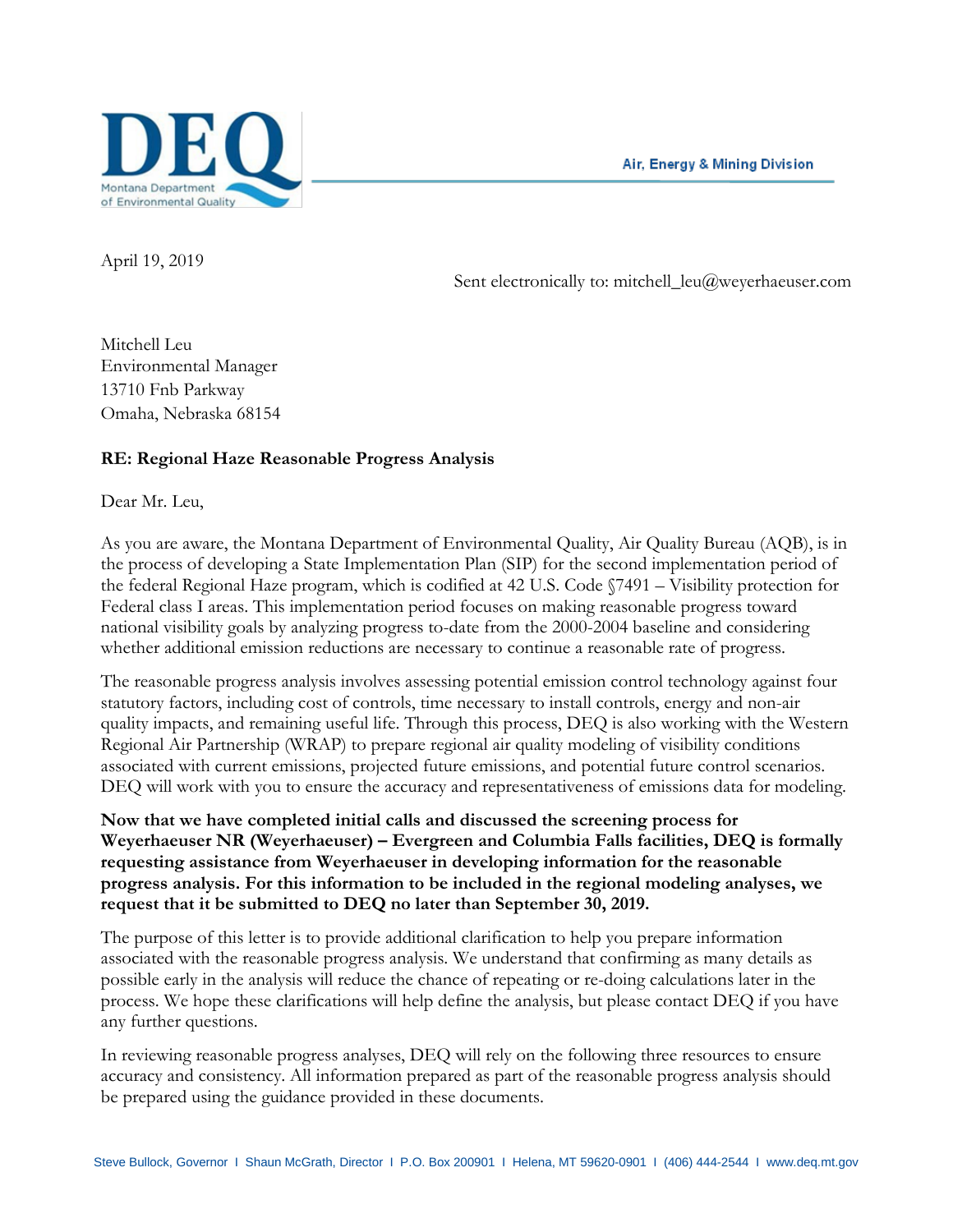DEQ
Montana Department of Environmental Quality

Air, Energy & Mining Division

April 19, 2019

Sent electronically to: mitchell_leu@weyerhaeuser.com

Mitchell Leu
Environmental Manager
13710 Fnb Parkway
Omaha, Nebraska 68154

**RE: Regional Haze Reasonable Progress Analysis**

Dear Mr. Leu,

As you are aware, the Montana Department of Environmental Quality, Air Quality Bureau (AQB), is in the process of developing a State Implementation Plan (SIP) for the second implementation period of the federal Regional Haze program, which is codified at 42 U.S. Code §7491 – Visibility protection for Federal class I areas. This implementation period focuses on making reasonable progress toward national visibility goals by analyzing progress to-date from the 2000-2004 baseline and considering whether additional emission reductions are necessary to continue a reasonable rate of progress.

The reasonable progress analysis involves assessing potential emission control technology against four statutory factors, including cost of controls, time necessary to install controls, energy and non-air quality impacts, and remaining useful life. Through this process, DEQ is also working with the Western Regional Air Partnership (WRAP) to prepare regional air quality modeling of visibility conditions associated with current emissions, projected future emissions, and potential future control scenarios. DEQ will work with you to ensure the accuracy and representativeness of emissions data for modeling.

**Now that we have completed initial calls and discussed the screening process for Weyerhaeuser NR (Weyerhaeuser) – Evergreen and Columbia Falls facilities, DEQ is formally requesting assistance from Weyerhaeuser in developing information for the reasonable progress analysis. For this information to be included in the regional modeling analyses, we request that it be submitted to DEQ no later than September 30, 2019.**

The purpose of this letter is to provide additional clarification to help you prepare information associated with the reasonable progress analysis. We understand that confirming as many details as possible early in the analysis will reduce the chance of repeating or re-doing calculations later in the process. We hope these clarifications will help define the analysis, but please contact DEQ if you have any further questions.

In reviewing reasonable progress analyses, DEQ will rely on the following three resources to ensure accuracy and consistency. All information prepared as part of the reasonable progress analysis should be prepared using the guidance provided in these documents.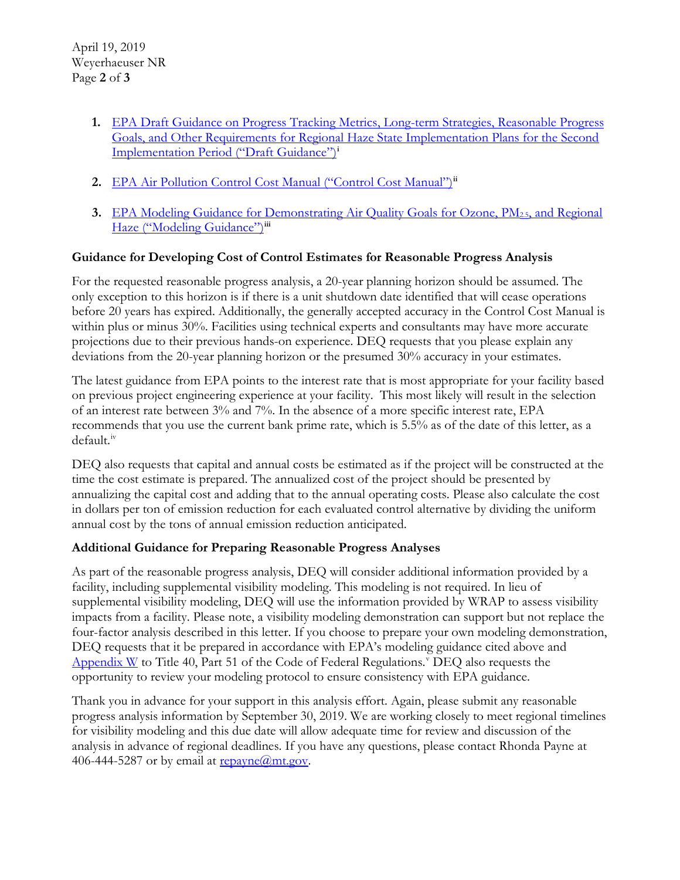1. EPA Draft Guidance on Progress Tracking Metrics, Long-term Strategies, Reasonable Progress Goals, and Other Requirements for Regional Haze State Implementation Plans for the Second Implementation Period ("Draft Guidance")[i]

2. EPA Air Pollution Control Cost Manual ("Control Cost Manual")[ii]

3. EPA Modeling Guidance for Demonstrating Air Quality Goals for Ozone, $PM_{2.5}$, and Regional Haze ("Modeling Guidance")[iii]

**Guidance for Developing Cost of Control Estimates for Reasonable Progress Analysis**

For the requested reasonable progress analysis, a 20-year planning horizon should be assumed. The only exception to this horizon is if there is a unit shutdown date identified that will cease operations before 20 years has expired. Additionally, the generally accepted accuracy in the Control Cost Manual is within plus or minus 30%. Facilities using technical experts and consultants may have more accurate projections due to their previous hands-on experience. DEQ requests that you please explain any deviations from the 20-year planning horizon or the presumed 30% accuracy in your estimates.

The latest guidance from EPA points to the interest rate that is most appropriate for your facility based on previous project engineering experience at your facility. This most likely will result in the selection of an interest rate between 3% and 7%. In the absence of a more specific interest rate, EPA recommends that you use the current bank prime rate, which is 5.5% as of the date of this letter, as a default.[iv]

DEQ also requests that capital and annual costs be estimated as if the project will be constructed at the time the cost estimate is prepared. The annualized cost of the project should be presented by annualizing the capital cost and adding that to the annual operating costs. Please also calculate the cost in dollars per ton of emission reduction for each evaluated control alternative by dividing the uniform annual cost by the tons of annual emission reduction anticipated.

**Additional Guidance for Preparing Reasonable Progress Analyses**

As part of the reasonable progress analysis, DEQ will consider additional information provided by a facility, including supplemental visibility modeling. This modeling is not required. In lieu of supplemental visibility modeling, DEQ will use the information provided by WRAP to assess visibility impacts from a facility. Please note, a visibility modeling demonstration can support but not replace the four-factor analysis described in this letter. If you choose to prepare your own modeling demonstration, DEQ requests that it be prepared in accordance with EPA's modeling guidance cited above and Appendix W to Title 40, Part 51 of the Code of Federal Regulations.[v] DEQ also requests the opportunity to review your modeling protocol to ensure consistency with EPA guidance.

Thank you in advance for your support in this analysis effort. Again, please submit any reasonable progress analysis information by September 30, 2019. We are working closely to meet regional timelines for visibility modeling and this due date will allow adequate time for review and discussion of the analysis in advance of regional deadlines. If you have any questions, please contact Rhonda Payne at 406-444-5287 or by email at repayne@mt.gov.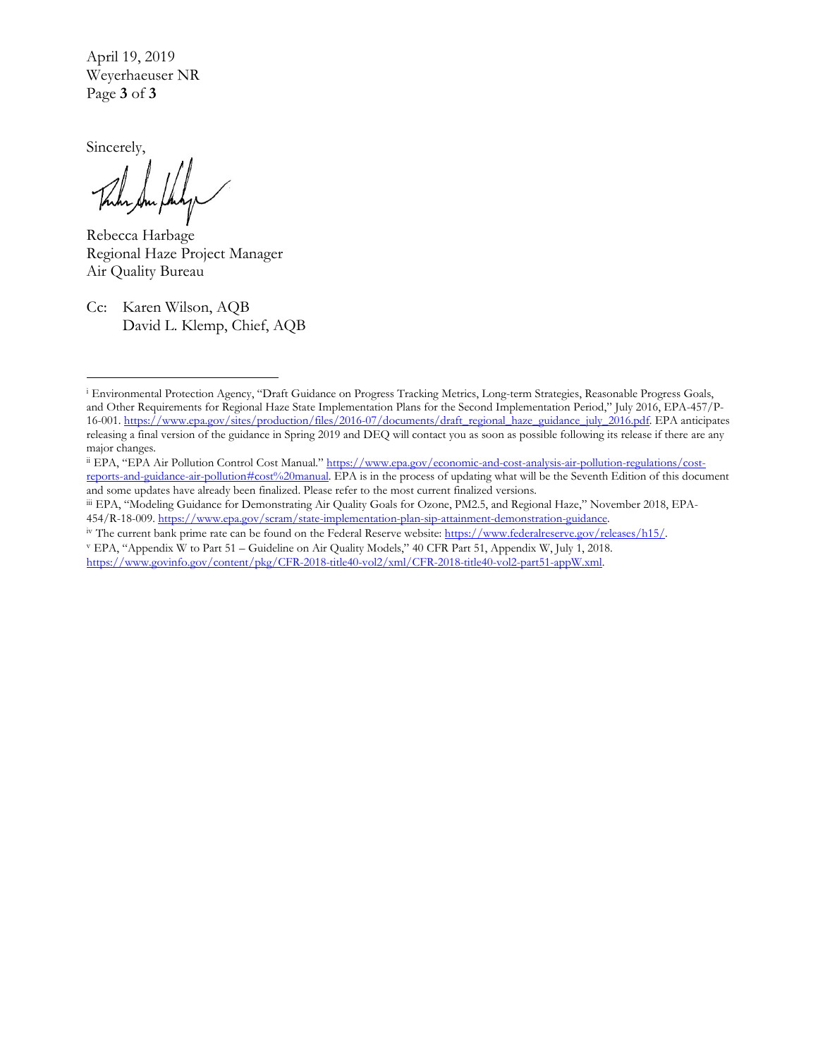Sincerely,

Rebecca Harbage
Regional Haze Project Manager
Air Quality Bureau

Cc: Karen Wilson, AQB
David L. Klemp, Chief, AQB

---

[i] Environmental Protection Agency, "Draft Guidance on Progress Tracking Metrics, Long-term Strategies, Reasonable Progress Goals, and Other Requirements for Regional Haze State Implementation Plans for the Second Implementation Period," July 2016, EPA-457/P-16-001. https://www.epa.gov/sites/production/files/2016-07/documents/draft_regional_haze_guidance_july_2016.pdf. EPA anticipates releasing a final version of the guidance in Spring 2019 and DEQ will contact you as soon as possible following its release if there are any major changes.

[ii] EPA, "EPA Air Pollution Control Cost Manual." https://www.epa.gov/economic-and-cost-analysis-air-pollution-regulations/cost-reports-and-guidance-air-pollution#cost%20manual. EPA is in the process of updating what will be the Seventh Edition of this document and some updates have already been finalized. Please refer to the most current finalized versions.

[iii] EPA, "Modeling Guidance for Demonstrating Air Quality Goals for Ozone, PM2.5, and Regional Haze," November 2018, EPA-454/R-18-009. https://www.epa.gov/scram/state-implementation-plan-sip-attainment-demonstration-guidance.

[iv] The current bank prime rate can be found on the Federal Reserve website: https://www.federalreserve.gov/releases/h15/.

[v] EPA, "Appendix W to Part 51 – Guideline on Air Quality Models," 40 CFR Part 51, Appendix W, July 1, 2018. https://www.govinfo.gov/content/pkg/CFR-2018-title40-vol2/xml/CFR-2018-title40-vol2-part51-appW.xml.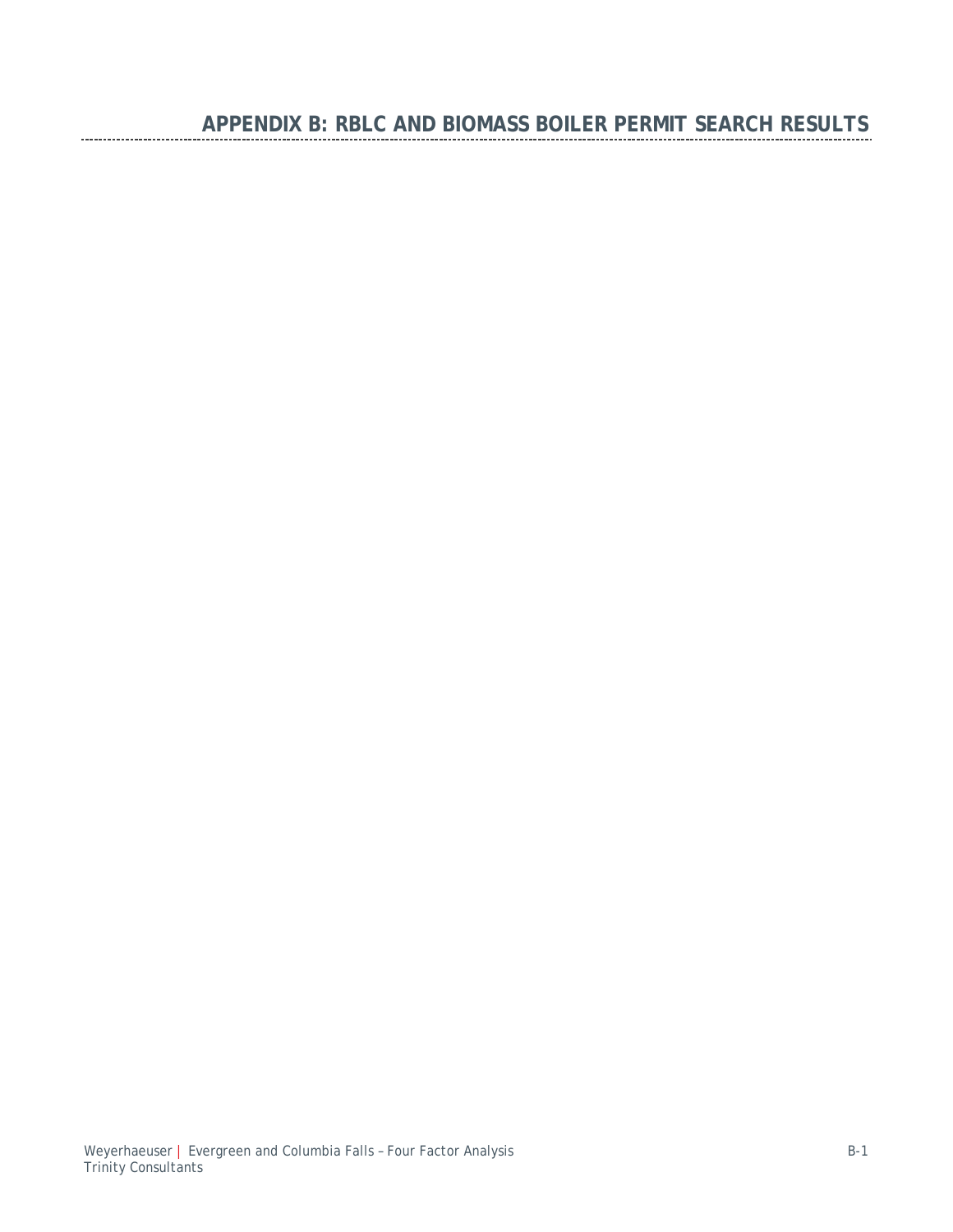# APPENDIX B: RBLC AND BIOMASS BOILER PERMIT SEARCH RESULTS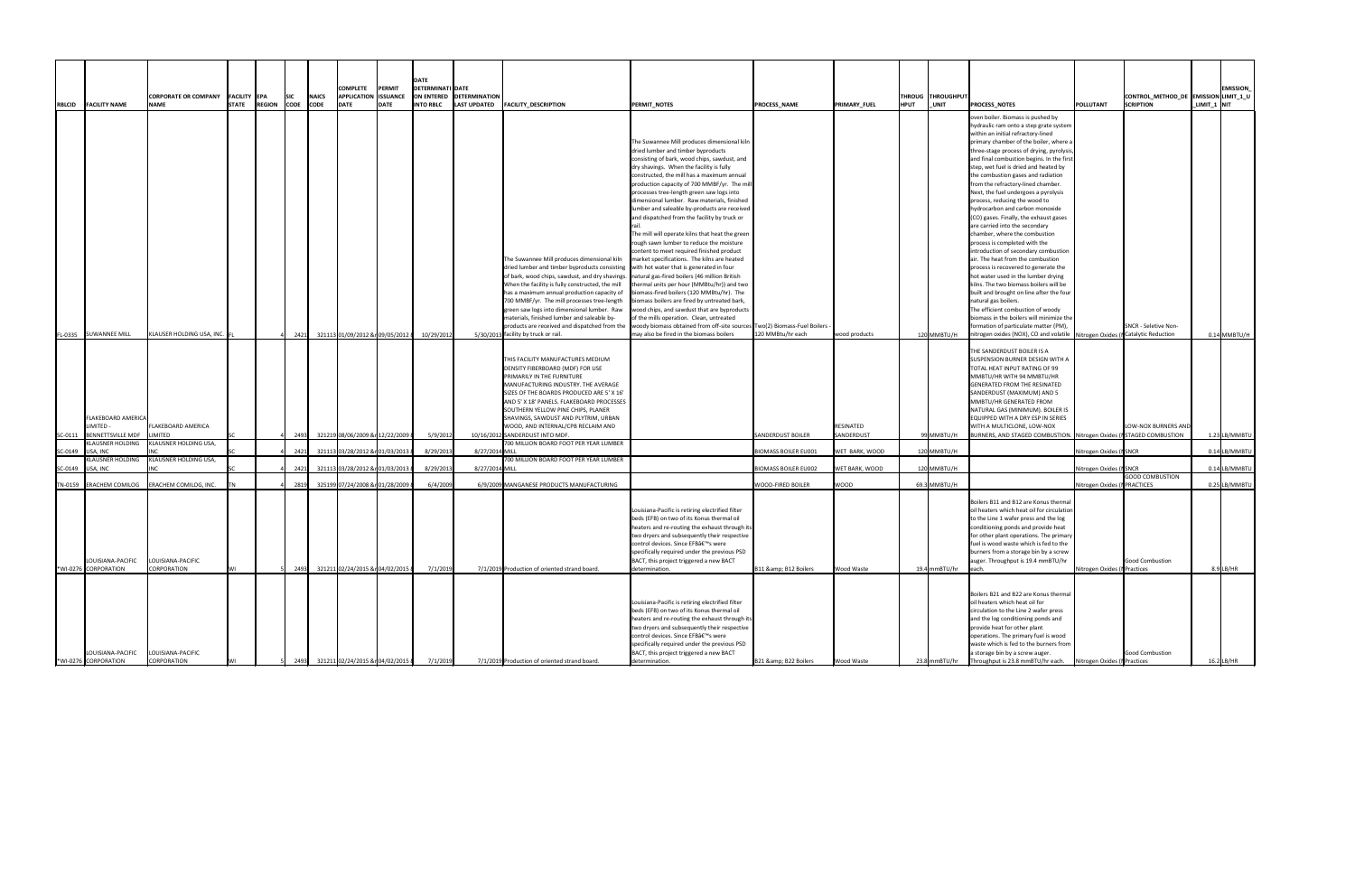| RBLCID | FACILITY NAME | CORPORATE OR COMPANY NAME | FACILITY STATE | EPA REGION | SIC CODE | NAICS CODE | COMPLETE APPLICATION DATE | PERMIT ISSUANCE DATE | DATE DETERMINATION ON ENTERED INTO RBLC | DATE DETERMINATION LAST UPDATED | FACILITY_DESCRIPTION | PERMIT_NOTES | PROCESS_NAME | PRIMARY_FUEL | THROUGHPUT | THROUGHPUT_UNIT | PROCESS_NOTES | POLLUTANT | CONTROL_METHOD_DESCRIPTION | EMISSION_LIMIT_1 | EMISSION_LIMIT_1_UNIT |
|---|---|---|---|---|---|---|---|---|---|---|---|---|---|---|---|---|---|---|---|---|---|
| FL-0335 | SUWANNEE MILL | KLAUSER HOLDING USA, INC. | FL | 4 | 2421 | 321113 | 01/09/2012 &n | 09/05/2012 | 10/29/2012 | 5/30/2013 | The Suwannee Mill produces dimensional kiln dried lumber and timber byproducts consisting of bark, wood chips, sawdust, and dry shavings. When the facility is fully constructed, the mill has a maximum annual production capacity of 700 MMBF/yr. The mill processes tree-length green saw logs into dimensional lumber. Raw materials, finished lumber and saleable by-products are received and dispatched from the facility by truck or rail. | The Suwannee Mill produces dimensional kiln dried lumber and timber byproducts consisting of bark, wood chips, sawdust, and dry shavings. When the facility is fully constructed, the mill has a maximum annual production capacity of 700 MMBF/yr. The mill processes tree-length green saw logs into dimensional lumber. Raw materials, finished lumber and saleable by-products are received and dispatched from the facility by truck or rail. The mill will operate kilns that heat the green rough sawn lumber to reduce the moisture content to meet required finished product market specifications. The kilns are heated with hot water that is generated in four natural gas-fired boilers (46 million British thermal units per hour (MMBtu/hr)) and two biomass-fired boilers (120 MMBtu/hr). The biomass boilers are fired by untreated bark, wood chips, and sawdust that are byproducts of the mills operation. Clean, untreated woody biomass obtained from off-site sources may also be fired in the biomass boilers | Two(2) Biomass-Fuel Boilers - 120 MMBtu/hr each | wood products | 120 | MMBTU/H | oven boiler. Biomass is pushed by hydraulic ram onto a step grate system within an initial refractory-lined primary chamber of the boiler, where a three-stage process of drying, pyrolysis, and final combustion begins. In the first step, wet fuel is dried and heated by the combustion gases and radiation from the refractory-lined chamber. Next, the fuel undergoes a pyrolysis process, reducing the wood to hydrocarbon and carbon monoxide (CO) gases. Finally, the exhaust gases are carried into the secondary chamber, where the combustion process is completed with the introduction of secondary combustion air. The heat from the combustion process is recovered to generate the hot water used in the lumber drying kilns. The two biomass boilers will be built and brought on line after the four natural gas boilers. The efficient combustion of woody biomass in the boilers will minimize the formation of particulate matter (PM), nitrogen oxides (NOX), CO and volatile | Nitrogen Oxides (N | SNCR - Seletive Non-Catalytic Reduction | 0.14 | MMBTU/H |
| SC-0111 | FLAKEBOARD AMERICA LIMITED - BENNETTSVILLE MDF | FLAKEBOARD AMERICA LIMITED | SC | 4 | 2493 | 321219 | 08/06/2009 &n | 12/22/2009 | 5/9/2012 | 10/16/2012 | THIS FACILITY MANUFACTURES MEDIUM DENSITY FIBERBOARD (MDF) FOR USE PRIMARILY IN THE FURNITURE MANUFACTURING INDUSTRY. THE AVERAGE SIZES OF THE BOARDS PRODUCED ARE 5' X 16' AND 5' X 18' PANELS. FLAKEBOARD PROCESSES SOUTHERN YELLOW PINE CHIPS, PLANER SHAVINGS, SAWDUST AND PLYTRIM, URBAN WOOD, AND INTERNAL/CPB RECLAIM AND SANDERDUST INTO MDF. | | SANDERDUST BOILER | RESINATED SANDERDUST | 99 | MMBTU/H | THE SANDERDUST BOILER IS A SUSPENSION BURNER DESIGN WITH A TOTAL HEAT INPUT RATING OF 99 MMBTU/HR WITH 94 MMBTU/HR GENERATED FROM THE RESINATED SANDERDUST (MAXIMUM) AND 5 MMBTU/HR GENERATED FROM NATURAL GAS (MINIMUM). BOILER IS EQUIPPED WITH A DRY ESP IN SERIES WITH A MULTICLONE, LOW-NOX BURNERS, AND STAGED COMBUSTION. | Nitrogen Oxides (N | LOW-NOX BURNERS AND STAGED COMBUSTION | 1.23 | LB/MMBTU |
| SC-0149 | KLAUSNER HOLDING USA, INC | KLAUSNER HOLDING USA, INC | SC | 4 | 2421 | 321113 | 03/28/2012 &n | 01/03/2013 | 8/29/2013 | 8/27/2014 | 700 MILLION BOARD FOOT PER YEAR LUMBER MILL | | BIOMASS BOILER EU001 | WET BARK, WOOD | 120 | MMBTU/H | | Nitrogen Oxides (N | SNCR | 0.14 | LB/MMBTU |
| SC-0149 | KLAUSNER HOLDING USA, INC | KLAUSNER HOLDING USA, INC | SC | 4 | 2421 | 321113 | 03/28/2012 &n | 01/03/2013 | 8/29/2013 | 8/27/2014 | 700 MILLION BOARD FOOT PER YEAR LUMBER MILL | | BIOMASS BOILER EU002 | WET BARK, WOOD | 120 | MMBTU/H | | Nitrogen Oxides (N | SNCR | 0.14 | LB/MMBTU |
| TN-0159 | ERACHEM COMILOG | ERACHEM COMILOG, INC. | TN | 4 | 2819 | 325199 | 07/24/2008 &n | 01/28/2009 | 6/4/2009 | 6/9/2009 | MANGANESE PRODUCTS MANUFACTURING | | WOOD-FIRED BOILER | WOOD | 69.3 | MMBTU/H | | Nitrogen Oxides (N | GOOD COMBUSTION PRACTICES | 0.25 | LB/MMBTU |
| *WI-0276 | LOUISIANA-PACIFIC CORPORATION | LOUISIANA-PACIFIC CORPORATION | WI | 5 | 2493 | 321211 | 02/24/2015 &n | 04/02/2015 | 7/1/2019 | 7/1/2019 | Production of oriented strand board. | Louisiana-Pacific is retiring electrified filter beds (EFB) on two of its Konus thermal oil heaters and re-routing the exhaust through its two dryers and subsequently their respective control devices. Since EFBâ€™s were specifically required under the previous PSD BACT, this project triggered a new BACT determination. | B11 &amp; B12 Boilers | Wood Waste | 19.4 | mmBTU/hr | Boilers B11 and B12 are Konus thermal oil heaters which heat oil for circulation to the Line 1 wafer press and the log conditioning ponds and provide heat for other plant operations. The primary fuel is wood waste which is fed to the burners from a storage bin by a screw auger. Throughput is 19.4 mmBTU/hr each. | Nitrogen Oxides (N | Good Combustion Practices | 8.9 | LB/HR |
| *WI-0276 | LOUISIANA-PACIFIC CORPORATION | LOUISIANA-PACIFIC CORPORATION | WI | 5 | 2493 | 321211 | 02/24/2015 &n | 04/02/2015 | 7/1/2019 | 7/1/2019 | Production of oriented strand board. | Louisiana-Pacific is retiring electrified filter beds (EFB) on two of its Konus thermal oil heaters and re-routing the exhaust through its two dryers and subsequently their respective control devices. Since EFBâ€™s were specifically required under the previous PSD BACT, this project triggered a new BACT determination. | B21 &amp; B22 Boilers | Wood Waste | 23.8 | mmBTU/hr | Boilers B21 and B22 are Konus thermal oil heaters which heat oil for circulation to the Line 2 wafer press and the log conditioning ponds and provide heat for other plant operations. The primary fuel is wood waste which is fed to the burners from a storage bin by a screw auger. Throughput is 23.8 mmBTU/hr each. | Nitrogen Oxides (N | Good Combustion Practices | 16.2 | LB/HR |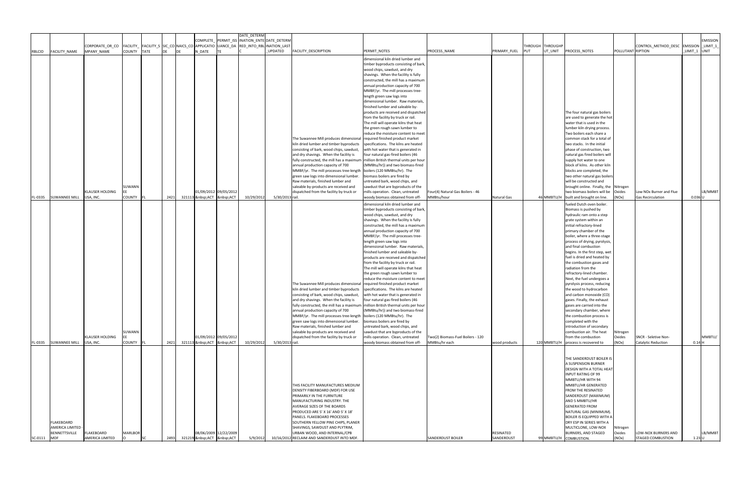| RBLCID | FACILITY_NAME | CORPORATE_OR_COMPANY_NAME | FACILITY_COUNTY | FACILITY_STATE | SIC_CODE | NAICS_CODE | COMPLETE_APPLICATION_DATE | PERMIT_ISSUANCE_DATE | DATE_DETERMINATION_ENTERED_INTO_RBLC | DATE_DETERMINATION_LAST_UPDATED | FACILITY_DESCRIPTION | PERMIT_NOTES | PROCESS_NAME | PRIMARY_FUEL | THROUGHPUT | THROUGHPUT_UNIT | PROCESS_NOTES | POLLUTANT | CONTROL_METHOD_DESCRIPTION | EMISSION_LIMIT_1 | EMISSION_LIMIT_1_UNIT |
|---|---|---|---|---|---|---|---|---|---|---|---|---|---|---|---|---|---|---|---|---|---|
| FL-0335 | SUWANNEE MILL | KLAUSER HOLDING USA, INC. | SUWANNEE COUNTY | FL | 2421 | 321113 | 01/09/2012 &nbsp;ACT | 09/05/2012 &nbsp;ACT | 10/29/2012 | 5/30/2013 | The Suwannee Mill produces dimensional kiln dried lumber and timber byproducts consisting of bark, wood chips, sawdust, and dry shavings. When the facility is fully constructed, the mill has a maximum annual production capacity of 700 MMBF/yr. The mill processes tree-length green saw logs into dimensional lumber. Raw materials, finished lumber and saleable by-products are received and dispatched from the facility by truck or rail. | dimensional kiln dried lumber and timber byproducts consisting of bark, wood chips, sawdust, and dry shavings. When the facility is fully constructed, the mill has a maximum annual production capacity of 700 MMBF/yr. The mill processes tree-length green saw logs into dimensional lumber. Raw materials, finished lumber and saleable by-products are received and dispatched from the facility by truck or rail. The mill will operate kilns that heat the green rough sawn lumber to reduce the moisture content to meet required finished product market specifications. The kilns are heated with hot water that is generated in four natural gas-fired boilers (46 million British thermal units per hour (MMBtu/hr)) and two biomass-fired boilers (120 MMBtu/hr). The biomass boilers are fired by untreated bark, wood chips, and sawdust that are byproducts of the mills operation. Clean, untreated woody biomass obtained from off- | Four(4) Natural Gas Boilers - 46 MMBtu/hour | Natural Gas | 46 | MMBTU/H | The four natural gas boilers are used to generate the hot water that is used in the lumber kiln drying process. Two boilers each share a common stack for a total of two stacks. In the initial phase of construction, two natural gas fired boilers will supply hot water to one block of kilns. As other kiln blocks are completed, the two other natural gas boilers will be constructed and brought online. Finally, the two biomass boilers will be built and brought on line. | Nitrogen Oxides (NOx) | Low NOx Burner and Flue Gas Recirculation | 0.036 | LB/MMBTU |
| FL-0335 | SUWANNEE MILL | KLAUSER HOLDING USA, INC. | SUWANNEE COUNTY | FL | 2421 | 321113 | 01/09/2012 &nbsp;ACT | 09/05/2012 &nbsp;ACT | 10/29/2012 | 5/30/2013 | The Suwannee Mill produces dimensional kiln dried lumber and timber byproducts consisting of bark, wood chips, sawdust, and dry shavings. When the facility is fully constructed, the mill has a maximum annual production capacity of 700 MMBF/yr. The mill processes tree-length green saw logs into dimensional lumber. Raw materials, finished lumber and saleable by-products are received and dispatched from the facility by truck or rail. | dimensional kiln dried lumber and timber byproducts consisting of bark, wood chips, sawdust, and dry shavings. When the facility is fully constructed, the mill has a maximum annual production capacity of 700 MMBF/yr. The mill processes tree-length green saw logs into dimensional lumber. Raw materials, finished lumber and saleable by-products are received and dispatched from the facility by truck or rail. The mill will operate kilns that heat the green rough sawn lumber to reduce the moisture content to meet required finished product market specifications. The kilns are heated with hot water that is generated in four natural gas-fired boilers (46 million British thermal units per hour (MMBtu/hr)) and two biomass-fired boilers (120 MMBtu/hr). The biomass boilers are fired by untreated bark, wood chips, and sawdust that are byproducts of the mills operation. Clean, untreated woody biomass obtained from off- | Two(2) Biomass-Fuel Boilers - 120 MMBtu/hr each | wood products | 120 | MMBTU/H | fueled Dutch oven boiler. Biomass is pushed by hydraulic ram onto a step grate system within an initial refractory-lined primary chamber of the boiler, where a three-stage process of drying, pyrolysis, and final combustion begins. In the first step, wet fuel is dried and heated by the combustion gases and radiation from the refractory-lined chamber. Next, the fuel undergoes a pyrolysis process, reducing the wood to hydrocarbon and carbon monoxide (CO) gases. Finally, the exhaust gases are carried into the secondary chamber, where the combustion process is completed with the introduction of secondary combustion air. The heat from the combustion process is recovered to | Nitrogen Oxides (NOx) | SNCR - Seletive Non-Catalytic Reduction | 0.14 | MMBTU/H |
| SC-0111 | FLAKEBOARD AMERICA LIMITED - BENNETTSVILLE MDF | FLAKEBOARD AMERICA LIMITED | MARLBORO | SC | 2493 | 321219 | 08/06/2009 &nbsp;ACT | 12/22/2009 &nbsp;ACT | 5/9/2012 | 10/16/2012 | THIS FACILITY MANUFACTURES MEDIUM DENSITY FIBERBOARD (MDF) FOR USE PRIMARILY IN THE FURNITURE MANUFACTURING INDUSTRY. THE AVERAGE SIZES OF THE BOARDS PRODUCED ARE 5' X 16' AND 5' X 18' PANELS. FLAKEBOARD PROCESSES SOUTHERN YELLOW PINE CHIPS, PLANER SHAVINGS, SAWDUST AND PLYTRIM, URBAN WOOD, AND INTERNAL/CPB RECLAIM AND SANDERDUST INTO MDF. | | SANDERDUST BOILER | RESINATED SANDERDUST | 99 | MMBTU/H | THE SANDERDUST BOILER IS A SUSPENSION BURNER DESIGN WITH A TOTAL HEAT INPUT RATING OF 99 MMBTU/HR WITH 94 MMBTU/HR GENERATED FROM THE RESINATED SANDERDUST (MAXIMUM) AND 5 MMBTU/HR GENERATED FROM NATURAL GAS (MINIMUM). BOILER IS EQUIPPED WITH A DRY ESP IN SERIES WITH A MULTICLONE, LOW-NOX BURNERS, AND STAGED COMBUSTION. | Nitrogen Oxides (NOx) | LOW-NOX BURNERS AND STAGED COMBUSTION | 1.23 | LB/MMBTU |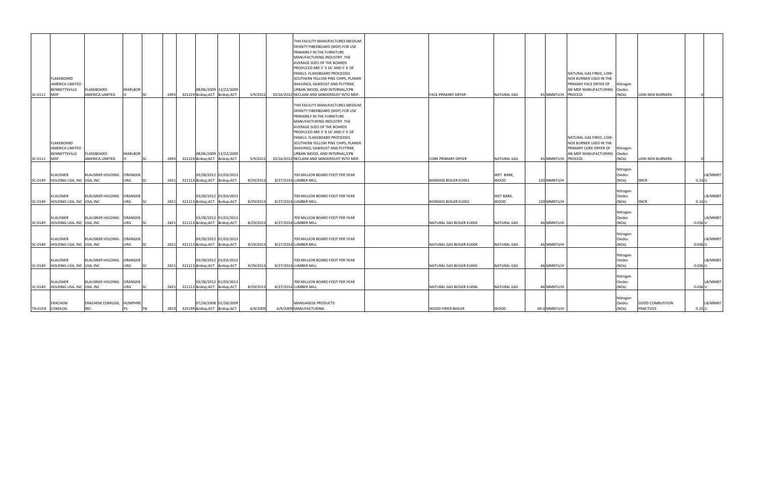| | | | | | | | | | | | | | | | | | | | | | | |
|---|---|---|---|---|---|---|---|---|---|---|---|---|---|---|---|---|---|---|---|---|---|---|
| SC-0111 | FLAKEBOARD AMERICA LIMITED - BENNETTSVILLE MDF | FLAKEBOARD AMERICA LIMITED | MARLBORO | SC | 2493 | 321219 | 08/06/2009 &nbsp;ACT | 12/22/2009 &nbsp;ACT | 5/9/2012 | 10/16/2012 | THIS FACILITY MANUFACTURES MEDIUM DENSITY FIBERBOARD (MDF) FOR USE PRIMARILY IN THE FURNITURE MANUFACTURING INDUSTRY. THE AVERAGE SIZES OF THE BOARDS PRODUCED ARE 5' X 16' AND 5' X 18' PANELS. FLAKEBOARD PROCESSES SOUTHERN YELLOW PINE CHIPS, PLANER SHAVINGS, SAWDUST AND PLYTRIM, URBAN WOOD, AND INTERNAL/CPB RECLAIM AND SANDERDUST INTO MDF. | | FACE PRIMARY DRYER | NATURAL GAS | 45 | MMBTU/H | NATURAL GAS FIRED, LOW-NOX BURNER USED IN THE PRIMARY FACE DRYER OF AN MDF MANUFACTURING PROCESS | Nitrogen Oxides (NOx) | LOW-NOX BURNERS | 0 | |
| SC-0111 | FLAKEBOARD AMERICA LIMITED - BENNETTSVILLE MDF | FLAKEBOARD AMERICA LIMITED | MARLBORO | SC | 2493 | 321219 | 08/06/2009 &nbsp;ACT | 12/22/2009 &nbsp;ACT | 5/9/2012 | 10/16/2012 | THIS FACILITY MANUFACTURES MEDIUM DENSITY FIBERBOARD (MDF) FOR USE PRIMARILY IN THE FURNITURE MANUFACTURING INDUSTRY. THE AVERAGE SIZES OF THE BOARDS PRODUCED ARE 5' X 16' AND 5' X 18' PANELS. FLAKEBOARD PROCESSES SOUTHERN YELLOW PINE CHIPS, PLANER SHAVINGS, SAWDUST AND PLYTRIM, URBAN WOOD, AND INTERNAL/CPB RECLAIM AND SANDERDUST INTO MDF. | | CORE PRIMARY DRYER | NATURAL GAS | 45 | MMBTU/H | NATURAL GAS FIRED, LOW-NOX BURNER USED IN THE PRIMARY CORE DRYER OF AN MDF MANUFACTURING PROCESS | Nitrogen Oxides (NOx) | LOW-NOX BURNERS | 0 | |
| SC-0149 | KLAUSNER HOLDING USA, INC | KLAUSNER HOLDING USA, INC | ORANGEBURG | SC | 2421 | 321113 | 03/28/2012 &nbsp;ACT | 01/03/2013 &nbsp;ACT | 8/29/2013 | 8/27/2014 | 700 MILLION BOARD FOOT PER YEAR LUMBER MILL | | BIOMASS BOILER EU001 | WET BARK, WOOD | 120 | MMBTU/H | | Nitrogen Oxides (NOx) | SNCR | 0.14 | LB/MMBTU |
| SC-0149 | KLAUSNER HOLDING USA, INC | KLAUSNER HOLDING USA, INC | ORANGEBURG | SC | 2421 | 321113 | 03/28/2012 &nbsp;ACT | 01/03/2013 &nbsp;ACT | 8/29/2013 | 8/27/2014 | 700 MILLION BOARD FOOT PER YEAR LUMBER MILL | | BIOMASS BOILER EU002 | WET BARK, WOOD | 120 | MMBTU/H | | Nitrogen Oxides (NOx) | SNCR | 0.14 | LB/MMBTU |
| SC-0149 | KLAUSNER HOLDING USA, INC | KLAUSNER HOLDING USA, INC | ORANGEBURG | SC | 2421 | 321113 | 03/28/2012 &nbsp;ACT | 01/03/2013 &nbsp;ACT | 8/29/2013 | 8/27/2014 | 700 MILLION BOARD FOOT PER YEAR LUMBER MILL | | NATURAL GAS BOILER EU003 | NATURAL GAS | 46 | MMBTU/H | | Nitrogen Oxides (NOx) | | 0.036 | LB/MMBTU |
| SC-0149 | KLAUSNER HOLDING USA, INC | KLAUSNER HOLDING USA, INC | ORANGEBURG | SC | 2421 | 321113 | 03/28/2012 &nbsp;ACT | 01/03/2013 &nbsp;ACT | 8/29/2013 | 8/27/2014 | 700 MILLION BOARD FOOT PER YEAR LUMBER MILL | | NATURAL GAS BOILER EU004 | NATURAL GAS | 46 | MMBTU/H | | Nitrogen Oxides (NOx) | | 0.036 | LB/MMBTU |
| SC-0149 | KLAUSNER HOLDING USA, INC | KLAUSNER HOLDING USA, INC | ORANGEBURG | SC | 2421 | 321113 | 03/28/2012 &nbsp;ACT | 01/03/2013 &nbsp;ACT | 8/29/2013 | 8/27/2014 | 700 MILLION BOARD FOOT PER YEAR LUMBER MILL | | NATURAL GAS BOILER EU005 | NATURAL GAS | 46 | MMBTU/H | | Nitrogen Oxides (NOx) | | 0.036 | LB/MMBTU |
| SC-0149 | KLAUSNER HOLDING USA, INC | KLAUSNER HOLDING USA, INC | ORANGEBURG | SC | 2421 | 321113 | 03/28/2012 &nbsp;ACT | 01/03/2013 &nbsp;ACT | 8/29/2013 | 8/27/2014 | 700 MILLION BOARD FOOT PER YEAR LUMBER MILL | | NATURAL GAS BOILER EU006 | NATURAL GAS | 46 | MMBTU/H | | Nitrogen Oxides (NOx) | | 0.036 | LB/MMBTU |
| TN-0159 | ERACHEM COMILOG | ERACHEM COMILOG, INC. | HUMPHREYS | TN | 2819 | 325199 | 07/24/2008 &nbsp;ACT | 01/28/2009 &nbsp;ACT | 6/4/2009 | 6/9/2009 | MANGANESE PRODUCTS MANUFACTURING | | WOOD-FIRED BOILER | WOOD | 69.3 | MMBTU/H | | Nitrogen Oxides (NOx) | GOOD COMBUSTION PRACTICES | 0.25 | LB/MMBTU |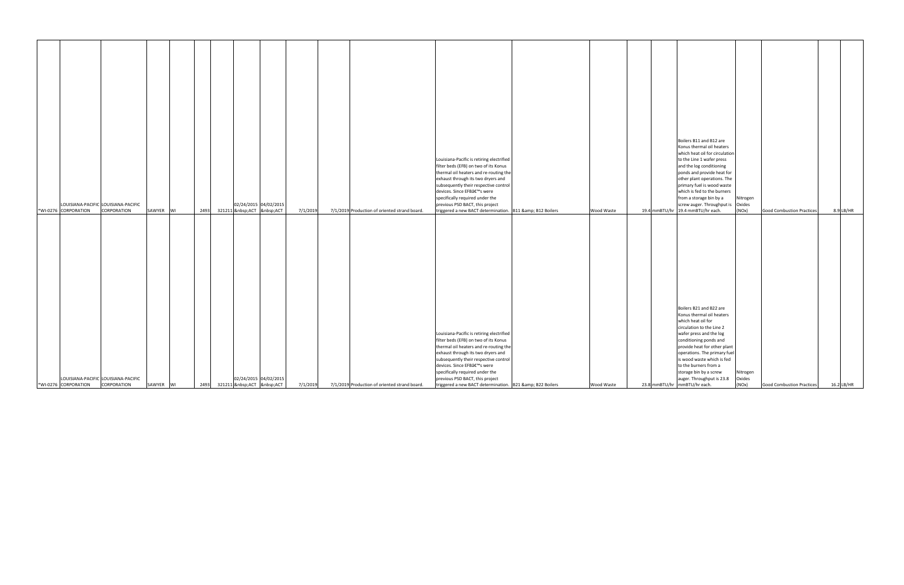| | | | | | | | | | | | | | | | | | | | | | | | | |
|---|---|---|---|---|---|---|---|---|---|---|---|---|---|---|---|---|---|---|---|---|---|---|---|---|
| *WI-0276 | LOUISIANA-PACIFIC CORPORATION | LOUISIANA-PACIFIC CORPORATION | SAWYER | WI | | 2493 | 321211 | 02/24/2015 &nbsp;ACT | 04/02/2015 &nbsp;ACT | 7/1/2019 | | 7/1/2019 | Production of oriented strand board. | Louisiana-Pacific is retiring electrified filter beds (EFB) on two of its Konus thermal oil heaters and re-routing the exhaust through its two dryers and subsequently their respective control devices. Since EFBâ€™s were specifically required under the previous PSD BACT, this project triggered a new BACT determination. | B11 &amp; B12 Boilers | | Wood Waste | | 19.4 | mmBTU/hr | Boilers B11 and B12 are Konus thermal oil heaters which heat oil for circulation to the Line 1 wafer press and the log conditioning ponds and provide heat for other plant operations. The primary fuel is wood waste which is fed to the burners from a storage bin by a screw auger. Throughput is 19.4 mmBTU/hr each. | Nitrogen Oxides (NOx) | Good Combustion Practices | | 8.9 | LB/HR |
| *WI-0276 | LOUISIANA-PACIFIC CORPORATION | LOUISIANA-PACIFIC CORPORATION | SAWYER | WI | | 2493 | 321211 | 02/24/2015 &nbsp;ACT | 04/02/2015 &nbsp;ACT | 7/1/2019 | | 7/1/2019 | Production of oriented strand board. | Louisiana-Pacific is retiring electrified filter beds (EFB) on two of its Konus thermal oil heaters and re-routing the exhaust through its two dryers and subsequently their respective control devices. Since EFBâ€™s were specifically required under the previous PSD BACT, this project triggered a new BACT determination. | B21 &amp; B22 Boilers | | Wood Waste | | 23.8 | mmBTU/hr | Boilers B21 and B22 are Konus thermal oil heaters which heat oil for circulation to the Line 2 wafer press and the log conditioning ponds and provide heat for other plant operations. The primary fuel is wood waste which is fed to the burners from a storage bin by a screw auger. Throughput is 23.8 mmBTU/hr each. | Nitrogen Oxides (NOx) | Good Combustion Practices | | 16.2 | LB/HR |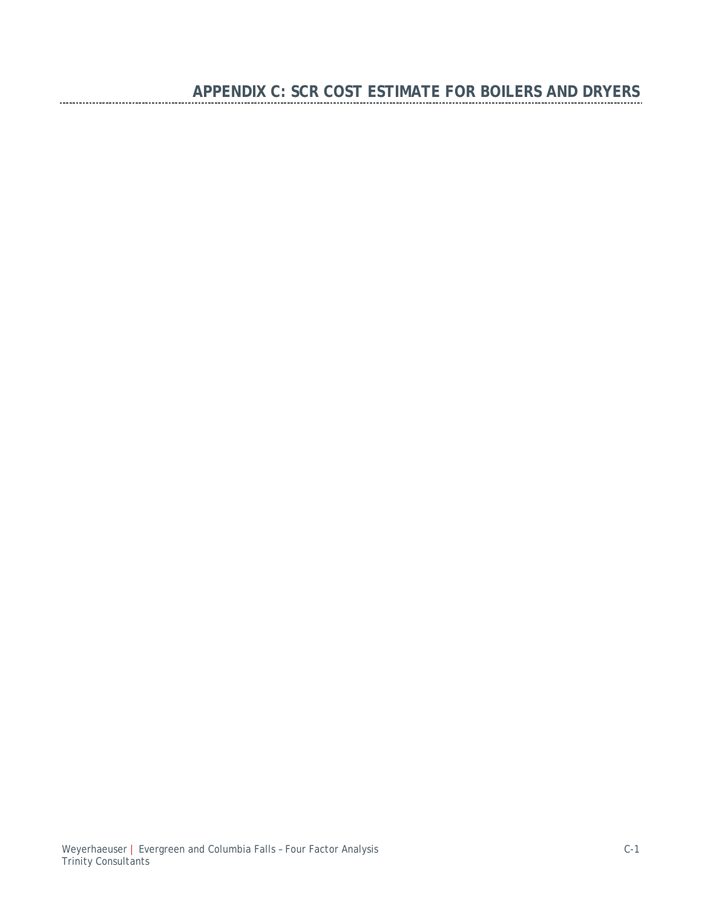# APPENDIX C: SCR COST ESTIMATE FOR BOILERS AND DRYERS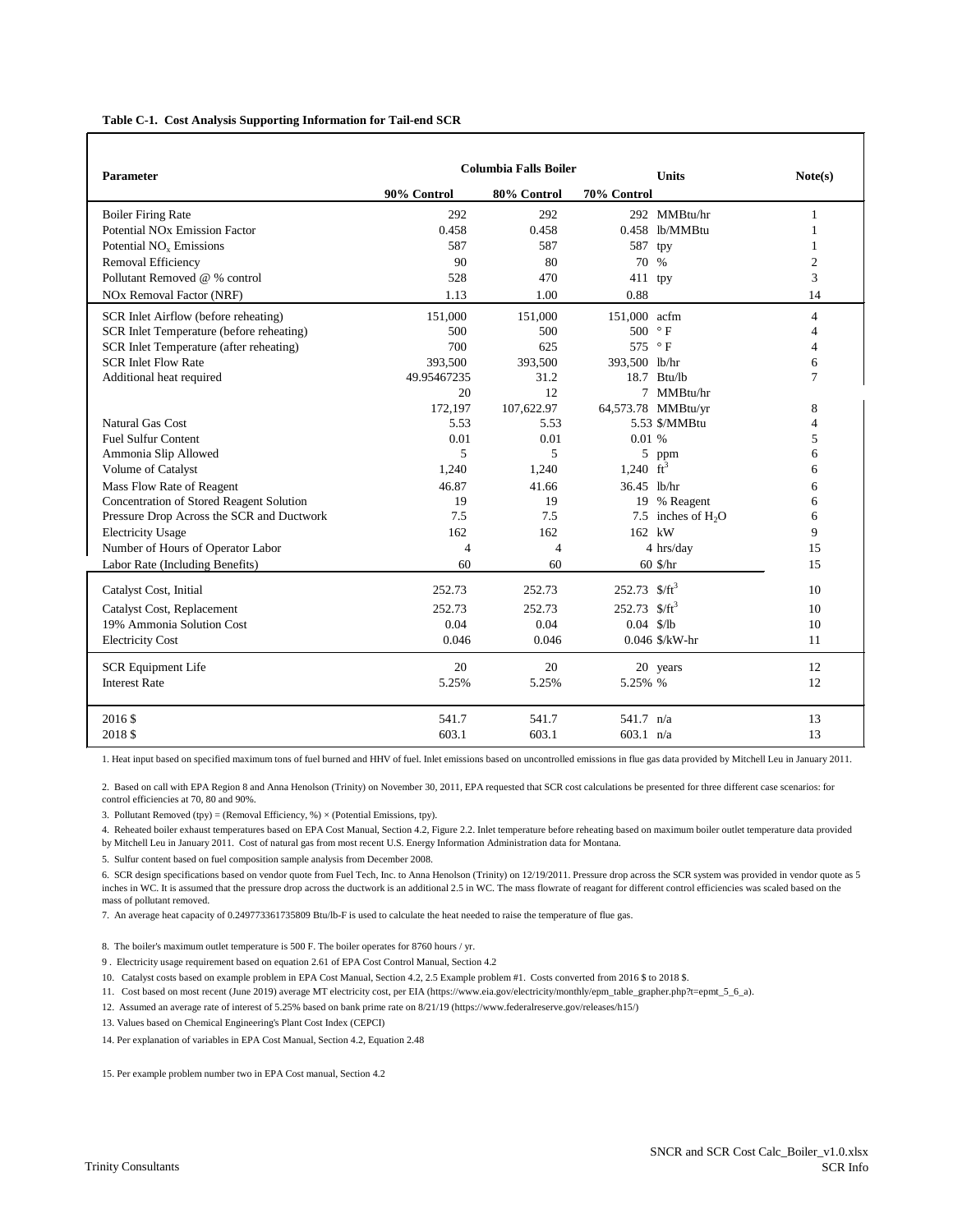**Table C-1. Cost Analysis Supporting Information for Tail-end SCR**

| Parameter | Columbia Falls Boiler | | | Units | Note(s) |
|---|---|---|---|---|---|
| | 90% Control | 80% Control | 70% Control | | |
| Boiler Firing Rate | 292 | 292 | 292 | MMBtu/hr | 1 |
| Potential NOx Emission Factor | 0.458 | 0.458 | 0.458 | lb/MMBtu | 1 |
| Potential $NO_x$ Emissions | 587 | 587 | 587 | tpy | 1 |
| Removal Efficiency | 90 | 80 | 70 | % | 2 |
| Pollutant Removed @ % control | 528 | 470 | 411 | tpy | 3 |
| NOx Removal Factor (NRF) | 1.13 | 1.00 | 0.88 | | 14 |
| SCR Inlet Airflow (before reheating) | 151,000 | 151,000 | 151,000 | acfm | 4 |
| SCR Inlet Temperature (before reheating) | 500 | 500 | 500 | °F | 4 |
| SCR Inlet Temperature (after reheating) | 700 | 625 | 575 | °F | 4 |
| SCR Inlet Flow Rate | 393,500 | 393,500 | 393,500 | lb/hr | 6 |
| Additional heat required | 49.95467235 | 31.2 | 18.7 | Btu/lb | 7 |
| | 20 | 12 | 7 | MMBtu/hr | |
| | 172,197 | 107,622.97 | 64,573.78 | MMBtu/yr | 8 |
| Natural Gas Cost | 5.53 | 5.53 | 5.53 | $/MMBtu | 4 |
| Fuel Sulfur Content | 0.01 | 0.01 | 0.01 | % | 5 |
| Ammonia Slip Allowed | 5 | 5 | 5 | ppm | 6 |
| Volume of Catalyst | 1,240 | 1,240 | 1,240 | $ft^3$ | 6 |
| Mass Flow Rate of Reagent | 46.87 | 41.66 | 36.45 | lb/hr | 6 |
| Concentration of Stored Reagent Solution | 19 | 19 | 19 | % Reagent | 6 |
| Pressure Drop Across the SCR and Ductwork | 7.5 | 7.5 | 7.5 | inches of $H_2O$ | 6 |
| Electricity Usage | 162 | 162 | 162 | kW | 9 |
| Number of Hours of Operator Labor | 4 | 4 | 4 | hrs/day | 15 |
| Labor Rate (Including Benefits) | 60 | 60 | 60 | $/hr | 15 |
| Catalyst Cost, Initial | 252.73 | 252.73 | 252.73 | $/ft^3 | 10 |
| Catalyst Cost, Replacement | 252.73 | 252.73 | 252.73 | $/ft^3 | 10 |
| 19% Ammonia Solution Cost | 0.04 | 0.04 | 0.04 | $/lb | 10 |
| Electricity Cost | 0.046 | 0.046 | 0.046 | $/kW-hr | 11 |
| SCR Equipment Life | 20 | 20 | 20 | years | 12 |
| Interest Rate | 5.25% | 5.25% | 5.25% | % | 12 |
| 2016 $ | 541.7 | 541.7 | 541.7 | n/a | 13 |
| 2018 $ | 603.1 | 603.1 | 603.1 | n/a | 13 |

1. Heat input based on specified maximum tons of fuel burned and HHV of fuel. Inlet emissions based on uncontrolled emissions in flue gas data provided by Mitchell Leu in January 2011.

2. Based on call with EPA Region 8 and Anna Henolson (Trinity) on November 30, 2011, EPA requested that SCR cost calculations be presented for three different case scenarios: for control efficiencies at 70, 80 and 90%.

3. Pollutant Removed (tpy) = (Removal Efficiency, %) × (Potential Emissions, tpy).

4. Reheated boiler exhaust temperatures based on EPA Cost Manual, Section 4.2, Figure 2.2. Inlet temperature before reheating based on maximum boiler outlet temperature data provided by Mitchell Leu in January 2011. Cost of natural gas from most recent U.S. Energy Information Administration data for Montana.

5. Sulfur content based on fuel composition sample analysis from December 2008.

6. SCR design specifications based on vendor quote from Fuel Tech, Inc. to Anna Henolson (Trinity) on 12/19/2011. Pressure drop across the SCR system was provided in vendor quote as 5 inches in WC. It is assumed that the pressure drop across the ductwork is an additional 2.5 in WC. The mass flowrate of reagent for different control efficiencies was scaled based on the mass of pollutant removed.

7. An average heat capacity of 0.249773361735809 Btu/lb-F is used to calculate the heat needed to raise the temperature of flue gas.

8. The boiler's maximum outlet temperature is 500 F. The boiler operates for 8760 hours / yr.

9 . Electricity usage requirement based on equation 2.61 of EPA Cost Control Manual, Section 4.2

10. Catalyst costs based on example problem in EPA Cost Manual, Section 4.2, 2.5 Example problem #1. Costs converted from 2016 $ to 2018 $.

11. Cost based on most recent (June 2019) average MT electricity cost, per EIA (https://www.eia.gov/electricity/monthly/epm_table_grapher.php?t=epmt_5_6_a).

12. Assumed an average rate of interest of 5.25% based on bank prime rate on 8/21/19 (https://www.federalreserve.gov/releases/h15/)

13. Values based on Chemical Engineering's Plant Cost Index (CEPCI)

14. Per explanation of variables in EPA Cost Manual, Section 4.2, Equation 2.48

15. Per example problem number two in EPA Cost manual, Section 4.2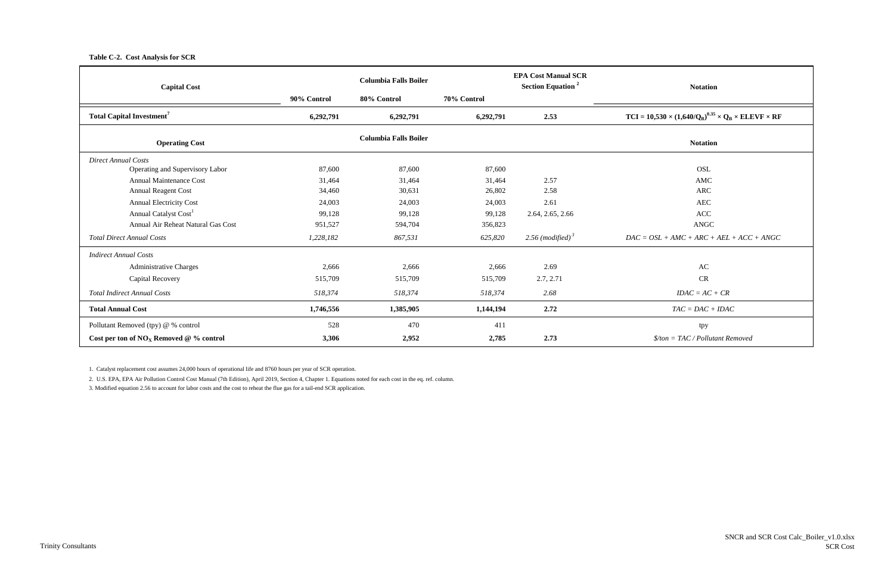**Table C-2. Cost Analysis for SCR**

| Capital Cost | Columbia Falls Boiler | | | EPA Cost Manual SCR Section Equation [2] | Notation |
|---|---|---|---|---|---|
| | 90% Control | 80% Control | 70% Control | | |
| **Total Capital Investment[7]** | **6,292,791** | **6,292,791** | **6,292,791** | **2.53** | $\mathbf{TCI = 10{,}530 \times (1{,}640/Q_B)^{0.35} \times Q_B \times ELEVF \times RF}$ |
| **Operating Cost** | **Columbia Falls Boiler** | | | | **Notation** |
| *Direct Annual Costs* | | | | | |
| Operating and Supervisory Labor | 87,600 | 87,600 | 87,600 | | OSL |
| Annual Maintenance Cost | 31,464 | 31,464 | 31,464 | 2.57 | AMC |
| Annual Reagent Cost | 34,460 | 30,631 | 26,802 | 2.58 | ARC |
| Annual Electricity Cost | 24,003 | 24,003 | 24,003 | 2.61 | AEC |
| Annual Catalyst Cost[1] | 99,128 | 99,128 | 99,128 | 2.64, 2.65, 2.66 | ACC |
| Annual Air Reheat Natural Gas Cost | 951,527 | 594,704 | 356,823 | | ANGC |
| *Total Direct Annual Costs* | *1,228,182* | *867,531* | *625,820* | *2.56 (modified)[3]* | *DAC = OSL + AMC + ARC + AEL + ACC + ANGC* |
| *Indirect Annual Costs* | | | | | |
| Administrative Charges | 2,666 | 2,666 | 2,666 | 2.69 | AC |
| Capital Recovery | 515,709 | 515,709 | 515,709 | 2.7, 2.71 | CR |
| *Total Indirect Annual Costs* | *518,374* | *518,374* | *518,374* | *2.68* | *IDAC = AC + CR* |
| **Total Annual Cost** | **1,746,556** | **1,385,905** | **1,144,194** | **2.72** | *TAC = DAC + IDAC* |
| Pollutant Removed (tpy) @ % control | 528 | 470 | 411 | | tpy |
| **Cost per ton of $NO_X$ Removed @ % control** | **3,306** | **2,952** | **2,785** | **2.73** | *$/ton = TAC / Pollutant Removed* |

1. Catalyst replacement cost assumes 24,000 hours of operational life and 8760 hours per year of SCR operation.

2. U.S. EPA, EPA Air Pollution Control Cost Manual (7th Edition), April 2019, Section 4, Chapter 1. Equations noted for each cost in the eq. ref. column.

3. Modified equation 2.56 to account for labor costs and the cost to reheat the flue gas for a tail-end SCR application.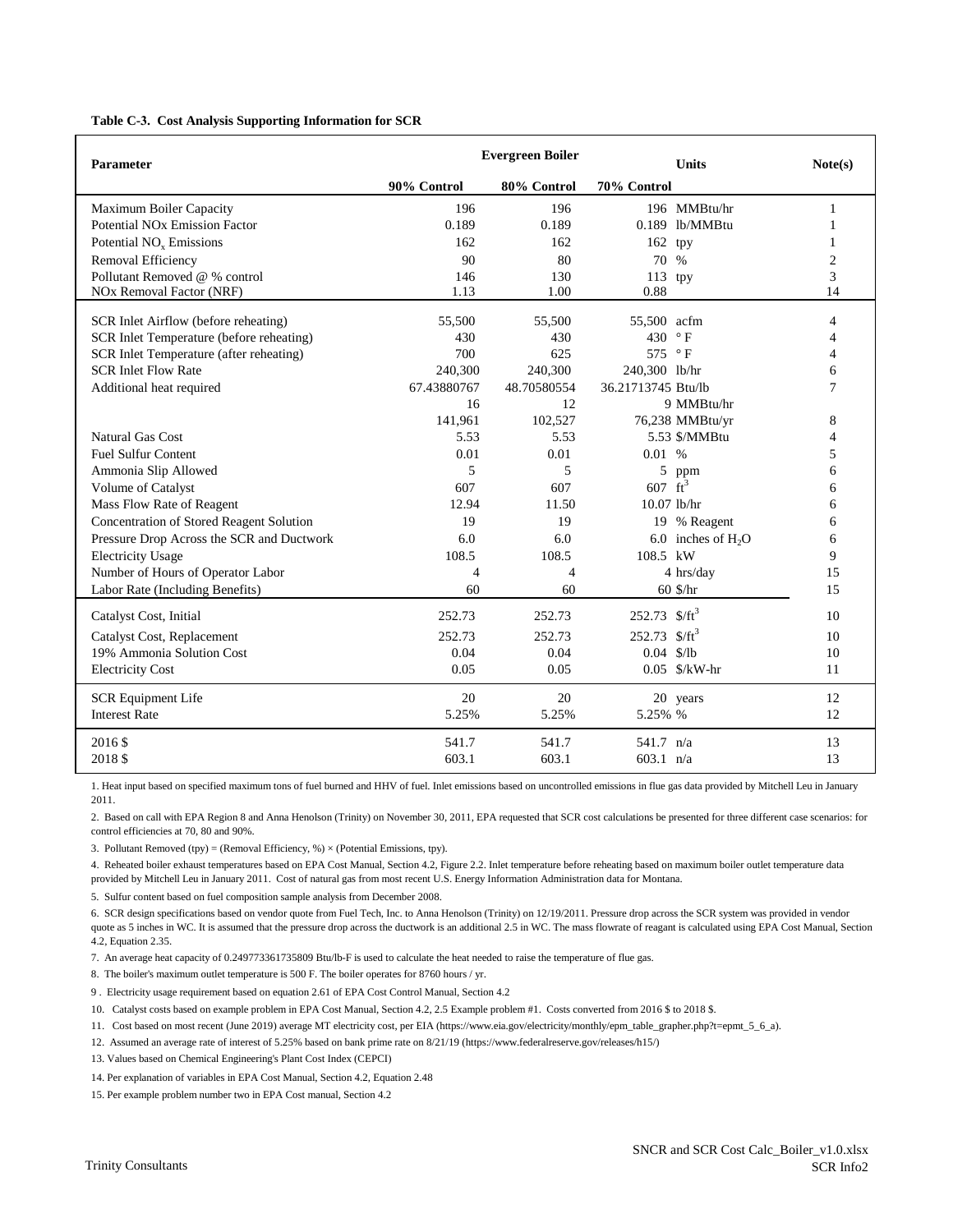**Table C-3. Cost Analysis Supporting Information for SCR**

| Parameter | Evergreen Boiler | | | Units | Note(s) |
|---|---|---|---|---|---|
| | 90% Control | 80% Control | 70% Control | | |
| Maximum Boiler Capacity | 196 | 196 | 196 | MMBtu/hr | 1 |
| Potential NOx Emission Factor | 0.189 | 0.189 | 0.189 | lb/MMBtu | 1 |
| Potential $NO_x$ Emissions | 162 | 162 | 162 | tpy | 1 |
| Removal Efficiency | 90 | 80 | 70 | % | 2 |
| Pollutant Removed @ % control | 146 | 130 | 113 | tpy | 3 |
| NOx Removal Factor (NRF) | 1.13 | 1.00 | 0.88 | | 14 |
| SCR Inlet Airflow (before reheating) | 55,500 | 55,500 | 55,500 | acfm | 4 |
| SCR Inlet Temperature (before reheating) | 430 | 430 | 430 | ° F | 4 |
| SCR Inlet Temperature (after reheating) | 700 | 625 | 575 | ° F | 4 |
| SCR Inlet Flow Rate | 240,300 | 240,300 | 240,300 | lb/hr | 6 |
| Additional heat required | 67.43880767 | 48.70580554 | 36.21713745 | Btu/lb | 7 |
| | 16 | 12 | 9 | MMBtu/hr | |
| | 141,961 | 102,527 | 76,238 | MMBtu/yr | 8 |
| Natural Gas Cost | 5.53 | 5.53 | 5.53 | $/MMBtu | 4 |
| Fuel Sulfur Content | 0.01 | 0.01 | 0.01 | % | 5 |
| Ammonia Slip Allowed | 5 | 5 | 5 | ppm | 6 |
| Volume of Catalyst | 607 | 607 | 607 | $ft^3$ | 6 |
| Mass Flow Rate of Reagent | 12.94 | 11.50 | 10.07 | lb/hr | 6 |
| Concentration of Stored Reagent Solution | 19 | 19 | 19 | % Reagent | 6 |
| Pressure Drop Across the SCR and Ductwork | 6.0 | 6.0 | 6.0 | inches of $H_2O$ | 6 |
| Electricity Usage | 108.5 | 108.5 | 108.5 | kW | 9 |
| Number of Hours of Operator Labor | 4 | 4 | 4 | hrs/day | 15 |
| Labor Rate (Including Benefits) | 60 | 60 | 60 | $/hr | 15 |
| Catalyst Cost, Initial | 252.73 | 252.73 | 252.73 | $/$ft^3$ | 10 |
| Catalyst Cost, Replacement | 252.73 | 252.73 | 252.73 | $/$ft^3$ | 10 |
| 19% Ammonia Solution Cost | 0.04 | 0.04 | 0.04 | $/lb | 10 |
| Electricity Cost | 0.05 | 0.05 | 0.05 | $/kW-hr | 11 |
| SCR Equipment Life | 20 | 20 | 20 | years | 12 |
| Interest Rate | 5.25% | 5.25% | 5.25% | % | 12 |
| 2016 $ | 541.7 | 541.7 | 541.7 | n/a | 13 |
| 2018 $ | 603.1 | 603.1 | 603.1 | n/a | 13 |

1. Heat input based on specified maximum tons of fuel burned and HHV of fuel. Inlet emissions based on uncontrolled emissions in flue gas data provided by Mitchell Leu in January 2011.

2. Based on call with EPA Region 8 and Anna Henolson (Trinity) on November 30, 2011, EPA requested that SCR cost calculations be presented for three different case scenarios: for control efficiencies at 70, 80 and 90%.

3. Pollutant Removed (tpy) = (Removal Efficiency, %) × (Potential Emissions, tpy).

4. Reheated boiler exhaust temperatures based on EPA Cost Manual, Section 4.2, Figure 2.2. Inlet temperature before reheating based on maximum boiler outlet temperature data provided by Mitchell Leu in January 2011. Cost of natural gas from most recent U.S. Energy Information Administration data for Montana.

5. Sulfur content based on fuel composition sample analysis from December 2008.

6. SCR design specifications based on vendor quote from Fuel Tech, Inc. to Anna Henolson (Trinity) on 12/19/2011. Pressure drop across the SCR system was provided in vendor quote as 5 inches in WC. It is assumed that the pressure drop across the ductwork is an additional 2.5 in WC. The mass flowrate of reagent is calculated using EPA Cost Manual, Section 4.2, Equation 2.35.

7. An average heat capacity of 0.249773361735809 Btu/lb-F is used to calculate the heat needed to raise the temperature of flue gas.

8. The boiler's maximum outlet temperature is 500 F. The boiler operates for 8760 hours / yr.

9 . Electricity usage requirement based on equation 2.61 of EPA Cost Control Manual, Section 4.2

10. Catalyst costs based on example problem in EPA Cost Manual, Section 4.2, 2.5 Example problem #1. Costs converted from 2016 $ to 2018 $.

11. Cost based on most recent (June 2019) average MT electricity cost, per EIA (https://www.eia.gov/electricity/monthly/epm_table_grapher.php?t=epmt_5_6_a).

12. Assumed an average rate of interest of 5.25% based on bank prime rate on 8/21/19 (https://www.federalreserve.gov/releases/h15/)

13. Values based on Chemical Engineering's Plant Cost Index (CEPCI)

14. Per explanation of variables in EPA Cost Manual, Section 4.2, Equation 2.48

15. Per example problem number two in EPA Cost manual, Section 4.2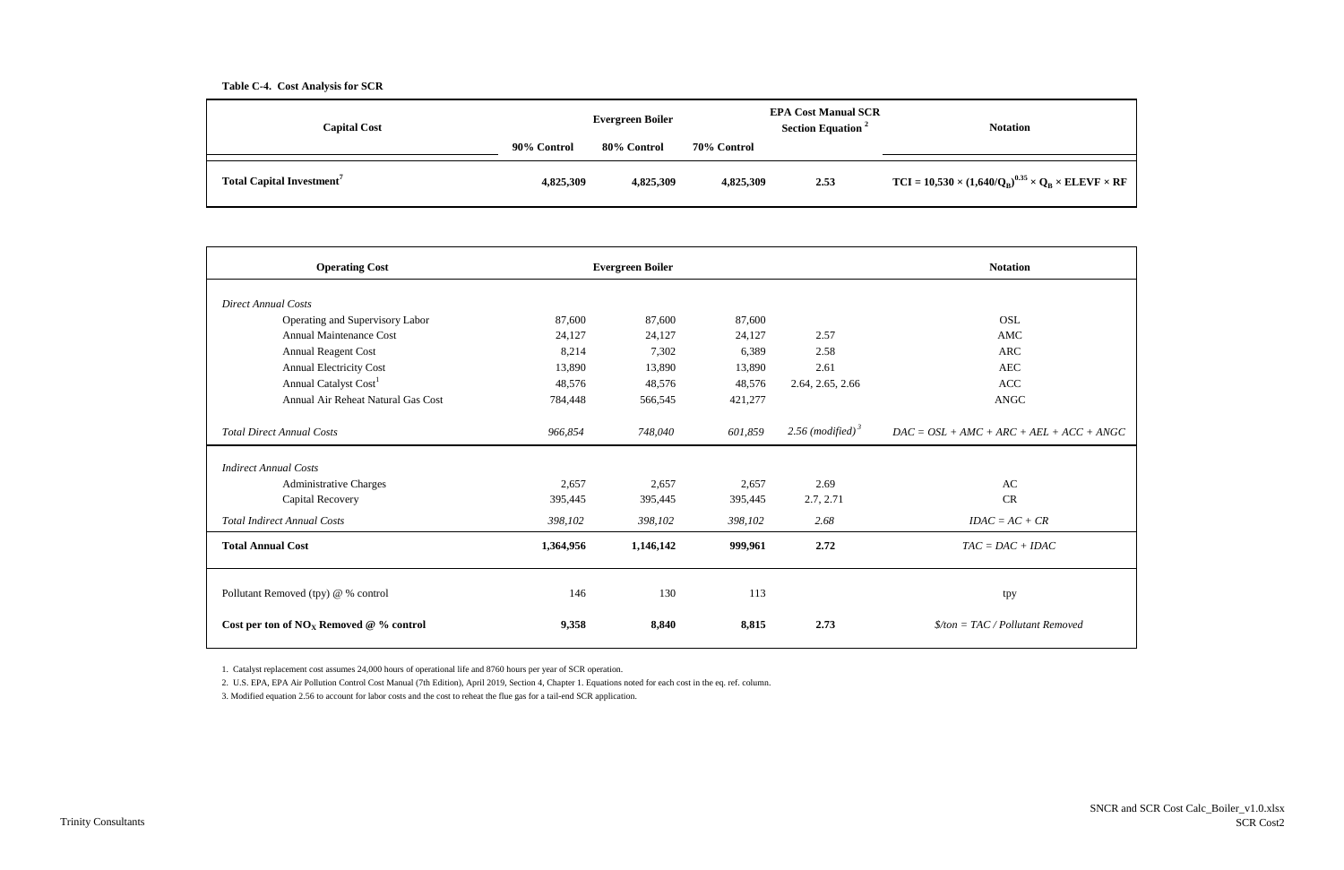**Table C-4. Cost Analysis for SCR**

| Capital Cost | Evergreen Boiler | | | EPA Cost Manual SCR Section Equation [2] | Notation |
|---|---|---|---|---|---|
| | 90% Control | 80% Control | 70% Control | | |
| **Total Capital Investment**[7] | **4,825,309** | **4,825,309** | **4,825,309** | **2.53** | $TCI = 10{,}530 \times (1{,}640/Q_B)^{0.35} \times Q_B \times ELEVF \times RF$ |

| Operating Cost | Evergreen Boiler | | | | Notation |
|---|---|---|---|---|---|
| *Direct Annual Costs* | | | | | |
| Operating and Supervisory Labor | 87,600 | 87,600 | 87,600 | | OSL |
| Annual Maintenance Cost | 24,127 | 24,127 | 24,127 | 2.57 | AMC |
| Annual Reagent Cost | 8,214 | 7,302 | 6,389 | 2.58 | ARC |
| Annual Electricity Cost | 13,890 | 13,890 | 13,890 | 2.61 | AEC |
| Annual Catalyst Cost[1] | 48,576 | 48,576 | 48,576 | 2.64, 2.65, 2.66 | ACC |
| Annual Air Reheat Natural Gas Cost | 784,448 | 566,545 | 421,277 | | ANGC |
| *Total Direct Annual Costs* | *966,854* | *748,040* | *601,859* | *2.56 (modified)*[3] | *DAC = OSL + AMC + ARC + AEL + ACC + ANGC* |
| *Indirect Annual Costs* | | | | | |
| Administrative Charges | 2,657 | 2,657 | 2,657 | 2.69 | AC |
| Capital Recovery | 395,445 | 395,445 | 395,445 | 2.7, 2.71 | CR |
| *Total Indirect Annual Costs* | *398,102* | *398,102* | *398,102* | *2.68* | *IDAC = AC + CR* |
| **Total Annual Cost** | **1,364,956** | **1,146,142** | **999,961** | **2.72** | *TAC = DAC + IDAC* |
| Pollutant Removed (tpy) @ % control | 146 | 130 | 113 | | tpy |
| **Cost per ton of $NO_X$ Removed @ % control** | **9,358** | **8,840** | **8,815** | **2.73** | *$/ton = TAC / Pollutant Removed* |

1. Catalyst replacement cost assumes 24,000 hours of operational life and 8760 hours per year of SCR operation.
2. U.S. EPA, EPA Air Pollution Control Cost Manual (7th Edition), April 2019, Section 4, Chapter 1. Equations noted for each cost in the eq. ref. column.
3. Modified equation 2.56 to account for labor costs and the cost to reheat the flue gas for a tail-end SCR application.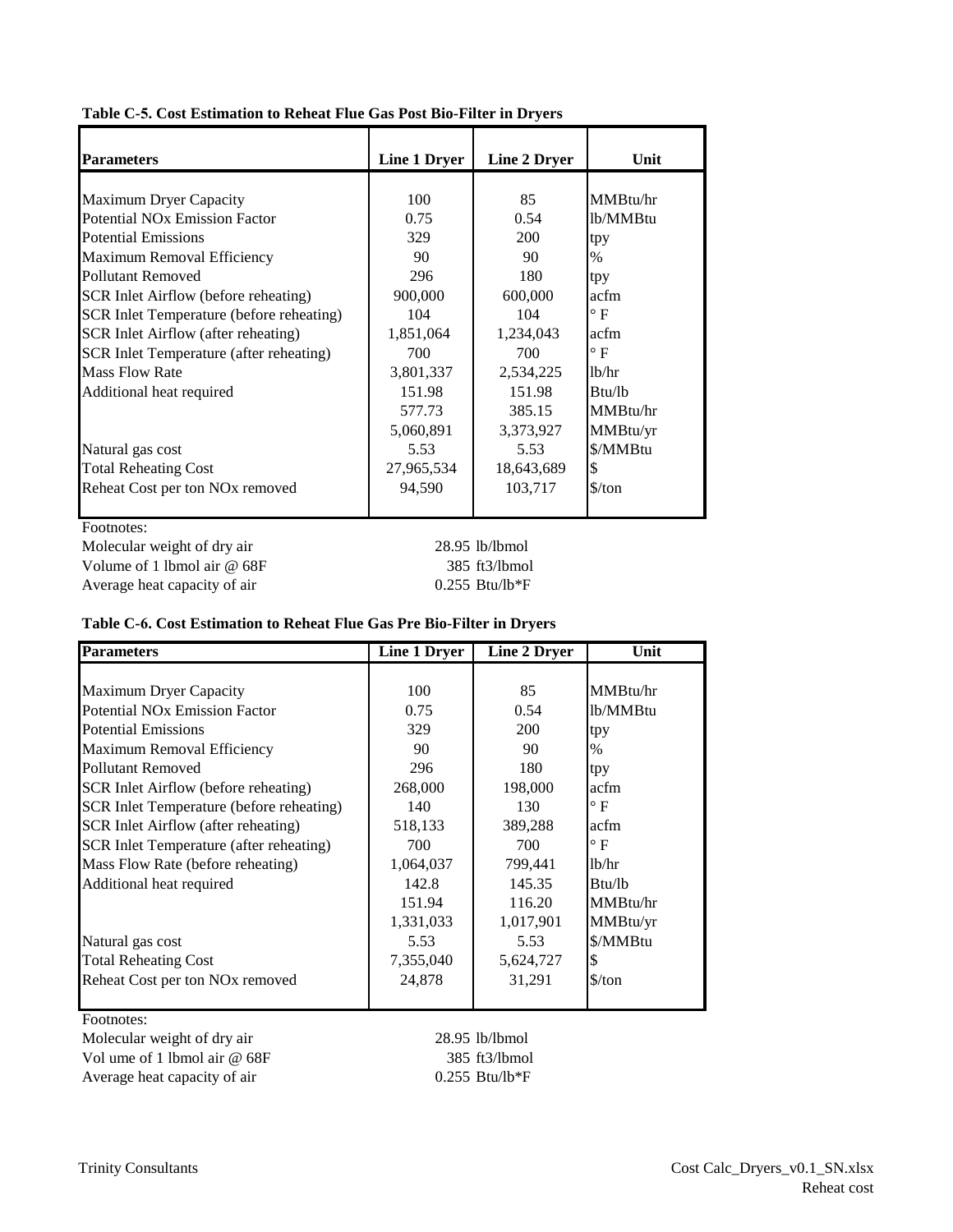**Table C-5. Cost Estimation to Reheat Flue Gas Post Bio-Filter in Dryers**

| Parameters | Line 1 Dryer | Line 2 Dryer | Unit |
|---|---|---|---|
| Maximum Dryer Capacity | 100 | 85 | MMBtu/hr |
| Potential NOx Emission Factor | 0.75 | 0.54 | lb/MMBtu |
| Potential Emissions | 329 | 200 | tpy |
| Maximum Removal Efficiency | 90 | 90 | % |
| Pollutant Removed | 296 | 180 | tpy |
| SCR Inlet Airflow (before reheating) | 900,000 | 600,000 | acfm |
| SCR Inlet Temperature (before reheating) | 104 | 104 | ° F |
| SCR Inlet Airflow (after reheating) | 1,851,064 | 1,234,043 | acfm |
| SCR Inlet Temperature (after reheating) | 700 | 700 | ° F |
| Mass Flow Rate | 3,801,337 | 2,534,225 | lb/hr |
| Additional heat required | 151.98 | 151.98 | Btu/lb |
| | 577.73 | 385.15 | MMBtu/hr |
| | 5,060,891 | 3,373,927 | MMBtu/yr |
| Natural gas cost | 5.53 | 5.53 | $/MMBtu |
| Total Reheating Cost | 27,965,534 | 18,643,689 | $ |
| Reheat Cost per ton NOx removed | 94,590 | 103,717 | $/ton |

Footnotes:

| | |
|---|---|
| Molecular weight of dry air | 28.95 lb/lbmol |
| Volume of 1 lbmol air @ 68F | 385 ft3/lbmol |
| Average heat capacity of air | 0.255 Btu/lb*F |

**Table C-6. Cost Estimation to Reheat Flue Gas Pre Bio-Filter in Dryers**

| Parameters | Line 1 Dryer | Line 2 Dryer | Unit |
|---|---|---|---|
| Maximum Dryer Capacity | 100 | 85 | MMBtu/hr |
| Potential NOx Emission Factor | 0.75 | 0.54 | lb/MMBtu |
| Potential Emissions | 329 | 200 | tpy |
| Maximum Removal Efficiency | 90 | 90 | % |
| Pollutant Removed | 296 | 180 | tpy |
| SCR Inlet Airflow (before reheating) | 268,000 | 198,000 | acfm |
| SCR Inlet Temperature (before reheating) | 140 | 130 | ° F |
| SCR Inlet Airflow (after reheating) | 518,133 | 389,288 | acfm |
| SCR Inlet Temperature (after reheating) | 700 | 700 | ° F |
| Mass Flow Rate (before reheating) | 1,064,037 | 799,441 | lb/hr |
| Additional heat required | 142.8 | 145.35 | Btu/lb |
| | 151.94 | 116.20 | MMBtu/hr |
| | 1,331,033 | 1,017,901 | MMBtu/yr |
| Natural gas cost | 5.53 | 5.53 | $/MMBtu |
| Total Reheating Cost | 7,355,040 | 5,624,727 | $ |
| Reheat Cost per ton NOx removed | 24,878 | 31,291 | $/ton |

Footnotes:

| | |
|---|---|
| Molecular weight of dry air | 28.95 lb/lbmol |
| Vol ume of 1 lbmol air @ 68F | 385 ft3/lbmol |
| Average heat capacity of air | 0.255 Btu/lb*F |

Trinity Consultants

Cost Calc_Dryers_v0.1_SN.xlsx
Reheat cost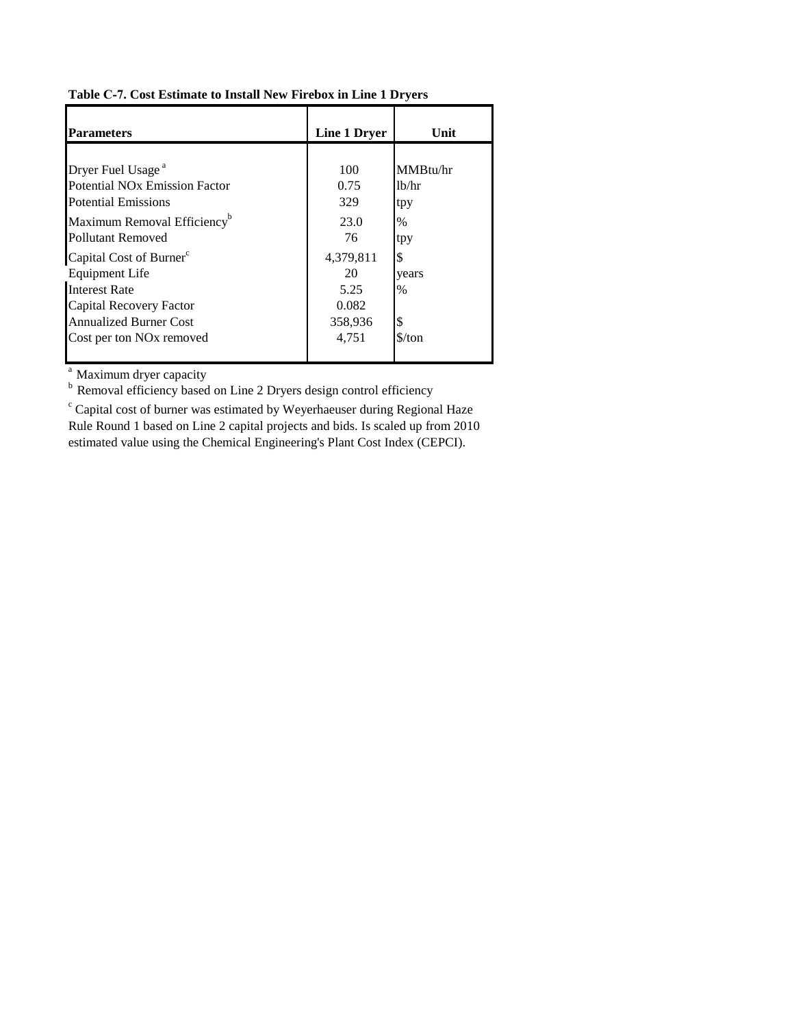**Table C-7. Cost Estimate to Install New Firebox in Line 1 Dryers**

| Parameters | Line 1 Dryer | Unit |
|---|---|---|
| Dryer Fuel Usage [a] | 100 | MMBtu/hr |
| Potential NOx Emission Factor | 0.75 | lb/hr |
| Potential Emissions | 329 | tpy |
| Maximum Removal Efficiency [b] | 23.0 | % |
| Pollutant Removed | 76 | tpy |
| Capital Cost of Burner [c] | 4,379,811 | $ |
| Equipment Life | 20 | years |
| Interest Rate | 5.25 | % |
| Capital Recovery Factor | 0.082 | |
| Annualized Burner Cost | 358,936 | $ |
| Cost per ton NOx removed | 4,751 | $/ton |

[a] Maximum dryer capacity

[b] Removal efficiency based on Line 2 Dryers design control efficiency

[c] Capital cost of burner was estimated by Weyerhaeuser during Regional Haze Rule Round 1 based on Line 2 capital projects and bids. Is scaled up from 2010 estimated value using the Chemical Engineering's Plant Cost Index (CEPCI).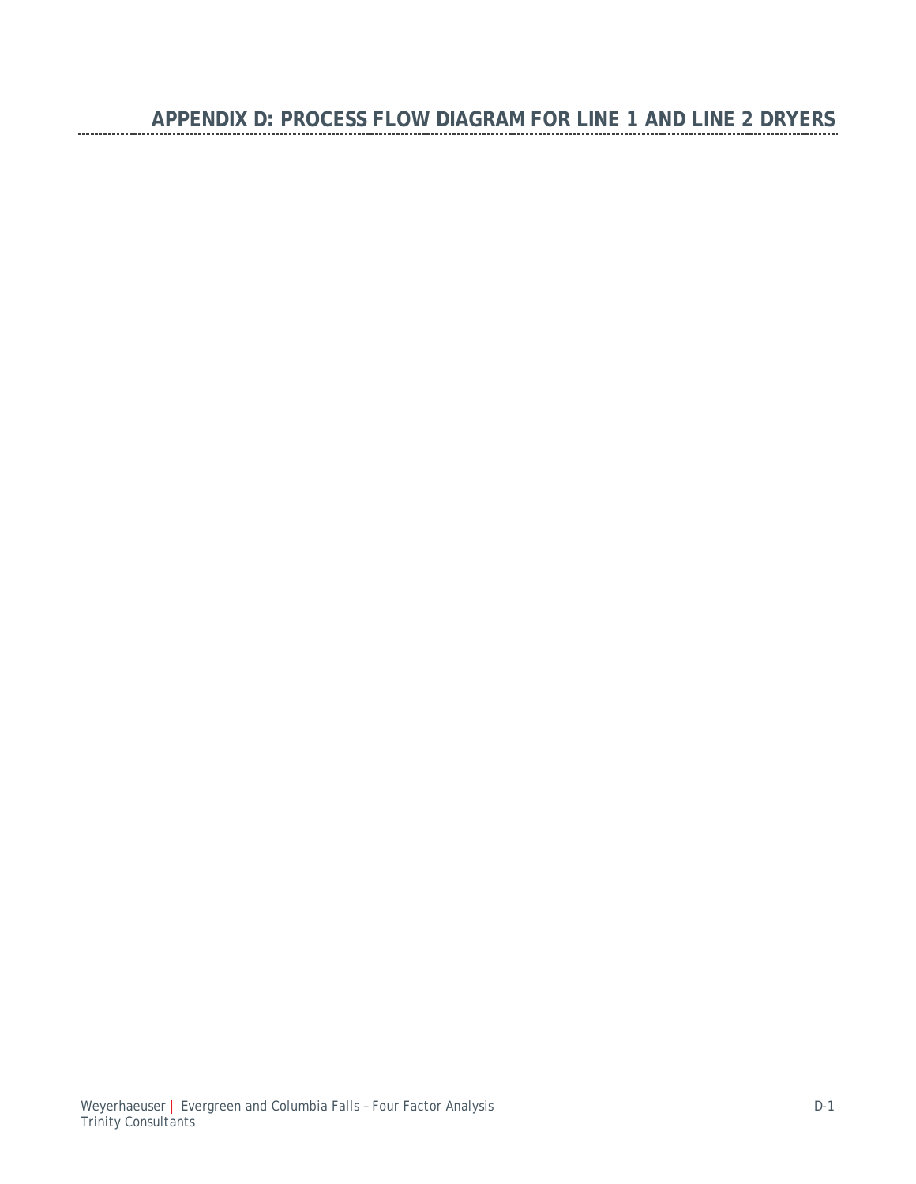# APPENDIX D: PROCESS FLOW DIAGRAM FOR LINE 1 AND LINE 2 DRYERS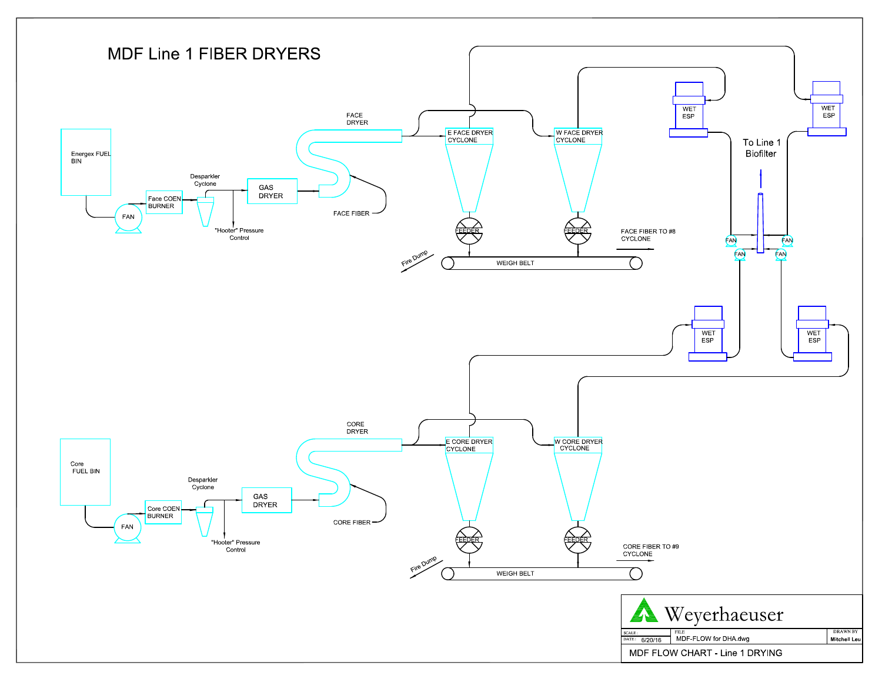# MDF Line 1 FIBER DRYERS

Energex FUEL BIN

FAN

Face COEN BURNER

Desparkler Cyclone

"Hooter" Pressure Control

GAS DRYER

FACE DRYER

FACE FIBER

E FACE DRYER CYCLONE

W FACE DRYER CYCLONE

FEEDER

FEEDER

Fire Dump

WEIGH BELT

FACE FIBER TO #8 CYCLONE

WET ESP

WET ESP

To Line 1 Biofilter

FAN

FAN

FAN

FAN

WET ESP

WET ESP

Core FUEL BIN

FAN

Core COEN BURNER

Desparkler Cyclone

"Hooter" Pressure Control

GAS DRYER

CORE DRYER

CORE FIBER

E CORE DRYER CYCLONE

W CORE DRYER CYCLONE

FEEDER

FEEDER

Fire Dump

WEIGH BELT

CORE FIBER TO #9 CYCLONE

Weyerhaeuser

SCALE:

DATE: 6/20/16

FILE: MDF-FLOW for DHA.dwg

DRAWN BY: Mitchell Leu

MDF FLOW CHART - Line 1 DRYING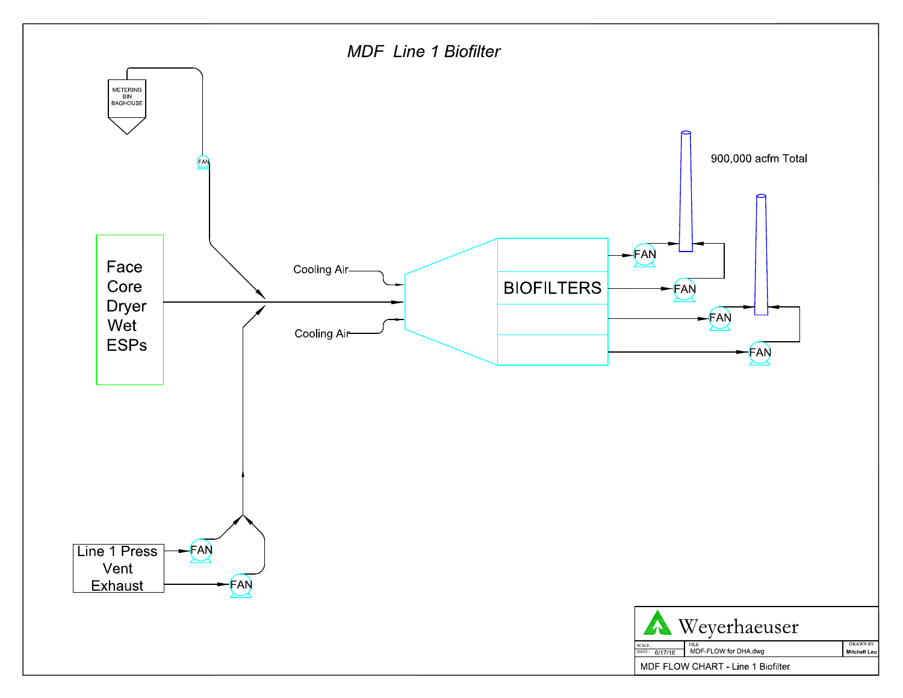# MDF Line 1 Biofilter

METERING BIN BAGHOUSE

FAN

Face Core Dryer Wet ESPs

Cooling Air

Cooling Air

BIOFILTERS

FAN

FAN

FAN

FAN

900,000 acfm Total

Line 1 Press Vent Exhaust

FAN

FAN

Weyerhaeuser

| SCALE: | FILE | DRAWN BY |
|---|---|---|
| DATE: 6/17/16 | MDF-FLOW for DHA.dwg | Mitchell Leu |

MDF FLOW CHART - Line 1 Biofilter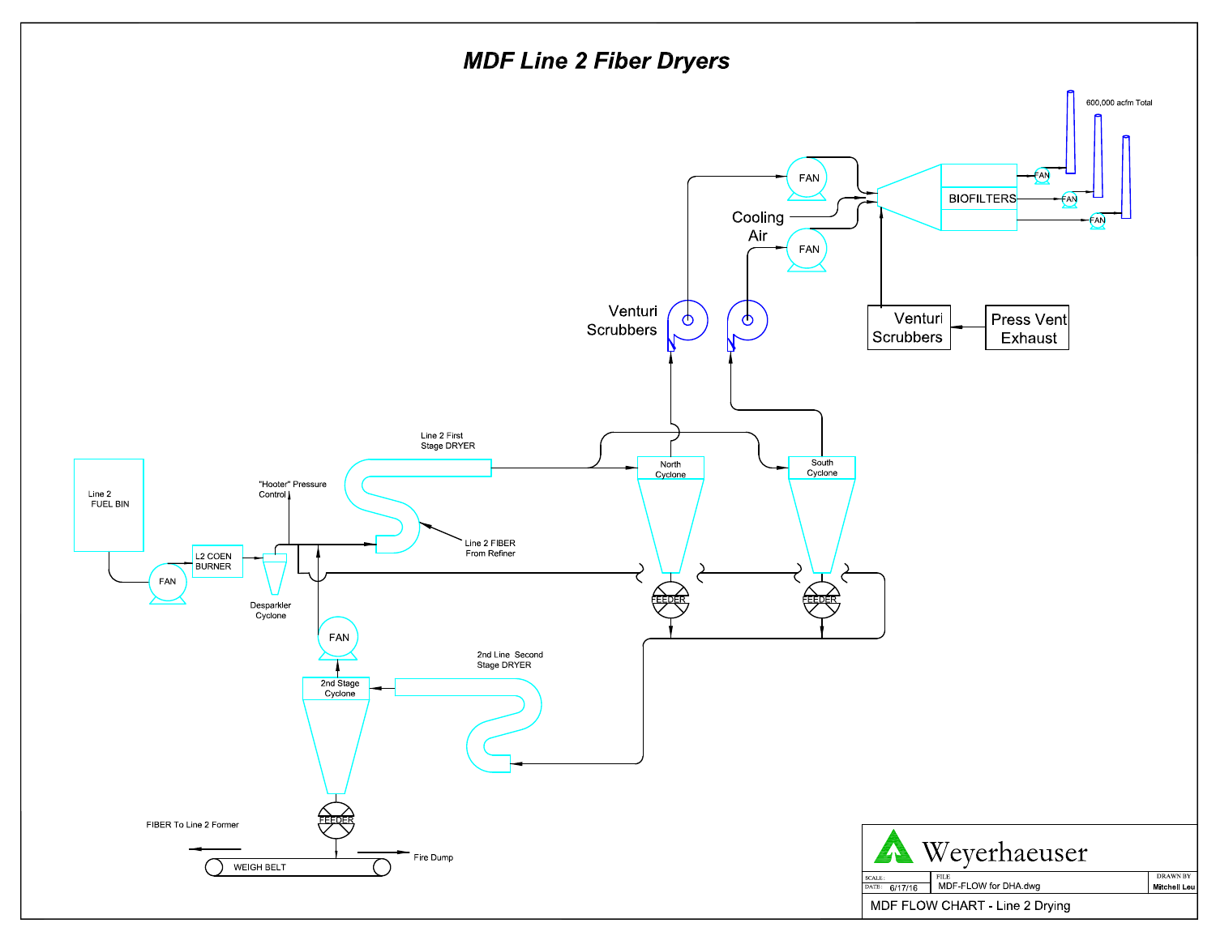# MDF Line 2 Fiber Dryers

600,000 acfm Total

FAN

FAN

FAN

FAN

BIOFILTERS

Cooling Air

FAN

Venturi Scrubbers

Venturi Scrubbers

Press Vent Exhaust

Line 2 First Stage DRYER

North Cyclone

South Cyclone

Line 2 FUEL BIN

"Hooter" Pressure Control

Line 2 FIBER From Refiner

FAN

L2 COEN BURNER

Desparkler Cyclone

FEEDER

FEEDER

FAN

2nd Line Second Stage DRYER

2nd Stage Cyclone

FEEDER

FIBER To Line 2 Former

WEIGH BELT

Fire Dump

Weyerhaeuser

SCALE:

DATE: 6/17/16

FILE: MDF-FLOW for DHA.dwg

DRAWN BY: Mitchell Leu

MDF FLOW CHART - Line 2 Drying